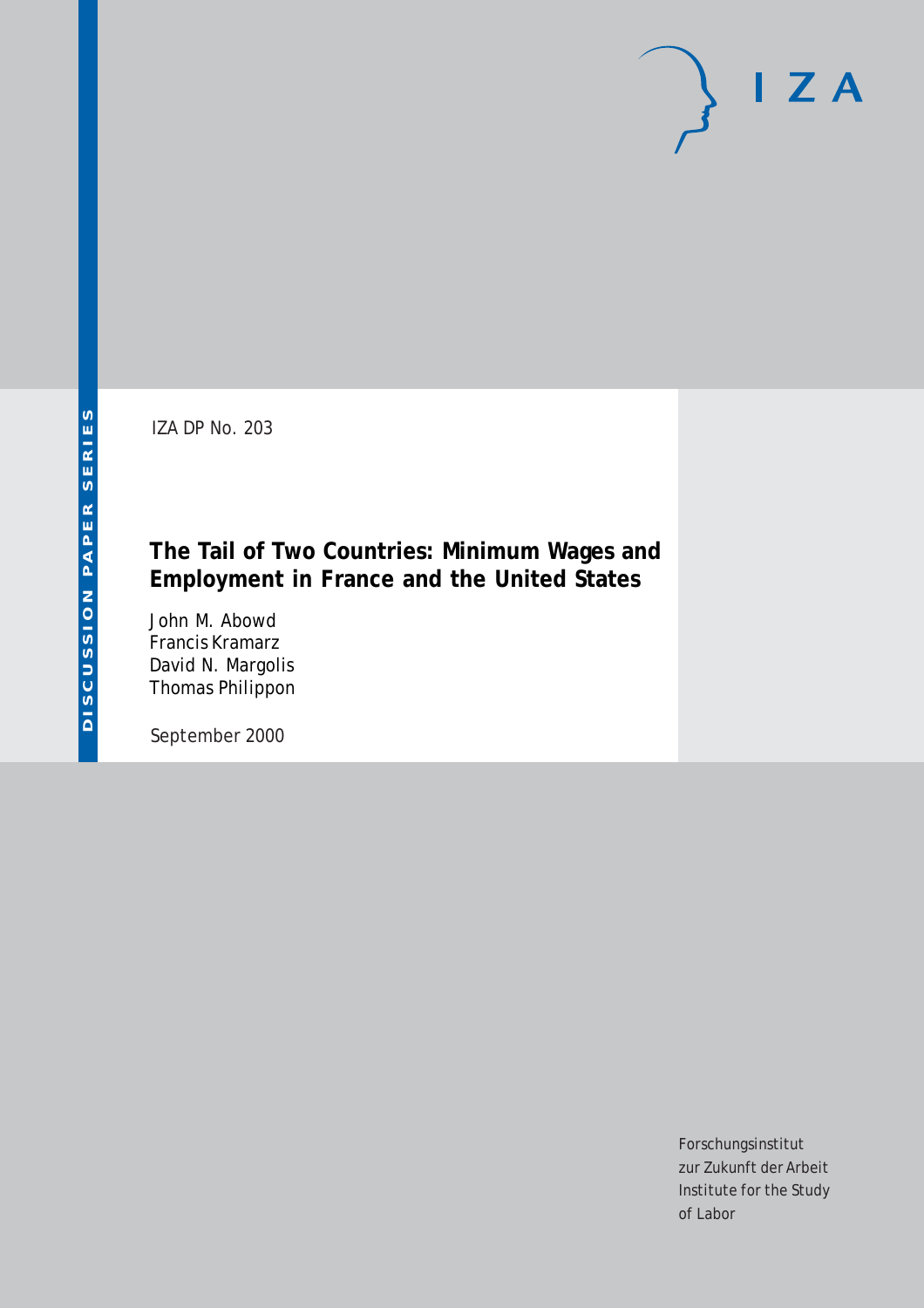IZA DP No. 203

# The Tail of Two Countries: Minimum Wages and Employment in France and the United States

John M. Abowd
Francis Kramarz
David N. Margolis
Thomas Philippon

September 2000

Forschungsinstitut
zur Zukunft der Arbeit
Institute for the Study
of Labor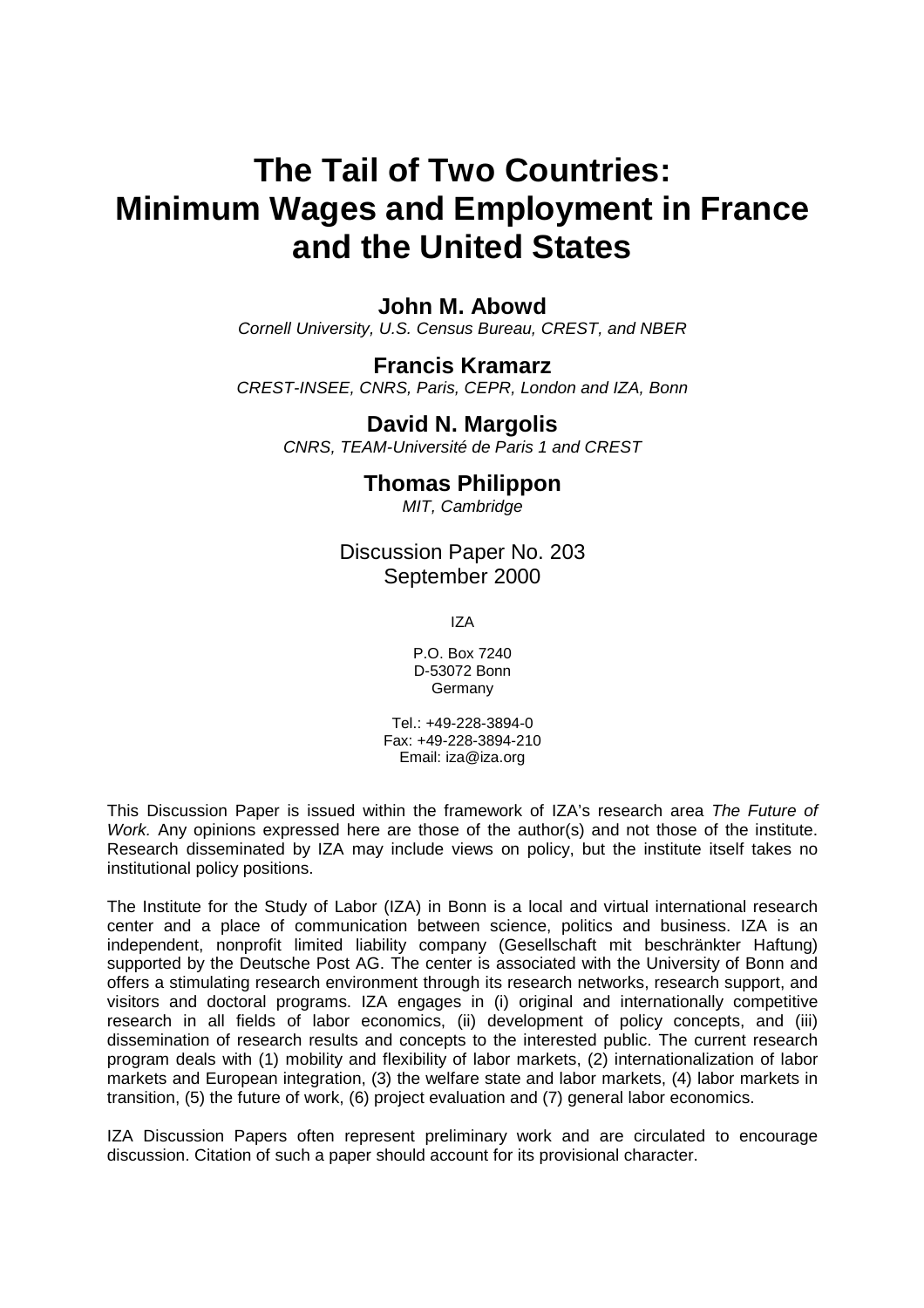# The Tail of Two Countries: Minimum Wages and Employment in France and the United States

**John M. Abowd**
*Cornell University, U.S. Census Bureau, CREST, and NBER*

**Francis Kramarz**
*CREST-INSEE, CNRS, Paris, CEPR, London and IZA, Bonn*

**David N. Margolis**
*CNRS, TEAM-Université de Paris 1 and CREST*

**Thomas Philippon**
*MIT, Cambridge*

Discussion Paper No. 203
September 2000

IZA

P.O. Box 7240
D-53072 Bonn
Germany

Tel.: +49-228-3894-0
Fax: +49-228-3894-210
Email: iza@iza.org

This Discussion Paper is issued within the framework of IZA's research area *The Future of Work.* Any opinions expressed here are those of the author(s) and not those of the institute. Research disseminated by IZA may include views on policy, but the institute itself takes no institutional policy positions.

The Institute for the Study of Labor (IZA) in Bonn is a local and virtual international research center and a place of communication between science, politics and business. IZA is an independent, nonprofit limited liability company (Gesellschaft mit beschränkter Haftung) supported by the Deutsche Post AG. The center is associated with the University of Bonn and offers a stimulating research environment through its research networks, research support, and visitors and doctoral programs. IZA engages in (i) original and internationally competitive research in all fields of labor economics, (ii) development of policy concepts, and (iii) dissemination of research results and concepts to the interested public. The current research program deals with (1) mobility and flexibility of labor markets, (2) internationalization of labor markets and European integration, (3) the welfare state and labor markets, (4) labor markets in transition, (5) the future of work, (6) project evaluation and (7) general labor economics.

IZA Discussion Papers often represent preliminary work and are circulated to encourage discussion. Citation of such a paper should account for its provisional character.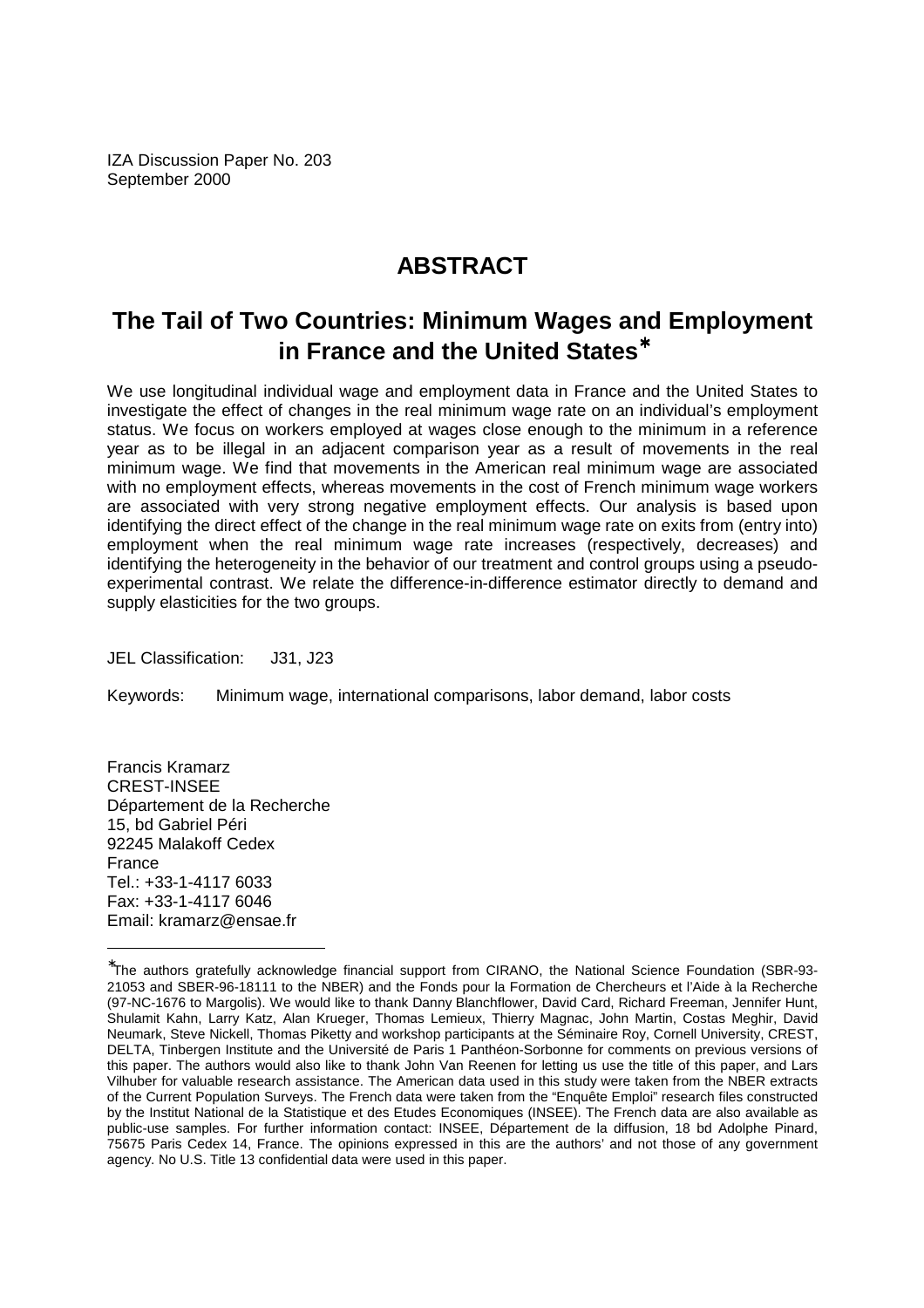IZA Discussion Paper No. 203
September 2000

# ABSTRACT

## The Tail of Two Countries: Minimum Wages and Employment in France and the United States*

We use longitudinal individual wage and employment data in France and the United States to investigate the effect of changes in the real minimum wage rate on an individual's employment status. We focus on workers employed at wages close enough to the minimum in a reference year as to be illegal in an adjacent comparison year as a result of movements in the real minimum wage. We find that movements in the American real minimum wage are associated with no employment effects, whereas movements in the cost of French minimum wage workers are associated with very strong negative employment effects. Our analysis is based upon identifying the direct effect of the change in the real minimum wage rate on exits from (entry into) employment when the real minimum wage rate increases (respectively, decreases) and identifying the heterogeneity in the behavior of our treatment and control groups using a pseudo-experimental contrast. We relate the difference-in-difference estimator directly to demand and supply elasticities for the two groups.

JEL Classification: J31, J23

Keywords: Minimum wage, international comparisons, labor demand, labor costs

Francis Kramarz
CREST-INSEE
Département de la Recherche
15, bd Gabriel Péri
92245 Malakoff Cedex
France
Tel.: +33-1-4117 6033
Fax: +33-1-4117 6046
Email: kramarz@ensae.fr

---

*The authors gratefully acknowledge financial support from CIRANO, the National Science Foundation (SBR-93-21053 and SBER-96-18111 to the NBER) and the Fonds pour la Formation de Chercheurs et l'Aide à la Recherche (97-NC-1676 to Margolis). We would like to thank Danny Blanchflower, David Card, Richard Freeman, Jennifer Hunt, Shulamit Kahn, Larry Katz, Alan Krueger, Thomas Lemieux, Thierry Magnac, John Martin, Costas Meghir, David Neumark, Steve Nickell, Thomas Piketty and workshop participants at the Séminaire Roy, Cornell University, CREST, DELTA, Tinbergen Institute and the Université de Paris 1 Panthéon-Sorbonne for comments on previous versions of this paper. The authors would also like to thank John Van Reenen for letting us use the title of this paper, and Lars Vilhuber for valuable research assistance. The American data used in this study were taken from the NBER extracts of the Current Population Surveys. The French data were taken from the "Enquête Emploi" research files constructed by the Institut National de la Statistique et des Etudes Economiques (INSEE). The French data are also available as public-use samples. For further information contact: INSEE, Département de la diffusion, 18 bd Adolphe Pinard, 75675 Paris Cedex 14, France. The opinions expressed in this are the authors' and not those of any government agency. No U.S. Title 13 confidential data were used in this paper.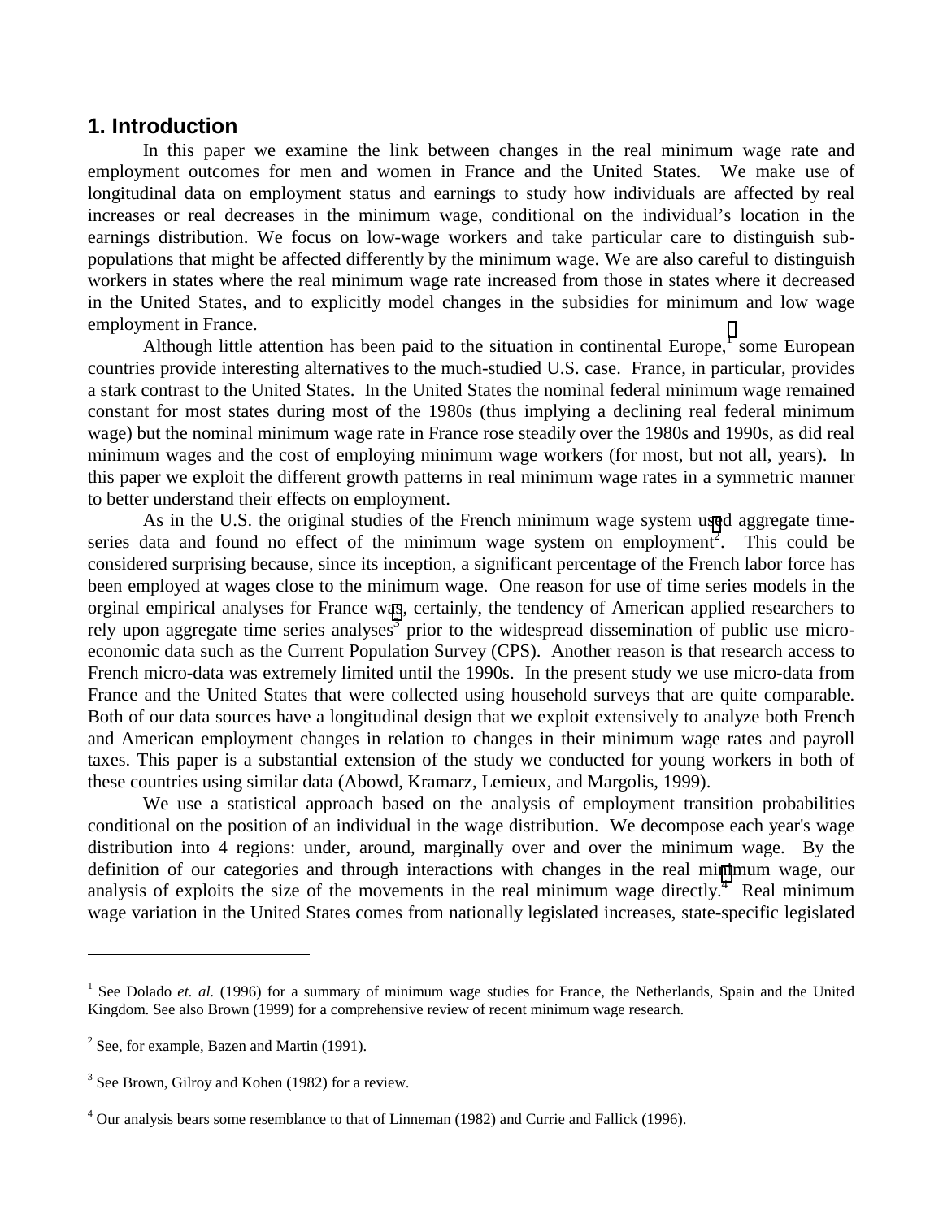## 1. Introduction

In this paper we examine the link between changes in the real minimum wage rate and employment outcomes for men and women in France and the United States. We make use of longitudinal data on employment status and earnings to study how individuals are affected by real increases or real decreases in the minimum wage, conditional on the individual's location in the earnings distribution. We focus on low-wage workers and take particular care to distinguish sub-populations that might be affected differently by the minimum wage. We are also careful to distinguish workers in states where the real minimum wage rate increased from those in states where it decreased in the United States, and to explicitly model changes in the subsidies for minimum and low wage employment in France.

Although little attention has been paid to the situation in continental Europe,[1] some European countries provide interesting alternatives to the much-studied U.S. case. France, in particular, provides a stark contrast to the United States. In the United States the nominal federal minimum wage remained constant for most states during most of the 1980s (thus implying a declining real federal minimum wage) but the nominal minimum wage rate in France rose steadily over the 1980s and 1990s, as did real minimum wages and the cost of employing minimum wage workers (for most, but not all, years). In this paper we exploit the different growth patterns in real minimum wage rates in a symmetric manner to better understand their effects on employment.

As in the U.S. the original studies of the French minimum wage system used aggregate time-series data and found no effect of the minimum wage system on employment[2]. This could be considered surprising because, since its inception, a significant percentage of the French labor force has been employed at wages close to the minimum wage. One reason for use of time series models in the orginal empirical analyses for France was, certainly, the tendency of American applied researchers to rely upon aggregate time series analyses[3] prior to the widespread dissemination of public use micro-economic data such as the Current Population Survey (CPS). Another reason is that research access to French micro-data was extremely limited until the 1990s. In the present study we use micro-data from France and the United States that were collected using household surveys that are quite comparable. Both of our data sources have a longitudinal design that we exploit extensively to analyze both French and American employment changes in relation to changes in their minimum wage rates and payroll taxes. This paper is a substantial extension of the study we conducted for young workers in both of these countries using similar data (Abowd, Kramarz, Lemieux, and Margolis, 1999).

We use a statistical approach based on the analysis of employment transition probabilities conditional on the position of an individual in the wage distribution. We decompose each year's wage distribution into 4 regions: under, around, marginally over and over the minimum wage. By the definition of our categories and through interactions with changes in the real minimum wage, our analysis of exploits the size of the movements in the real minimum wage directly.[4] Real minimum wage variation in the United States comes from nationally legislated increases, state-specific legislated

---

[1] See Dolado *et. al.* (1996) for a summary of minimum wage studies for France, the Netherlands, Spain and the United Kingdom. See also Brown (1999) for a comprehensive review of recent minimum wage research.

[2] See, for example, Bazen and Martin (1991).

[3] See Brown, Gilroy and Kohen (1982) for a review.

[4] Our analysis bears some resemblance to that of Linneman (1982) and Currie and Fallick (1996).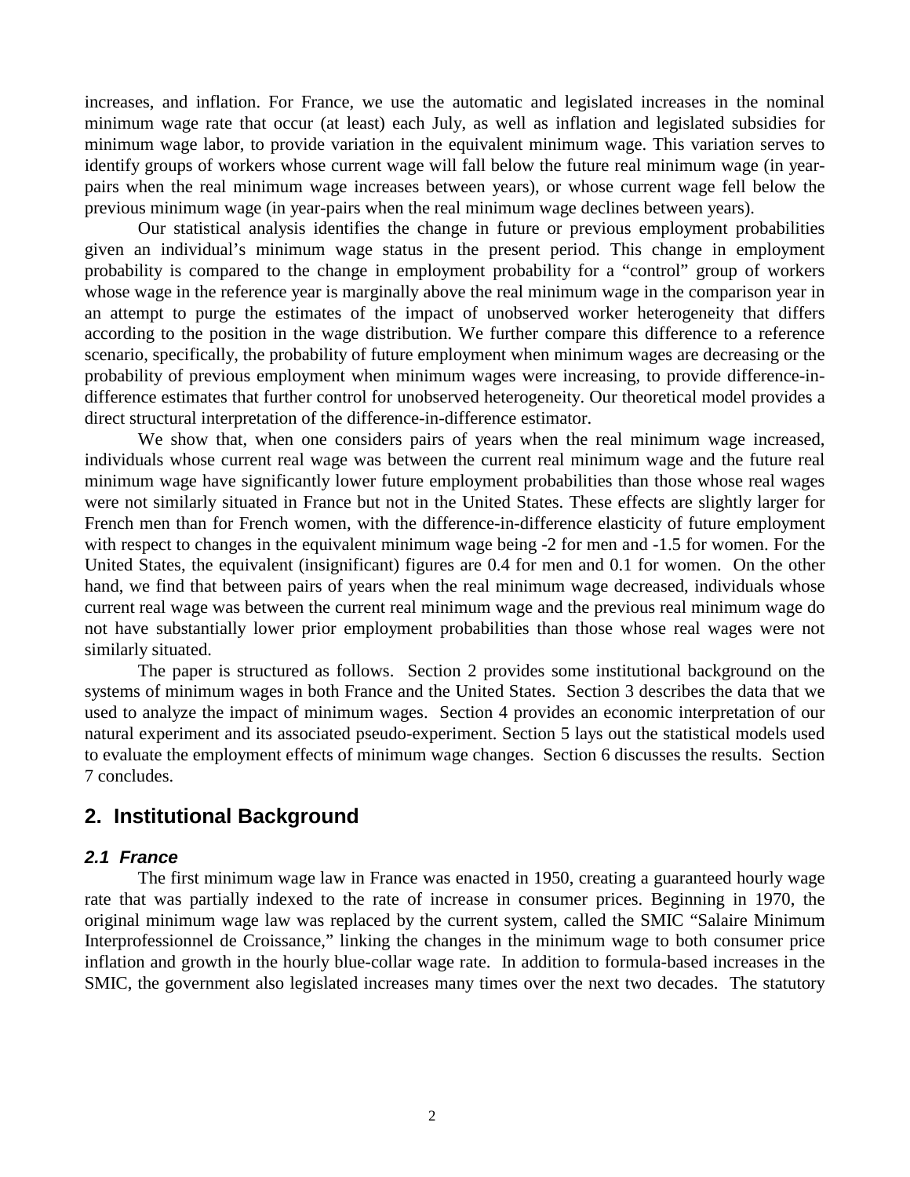increases, and inflation. For France, we use the automatic and legislated increases in the nominal minimum wage rate that occur (at least) each July, as well as inflation and legislated subsidies for minimum wage labor, to provide variation in the equivalent minimum wage. This variation serves to identify groups of workers whose current wage will fall below the future real minimum wage (in year-pairs when the real minimum wage increases between years), or whose current wage fell below the previous minimum wage (in year-pairs when the real minimum wage declines between years).

Our statistical analysis identifies the change in future or previous employment probabilities given an individual's minimum wage status in the present period. This change in employment probability is compared to the change in employment probability for a "control" group of workers whose wage in the reference year is marginally above the real minimum wage in the comparison year in an attempt to purge the estimates of the impact of unobserved worker heterogeneity that differs according to the position in the wage distribution. We further compare this difference to a reference scenario, specifically, the probability of future employment when minimum wages are decreasing or the probability of previous employment when minimum wages were increasing, to provide difference-in-difference estimates that further control for unobserved heterogeneity. Our theoretical model provides a direct structural interpretation of the difference-in-difference estimator.

We show that, when one considers pairs of years when the real minimum wage increased, individuals whose current real wage was between the current real minimum wage and the future real minimum wage have significantly lower future employment probabilities than those whose real wages were not similarly situated in France but not in the United States. These effects are slightly larger for French men than for French women, with the difference-in-difference elasticity of future employment with respect to changes in the equivalent minimum wage being -2 for men and -1.5 for women. For the United States, the equivalent (insignificant) figures are 0.4 for men and 0.1 for women. On the other hand, we find that between pairs of years when the real minimum wage decreased, individuals whose current real wage was between the current real minimum wage and the previous real minimum wage do not have substantially lower prior employment probabilities than those whose real wages were not similarly situated.

The paper is structured as follows. Section 2 provides some institutional background on the systems of minimum wages in both France and the United States. Section 3 describes the data that we used to analyze the impact of minimum wages. Section 4 provides an economic interpretation of our natural experiment and its associated pseudo-experiment. Section 5 lays out the statistical models used to evaluate the employment effects of minimum wage changes. Section 6 discusses the results. Section 7 concludes.

## 2. Institutional Background

### *2.1 France*

The first minimum wage law in France was enacted in 1950, creating a guaranteed hourly wage rate that was partially indexed to the rate of increase in consumer prices. Beginning in 1970, the original minimum wage law was replaced by the current system, called the SMIC "Salaire Minimum Interprofessionnel de Croissance," linking the changes in the minimum wage to both consumer price inflation and growth in the hourly blue-collar wage rate. In addition to formula-based increases in the SMIC, the government also legislated increases many times over the next two decades. The statutory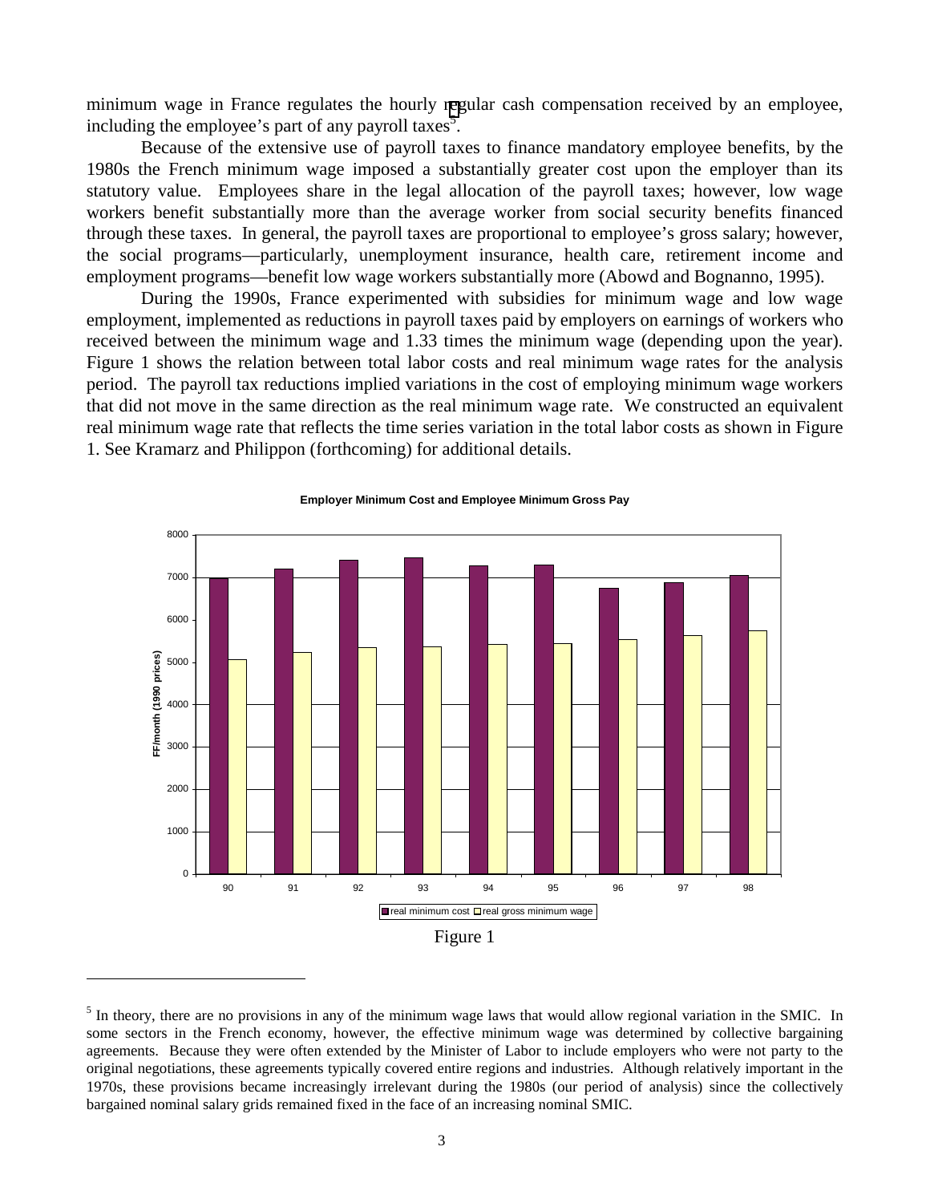minimum wage in France regulates the hourly regular cash compensation received by an employee, including the employee's part of any payroll taxes[5].

Because of the extensive use of payroll taxes to finance mandatory employee benefits, by the 1980s the French minimum wage imposed a substantially greater cost upon the employer than its statutory value. Employees share in the legal allocation of the payroll taxes; however, low wage workers benefit substantially more than the average worker from social security benefits financed through these taxes. In general, the payroll taxes are proportional to employee's gross salary; however, the social programs—particularly, unemployment insurance, health care, retirement income and employment programs—benefit low wage workers substantially more (Abowd and Bognanno, 1995).

During the 1990s, France experimented with subsidies for minimum wage and low wage employment, implemented as reductions in payroll taxes paid by employers on earnings of workers who received between the minimum wage and 1.33 times the minimum wage (depending upon the year). Figure 1 shows the relation between total labor costs and real minimum wage rates for the analysis period. The payroll tax reductions implied variations in the cost of employing minimum wage workers that did not move in the same direction as the real minimum wage rate. We constructed an equivalent real minimum wage rate that reflects the time series variation in the total labor costs as shown in Figure 1. See Kramarz and Philippon (forthcoming) for additional details.

**Employer Minimum Cost and Employee Minimum Gross Pay**

Figure 1

[5] In theory, there are no provisions in any of the minimum wage laws that would allow regional variation in the SMIC. In some sectors in the French economy, however, the effective minimum wage was determined by collective bargaining agreements. Because they were often extended by the Minister of Labor to include employers who were not party to the original negotiations, these agreements typically covered entire regions and industries. Although relatively important in the 1970s, these provisions became increasingly irrelevant during the 1980s (our period of analysis) since the collectively bargained nominal salary grids remained fixed in the face of an increasing nominal SMIC.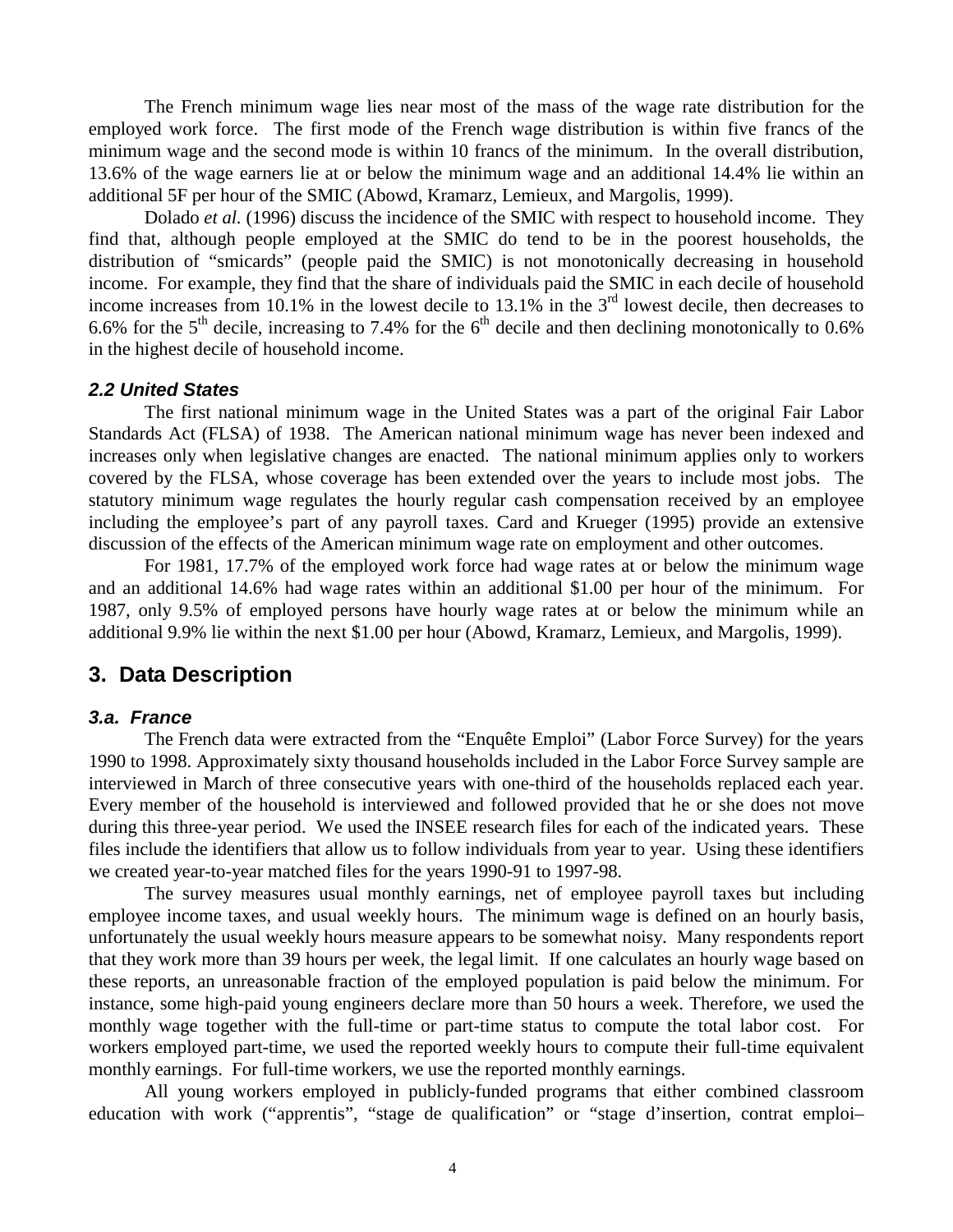The French minimum wage lies near most of the mass of the wage rate distribution for the employed work force. The first mode of the French wage distribution is within five francs of the minimum wage and the second mode is within 10 francs of the minimum. In the overall distribution, 13.6% of the wage earners lie at or below the minimum wage and an additional 14.4% lie within an additional 5F per hour of the SMIC (Abowd, Kramarz, Lemieux, and Margolis, 1999).

Dolado *et al.* (1996) discuss the incidence of the SMIC with respect to household income. They find that, although people employed at the SMIC do tend to be in the poorest households, the distribution of "smicards" (people paid the SMIC) is not monotonically decreasing in household income. For example, they find that the share of individuals paid the SMIC in each decile of household income increases from 10.1% in the lowest decile to 13.1% in the 3rd lowest decile, then decreases to 6.6% for the 5th decile, increasing to 7.4% for the 6th decile and then declining monotonically to 0.6% in the highest decile of household income.

### 2.2 United States

The first national minimum wage in the United States was a part of the original Fair Labor Standards Act (FLSA) of 1938. The American national minimum wage has never been indexed and increases only when legislative changes are enacted. The national minimum applies only to workers covered by the FLSA, whose coverage has been extended over the years to include most jobs. The statutory minimum wage regulates the hourly regular cash compensation received by an employee including the employee's part of any payroll taxes. Card and Krueger (1995) provide an extensive discussion of the effects of the American minimum wage rate on employment and other outcomes.

For 1981, 17.7% of the employed work force had wage rates at or below the minimum wage and an additional 14.6% had wage rates within an additional $1.00 per hour of the minimum. For 1987, only 9.5% of employed persons have hourly wage rates at or below the minimum while an additional 9.9% lie within the next $1.00 per hour (Abowd, Kramarz, Lemieux, and Margolis, 1999).

## 3. Data Description

### 3.a. France

The French data were extracted from the "Enquête Emploi" (Labor Force Survey) for the years 1990 to 1998. Approximately sixty thousand households included in the Labor Force Survey sample are interviewed in March of three consecutive years with one-third of the households replaced each year. Every member of the household is interviewed and followed provided that he or she does not move during this three-year period. We used the INSEE research files for each of the indicated years. These files include the identifiers that allow us to follow individuals from year to year. Using these identifiers we created year-to-year matched files for the years 1990-91 to 1997-98.

The survey measures usual monthly earnings, net of employee payroll taxes but including employee income taxes, and usual weekly hours. The minimum wage is defined on an hourly basis, unfortunately the usual weekly hours measure appears to be somewhat noisy. Many respondents report that they work more than 39 hours per week, the legal limit. If one calculates an hourly wage based on these reports, an unreasonable fraction of the employed population is paid below the minimum. For instance, some high-paid young engineers declare more than 50 hours a week. Therefore, we used the monthly wage together with the full-time or part-time status to compute the total labor cost. For workers employed part-time, we used the reported weekly hours to compute their full-time equivalent monthly earnings. For full-time workers, we use the reported monthly earnings.

All young workers employed in publicly-funded programs that either combined classroom education with work ("apprentis", "stage de qualification" or "stage d'insertion, contrat emploi–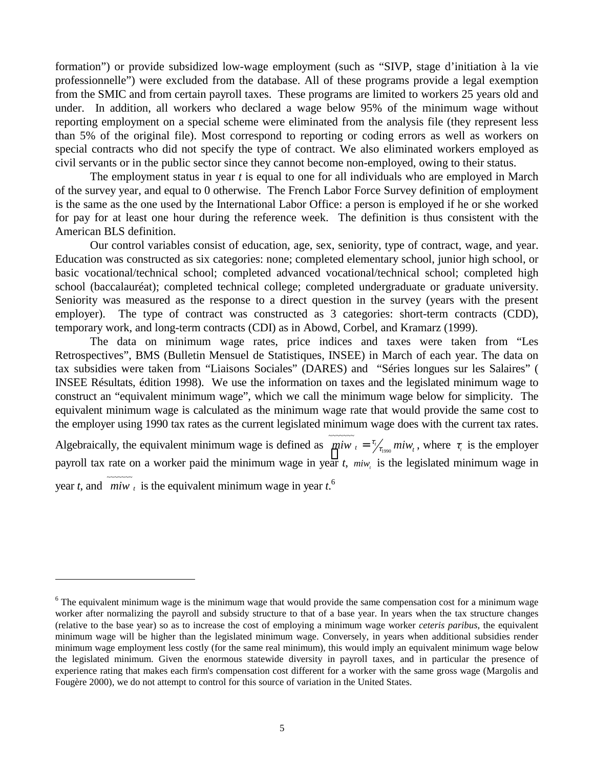formation") or provide subsidized low-wage employment (such as "SIVP, stage d'initiation à la vie professionnelle") were excluded from the database. All of these programs provide a legal exemption from the SMIC and from certain payroll taxes. These programs are limited to workers 25 years old and under. In addition, all workers who declared a wage below 95% of the minimum wage without reporting employment on a special scheme were eliminated from the analysis file (they represent less than 5% of the original file). Most correspond to reporting or coding errors as well as workers on special contracts who did not specify the type of contract. We also eliminated workers employed as civil servants or in the public sector since they cannot become non-employed, owing to their status.

The employment status in year *t* is equal to one for all individuals who are employed in March of the survey year, and equal to 0 otherwise. The French Labor Force Survey definition of employment is the same as the one used by the International Labor Office: a person is employed if he or she worked for pay for at least one hour during the reference week. The definition is thus consistent with the American BLS definition.

Our control variables consist of education, age, sex, seniority, type of contract, wage, and year. Education was constructed as six categories: none; completed elementary school, junior high school, or basic vocational/technical school; completed advanced vocational/technical school; completed high school (baccalauréat); completed technical college; completed undergraduate or graduate university. Seniority was measured as the response to a direct question in the survey (years with the present employer). The type of contract was constructed as 3 categories: short-term contracts (CDD), temporary work, and long-term contracts (CDI) as in Abowd, Corbel, and Kramarz (1999).

The data on minimum wage rates, price indices and taxes were taken from "Les Retrospectives", BMS (Bulletin Mensuel de Statistiques, INSEE) in March of each year. The data on tax subsidies were taken from "Liaisons Sociales" (DARES) and "Séries longues sur les Salaires" ( INSEE Résultats, édition 1998). We use the information on taxes and the legislated minimum wage to construct an "equivalent minimum wage", which we call the minimum wage below for simplicity. The equivalent minimum wage is calculated as the minimum wage rate that would provide the same cost to the employer using 1990 tax rates as the current legislated minimum wage does with the current tax rates. Algebraically, the equivalent minimum wage is defined as $\widetilde{miw}_t = \tau_t / \tau_{1990}\, miw_t$, where $\tau_t$ is the employer payroll tax rate on a worker paid the minimum wage in year *t*, $miw_t$ is the legislated minimum wage in year *t*, and $\widetilde{miw}_t$ is the equivalent minimum wage in year *t*.[6]

[6] The equivalent minimum wage is the minimum wage that would provide the same compensation cost for a minimum wage worker after normalizing the payroll and subsidy structure to that of a base year. In years when the tax structure changes (relative to the base year) so as to increase the cost of employing a minimum wage worker *ceteris paribus*, the equivalent minimum wage will be higher than the legislated minimum wage. Conversely, in years when additional subsidies render minimum wage employment less costly (for the same real minimum), this would imply an equivalent minimum wage below the legislated minimum. Given the enormous statewide diversity in payroll taxes, and in particular the presence of experience rating that makes each firm's compensation cost different for a worker with the same gross wage (Margolis and Fougère 2000), we do not attempt to control for this source of variation in the United States.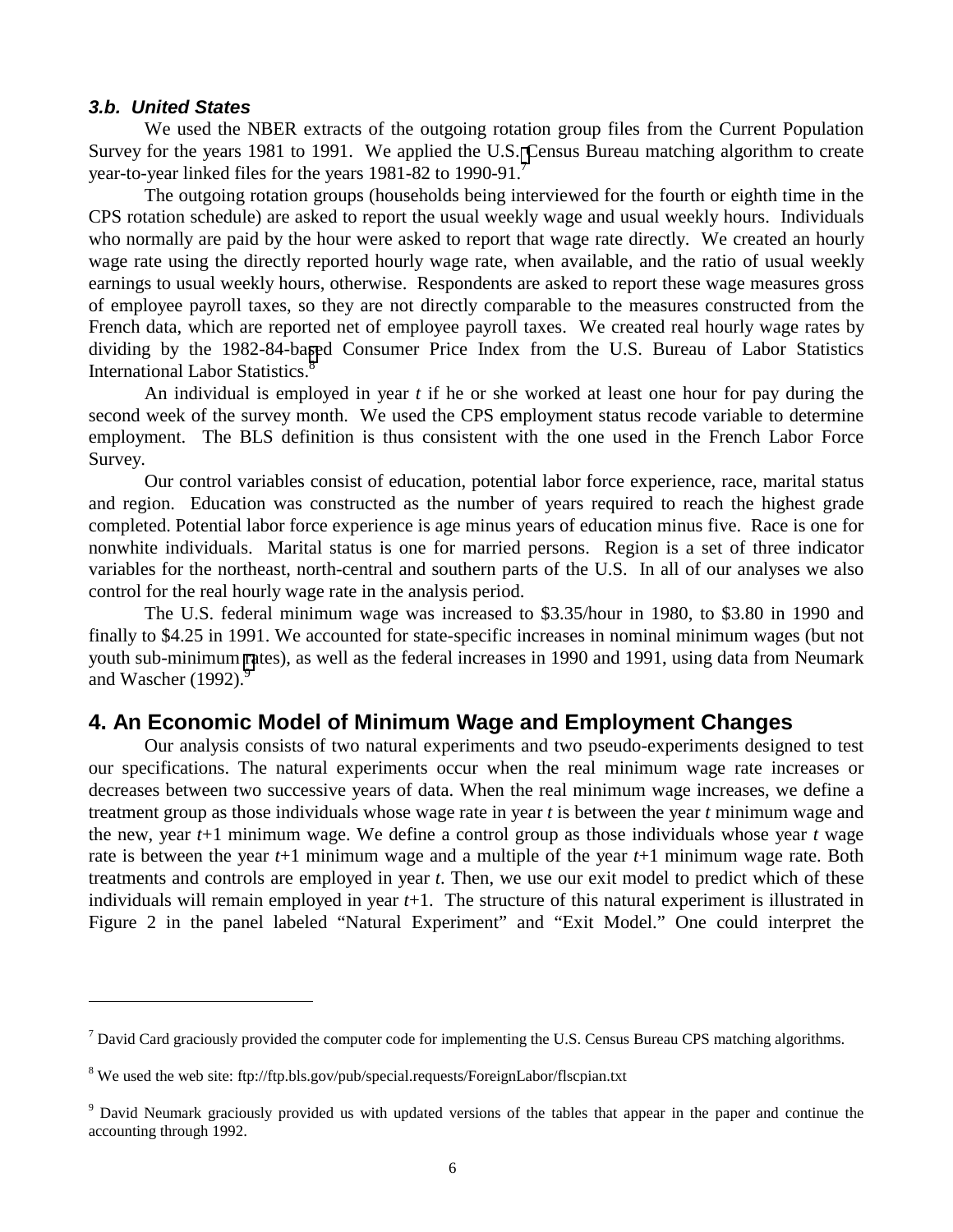### *3.b. United States*

We used the NBER extracts of the outgoing rotation group files from the Current Population Survey for the years 1981 to 1991. We applied the U.S. Census Bureau matching algorithm to create year-to-year linked files for the years 1981-82 to 1990-91.[7]

The outgoing rotation groups (households being interviewed for the fourth or eighth time in the CPS rotation schedule) are asked to report the usual weekly wage and usual weekly hours. Individuals who normally are paid by the hour were asked to report that wage rate directly. We created an hourly wage rate using the directly reported hourly wage rate, when available, and the ratio of usual weekly earnings to usual weekly hours, otherwise. Respondents are asked to report these wage measures gross of employee payroll taxes, so they are not directly comparable to the measures constructed from the French data, which are reported net of employee payroll taxes. We created real hourly wage rates by dividing by the 1982-84-based Consumer Price Index from the U.S. Bureau of Labor Statistics International Labor Statistics.[8]

An individual is employed in year *t* if he or she worked at least one hour for pay during the second week of the survey month. We used the CPS employment status recode variable to determine employment. The BLS definition is thus consistent with the one used in the French Labor Force Survey.

Our control variables consist of education, potential labor force experience, race, marital status and region. Education was constructed as the number of years required to reach the highest grade completed. Potential labor force experience is age minus years of education minus five. Race is one for nonwhite individuals. Marital status is one for married persons. Region is a set of three indicator variables for the northeast, north-central and southern parts of the U.S. In all of our analyses we also control for the real hourly wage rate in the analysis period.

The U.S. federal minimum wage was increased to $3.35/hour in 1980, to $3.80 in 1990 and finally to $4.25 in 1991. We accounted for state-specific increases in nominal minimum wages (but not youth sub-minimum rates), as well as the federal increases in 1990 and 1991, using data from Neumark and Wascher (1992).[9]

## 4. An Economic Model of Minimum Wage and Employment Changes

Our analysis consists of two natural experiments and two pseudo-experiments designed to test our specifications. The natural experiments occur when the real minimum wage rate increases or decreases between two successive years of data. When the real minimum wage increases, we define a treatment group as those individuals whose wage rate in year *t* is between the year *t* minimum wage and the new, year *t*+1 minimum wage. We define a control group as those individuals whose year *t* wage rate is between the year *t*+1 minimum wage and a multiple of the year *t*+1 minimum wage rate. Both treatments and controls are employed in year *t*. Then, we use our exit model to predict which of these individuals will remain employed in year *t*+1. The structure of this natural experiment is illustrated in Figure 2 in the panel labeled "Natural Experiment" and "Exit Model." One could interpret the

---

[7] David Card graciously provided the computer code for implementing the U.S. Census Bureau CPS matching algorithms.

[8] We used the web site: ftp://ftp.bls.gov/pub/special.requests/ForeignLabor/flscpian.txt

[9] David Neumark graciously provided us with updated versions of the tables that appear in the paper and continue the accounting through 1992.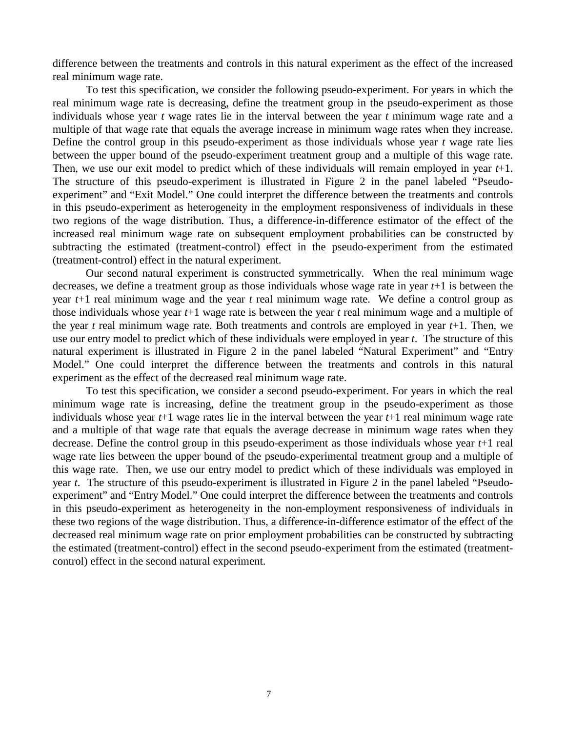difference between the treatments and controls in this natural experiment as the effect of the increased real minimum wage rate.

To test this specification, we consider the following pseudo-experiment. For years in which the real minimum wage rate is decreasing, define the treatment group in the pseudo-experiment as those individuals whose year *t* wage rates lie in the interval between the year *t* minimum wage rate and a multiple of that wage rate that equals the average increase in minimum wage rates when they increase. Define the control group in this pseudo-experiment as those individuals whose year *t* wage rate lies between the upper bound of the pseudo-experiment treatment group and a multiple of this wage rate. Then, we use our exit model to predict which of these individuals will remain employed in year *t*+1. The structure of this pseudo-experiment is illustrated in Figure 2 in the panel labeled "Pseudo-experiment" and "Exit Model." One could interpret the difference between the treatments and controls in this pseudo-experiment as heterogeneity in the employment responsiveness of individuals in these two regions of the wage distribution. Thus, a difference-in-difference estimator of the effect of the increased real minimum wage rate on subsequent employment probabilities can be constructed by subtracting the estimated (treatment-control) effect in the pseudo-experiment from the estimated (treatment-control) effect in the natural experiment.

Our second natural experiment is constructed symmetrically. When the real minimum wage decreases, we define a treatment group as those individuals whose wage rate in year *t*+1 is between the year *t*+1 real minimum wage and the year *t* real minimum wage rate. We define a control group as those individuals whose year *t*+1 wage rate is between the year *t* real minimum wage and a multiple of the year *t* real minimum wage rate. Both treatments and controls are employed in year *t*+1. Then, we use our entry model to predict which of these individuals were employed in year *t*. The structure of this natural experiment is illustrated in Figure 2 in the panel labeled "Natural Experiment" and "Entry Model." One could interpret the difference between the treatments and controls in this natural experiment as the effect of the decreased real minimum wage rate.

To test this specification, we consider a second pseudo-experiment. For years in which the real minimum wage rate is increasing, define the treatment group in the pseudo-experiment as those individuals whose year *t*+1 wage rates lie in the interval between the year *t*+1 real minimum wage rate and a multiple of that wage rate that equals the average decrease in minimum wage rates when they decrease. Define the control group in this pseudo-experiment as those individuals whose year *t*+1 real wage rate lies between the upper bound of the pseudo-experimental treatment group and a multiple of this wage rate. Then, we use our entry model to predict which of these individuals was employed in year *t*. The structure of this pseudo-experiment is illustrated in Figure 2 in the panel labeled "Pseudo-experiment" and "Entry Model." One could interpret the difference between the treatments and controls in this pseudo-experiment as heterogeneity in the non-employment responsiveness of individuals in these two regions of the wage distribution. Thus, a difference-in-difference estimator of the effect of the decreased real minimum wage rate on prior employment probabilities can be constructed by subtracting the estimated (treatment-control) effect in the pseudo-experiment from the estimated (treatment-control) effect in the second natural experiment.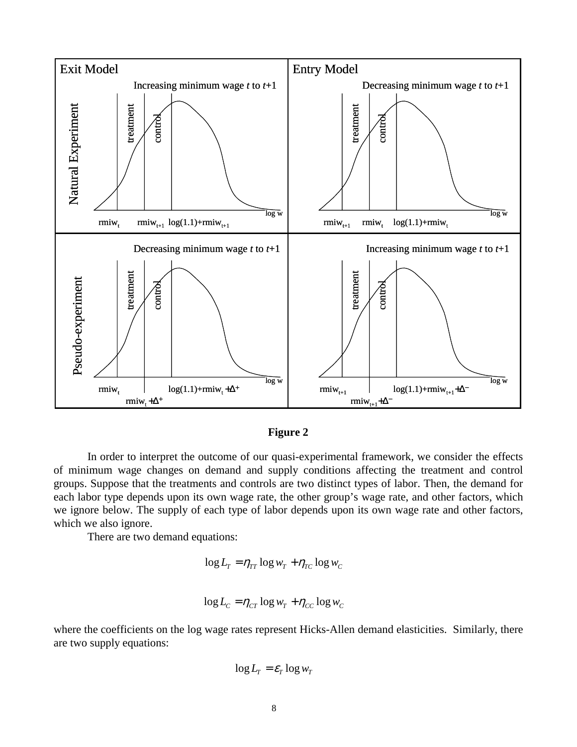**Figure 2**

In order to interpret the outcome of our quasi-experimental framework, we consider the effects of minimum wage changes on demand and supply conditions affecting the treatment and control groups. Suppose that the treatments and controls are two distinct types of labor. Then, the demand for each labor type depends upon its own wage rate, the other group's wage rate, and other factors, which we ignore below. The supply of each type of labor depends upon its own wage rate and other factors, which we also ignore.

There are two demand equations:

$$\log L_T = \eta_{TT} \log w_T + \eta_{TC} \log w_C$$

$$\log L_C = \eta_{CT} \log w_T + \eta_{CC} \log w_C$$

where the coefficients on the log wage rates represent Hicks-Allen demand elasticities. Similarly, there are two supply equations:

$$\log L_T = \varepsilon_T \log w_T$$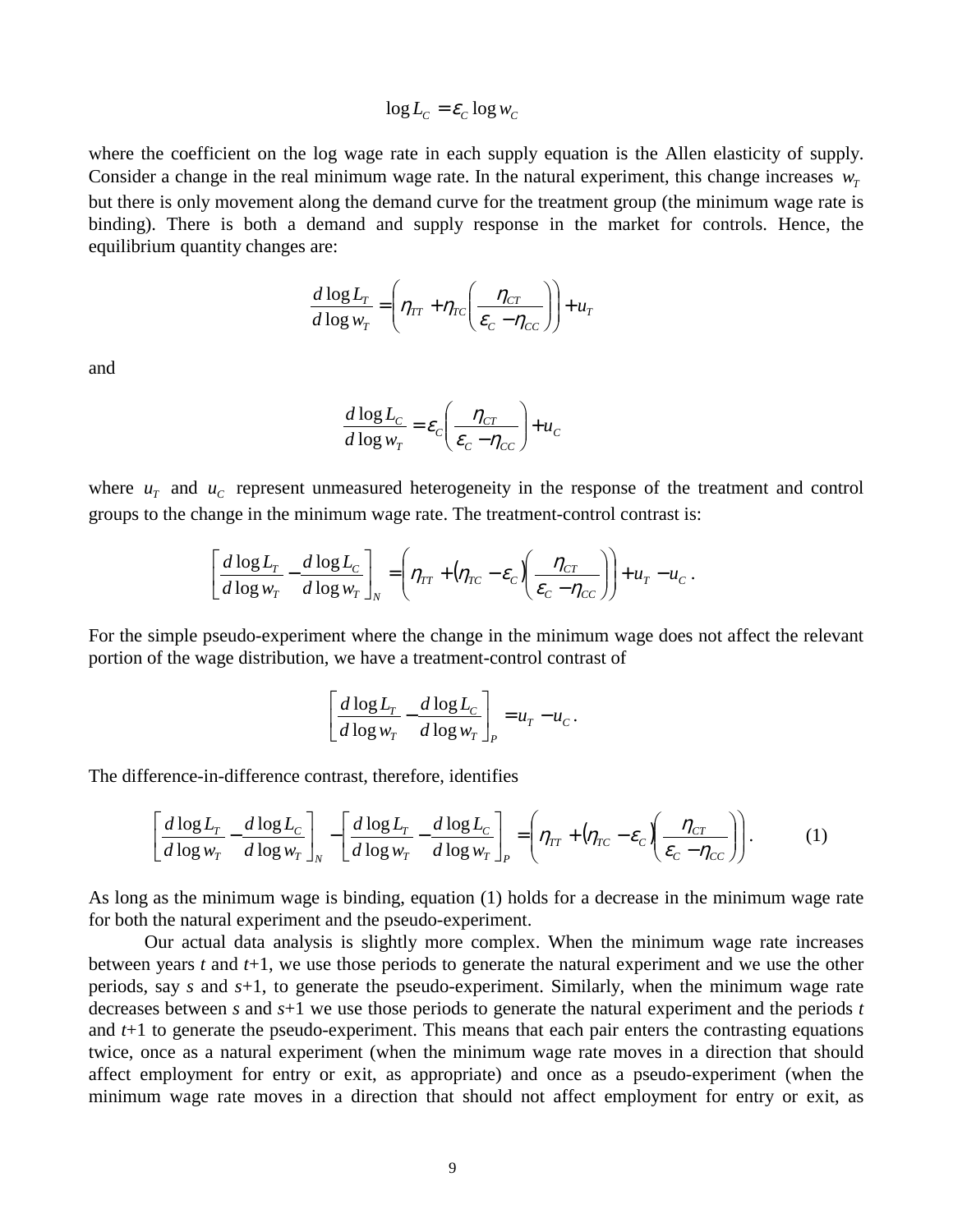$$\log L_C = \varepsilon_C \log w_C$$

where the coefficient on the log wage rate in each supply equation is the Allen elasticity of supply. Consider a change in the real minimum wage rate. In the natural experiment, this change increases $w_T$ but there is only movement along the demand curve for the treatment group (the minimum wage rate is binding). There is both a demand and supply response in the market for controls. Hence, the equilibrium quantity changes are:

$$\frac{d \log L_T}{d \log w_T} = \left( \eta_{TT} + \eta_{TC} \left( \frac{\eta_{CT}}{\varepsilon_C - \eta_{CC}} \right) \right) + u_T$$

and

$$\frac{d \log L_C}{d \log w_T} = \varepsilon_C \left( \frac{\eta_{CT}}{\varepsilon_C - \eta_{CC}} \right) + u_C$$

where $u_T$ and $u_C$ represent unmeasured heterogeneity in the response of the treatment and control groups to the change in the minimum wage rate. The treatment-control contrast is:

$$\left[ \frac{d \log L_T}{d \log w_T} - \frac{d \log L_C}{d \log w_T} \right]_N = \left( \eta_{TT} + \left( \eta_{TC} - \varepsilon_C \right) \left( \frac{\eta_{CT}}{\varepsilon_C - \eta_{CC}} \right) \right) + u_T - u_C \, .$$

For the simple pseudo-experiment where the change in the minimum wage does not affect the relevant portion of the wage distribution, we have a treatment-control contrast of

$$\left[ \frac{d \log L_T}{d \log w_T} - \frac{d \log L_C}{d \log w_T} \right]_P = u_T - u_C \, .$$

The difference-in-difference contrast, therefore, identifies

$$\left[ \frac{d \log L_T}{d \log w_T} - \frac{d \log L_C}{d \log w_T} \right]_N - \left[ \frac{d \log L_T}{d \log w_T} - \frac{d \log L_C}{d \log w_T} \right]_P = \left( \eta_{TT} + \left( \eta_{TC} - \varepsilon_C \right) \left( \frac{\eta_{CT}}{\varepsilon_C - \eta_{CC}} \right) \right). \qquad (1)$$

As long as the minimum wage is binding, equation (1) holds for a decrease in the minimum wage rate for both the natural experiment and the pseudo-experiment.

Our actual data analysis is slightly more complex. When the minimum wage rate increases between years $t$ and $t$+1, we use those periods to generate the natural experiment and we use the other periods, say $s$ and $s$+1, to generate the pseudo-experiment. Similarly, when the minimum wage rate decreases between $s$ and $s$+1 we use those periods to generate the natural experiment and the periods $t$ and $t$+1 to generate the pseudo-experiment. This means that each pair enters the contrasting equations twice, once as a natural experiment (when the minimum wage rate moves in a direction that should affect employment for entry or exit, as appropriate) and once as a pseudo-experiment (when the minimum wage rate moves in a direction that should not affect employment for entry or exit, as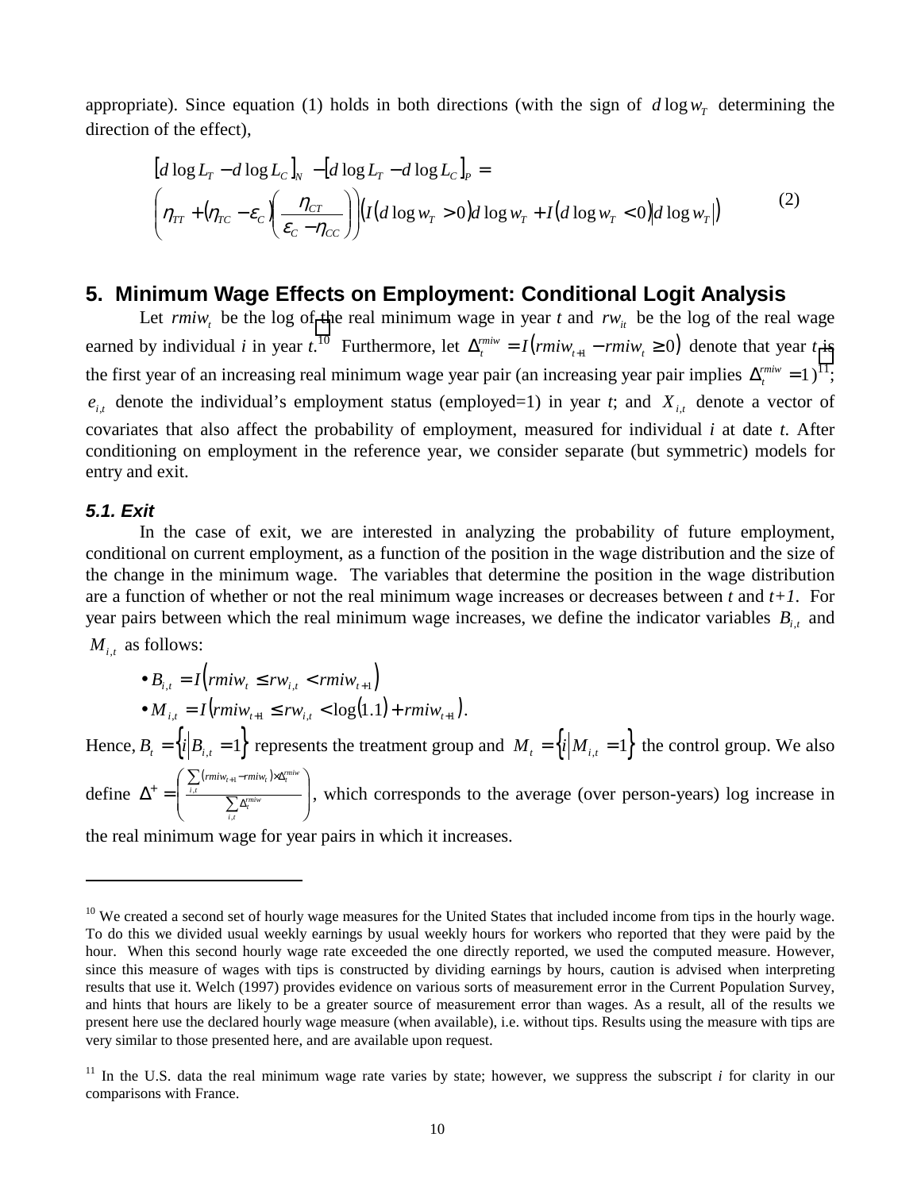appropriate). Since equation (1) holds in both directions (with the sign of $d\log w_T$ determining the direction of the effect),

$$
\begin{aligned}
&\left[d\log L_T - d\log L_C\right]_N - \left[d\log L_T - d\log L_C\right]_P = \\
&\left(\eta_{TT} + (\eta_{TC} - \varepsilon_C)\left(\frac{\eta_{CT}}{\varepsilon_C - \eta_{CC}}\right)\right)\left(I(d\log w_T > 0)d\log w_T + I(d\log w_T < 0)\left|d\log w_T\right|\right)
\end{aligned} \tag{2}
$$

## 5. Minimum Wage Effects on Employment: Conditional Logit Analysis

Let $rmiw_t$ be the log of the real minimum wage in year *t* and $rw_{it}$ be the log of the real wage earned by individual *i* in year *t*.[10] Furthermore, let $\Delta_t^{rmiw} = I(rmiw_{t+1} - rmiw_t \geq 0)$ denote that year *t* is the first year of an increasing real minimum wage year pair (an increasing year pair implies $\Delta_t^{rmiw} = 1$)[11]; $e_{i,t}$ denote the individual's employment status (employed=1) in year *t*; and $X_{i,t}$ denote a vector of covariates that also affect the probability of employment, measured for individual *i* at date *t*. After conditioning on employment in the reference year, we consider separate (but symmetric) models for entry and exit.

### 5.1. Exit

In the case of exit, we are interested in analyzing the probability of future employment, conditional on current employment, as a function of the position in the wage distribution and the size of the change in the minimum wage. The variables that determine the position in the wage distribution are a function of whether or not the real minimum wage increases or decreases between *t* and *t+1*. For year pairs between which the real minimum wage increases, we define the indicator variables $B_{i,t}$ and $M_{i,t}$ as follows:

- $B_{i,t} = I(rmiw_t \leq rw_{i,t} < rmiw_{t+1})$
- $M_{i,t} = I(rmiw_{t+1} \leq rw_{i,t} < \log(1.1) + rmiw_{t+1})$.

Hence, $B_t = \{i \mid B_{i,t} = 1\}$ represents the treatment group and $M_t = \{i \mid M_{i,t} = 1\}$ the control group. We also define $\Delta^+ = \left(\frac{\sum_{i,t}(rmiw_{t+1} - rmiw_t) \times \Delta_t^{rmiw}}{\sum_{i,t} \Delta_t^{rmiw}}\right)$, which corresponds to the average (over person-years) log increase in the real minimum wage for year pairs in which it increases.

---

[10] We created a second set of hourly wage measures for the United States that included income from tips in the hourly wage. To do this we divided usual weekly earnings by usual weekly hours for workers who reported that they were paid by the hour. When this second hourly wage rate exceeded the one directly reported, we used the computed measure. However, since this measure of wages with tips is constructed by dividing earnings by hours, caution is advised when interpreting results that use it. Welch (1997) provides evidence on various sorts of measurement error in the Current Population Survey, and hints that hours are likely to be a greater source of measurement error than wages. As a result, all of the results we present here use the declared hourly wage measure (when available), i.e. without tips. Results using the measure with tips are very similar to those presented here, and are available upon request.

[11] In the U.S. data the real minimum wage rate varies by state; however, we suppress the subscript *i* for clarity in our comparisons with France.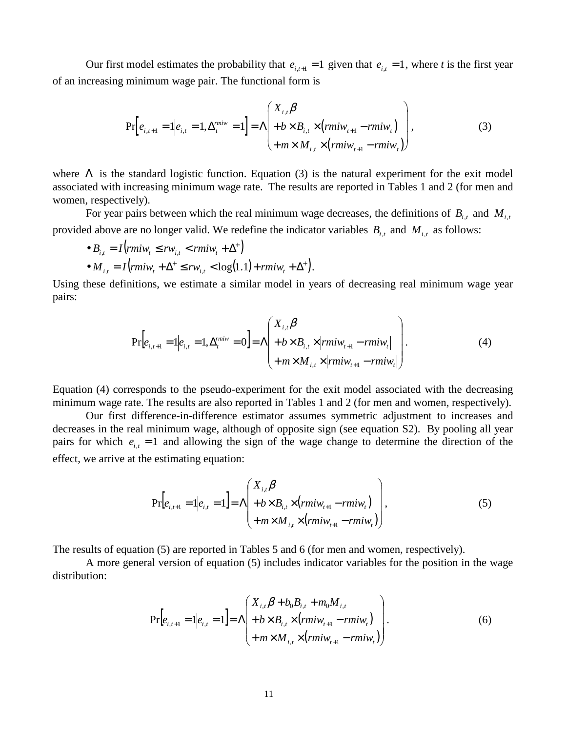Our first model estimates the probability that $e_{i,t+1} = 1$ given that $e_{i,t} = 1$, where *t* is the first year of an increasing minimum wage pair. The functional form is

$$\Pr\left[e_{i,t+1} = 1 \middle| e_{i,t} = 1, \Delta_t^{rmiw} = 1\right] = \Lambda \begin{pmatrix} X_{i,t}\beta \\ + b \times B_{i,t} \times \left(rmiw_{t+1} - rmiw_t\right) \\ + m \times M_{i,t} \times \left(rmiw_{t+1} - rmiw_t\right) \end{pmatrix}, \tag{3}$$

where $\Lambda$ is the standard logistic function. Equation (3) is the natural experiment for the exit model associated with increasing minimum wage rate. The results are reported in Tables 1 and 2 (for men and women, respectively).

For year pairs between which the real minimum wage decreases, the definitions of $B_{i,t}$ and $M_{i,t}$ provided above are no longer valid. We redefine the indicator variables $B_{i,t}$ and $M_{i,t}$ as follows:

- $B_{i,t} = I\left(rmiw_t \le rw_{i,t} < rmiw_t + \Delta^+\right)$
- $M_{i,t} = I\left(rmiw_t + \Delta^+ \le rw_{i,t} < \log(1.1) + rmiw_t + \Delta^+\right)$.

Using these definitions, we estimate a similar model in years of decreasing real minimum wage year pairs:

$$\Pr\left[e_{i,t+1} = 1 \middle| e_{i,t} = 1, \Delta_t^{rmiw} = 0\right] = \Lambda \begin{pmatrix} X_{i,t}\beta \\ + b \times B_{i,t} \times \left|rmiw_{t+1} - rmiw_t\right| \\ + m \times M_{i,t} \times \left|rmiw_{t+1} - rmiw_t\right| \end{pmatrix}. \tag{4}$$

Equation (4) corresponds to the pseudo-experiment for the exit model associated with the decreasing minimum wage rate. The results are also reported in Tables 1 and 2 (for men and women, respectively).

Our first difference-in-difference estimator assumes symmetric adjustment to increases and decreases in the real minimum wage, although of opposite sign (see equation S2). By pooling all year pairs for which $e_{i,t} = 1$ and allowing the sign of the wage change to determine the direction of the effect, we arrive at the estimating equation:

$$\Pr\left[e_{i,t+1} = 1 \middle| e_{i,t} = 1\right] = \Lambda \begin{pmatrix} X_{i,t}\beta \\ + b \times B_{i,t} \times \left(rmiw_{t+1} - rmiw_t\right) \\ + m \times M_{i,t} \times \left(rmiw_{t+1} - rmiw_t\right) \end{pmatrix}, \tag{5}$$

The results of equation (5) are reported in Tables 5 and 6 (for men and women, respectively).

A more general version of equation (5) includes indicator variables for the position in the wage distribution:

$$\Pr\left[e_{i,t+1} = 1 \middle| e_{i,t} = 1\right] = \Lambda \begin{pmatrix} X_{i,t}\beta + b_0 B_{i,t} + m_0 M_{i,t} \\ + b \times B_{i,t} \times \left(rmiw_{t+1} - rmiw_t\right) \\ + m \times M_{i,t} \times \left(rmiw_{t+1} - rmiw_t\right) \end{pmatrix}. \tag{6}$$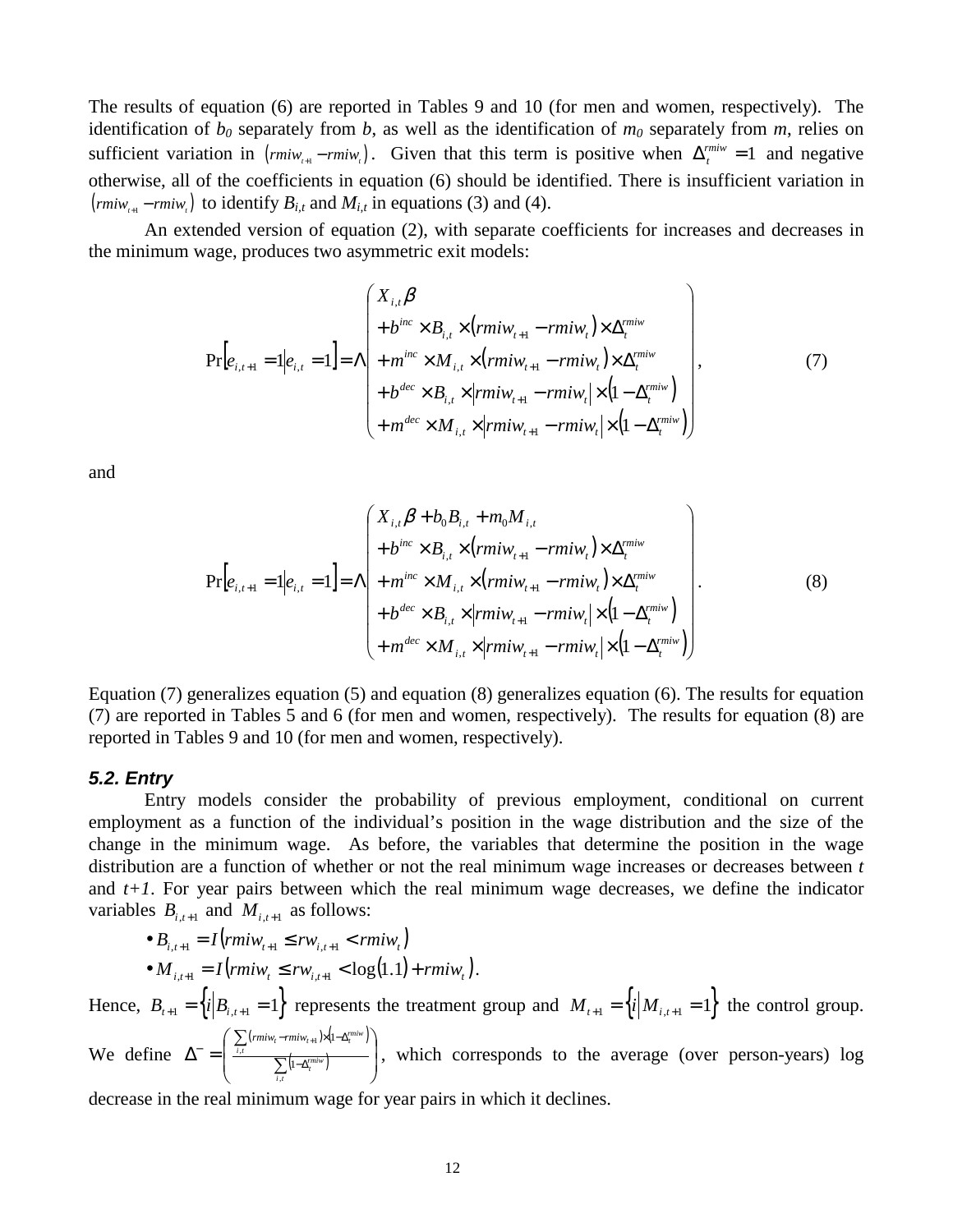The results of equation (6) are reported in Tables 9 and 10 (for men and women, respectively). The identification of $b_0$ separately from $b$, as well as the identification of $m_0$ separately from $m$, relies on sufficient variation in $(rmiw_{t+1} - rmiw_t)$. Given that this term is positive when $\Delta_t^{rmiw} = 1$ and negative otherwise, all of the coefficients in equation (6) should be identified. There is insufficient variation in $(rmiw_{t+1} - rmiw_t)$ to identify $B_{i,t}$ and $M_{i,t}$ in equations (3) and (4).

An extended version of equation (2), with separate coefficients for increases and decreases in the minimum wage, produces two asymmetric exit models:

$$\Pr\left[e_{i,t+1} = 1 \middle| e_{i,t} = 1\right] = \Lambda\begin{pmatrix} X_{i,t}\beta \\ + b^{inc} \times B_{i,t} \times (rmiw_{t+1} - rmiw_t) \times \Delta_t^{rmiw} \\ + m^{inc} \times M_{i,t} \times (rmiw_{t+1} - rmiw_t) \times \Delta_t^{rmiw} \\ + b^{dec} \times B_{i,t} \times \left|rmiw_{t+1} - rmiw_t\right| \times \left(1 - \Delta_t^{rmiw}\right) \\ + m^{dec} \times M_{i,t} \times \left|rmiw_{t+1} - rmiw_t\right| \times \left(1 - \Delta_t^{rmiw}\right) \end{pmatrix}, \tag{7}$$

and

$$\Pr\left[e_{i,t+1} = 1 \middle| e_{i,t} = 1\right] = \Lambda\begin{pmatrix} X_{i,t}\beta + b_0 B_{i,t} + m_0 M_{i,t} \\ + b^{inc} \times B_{i,t} \times (rmiw_{t+1} - rmiw_t) \times \Delta_t^{rmiw} \\ + m^{inc} \times M_{i,t} \times (rmiw_{t+1} - rmiw_t) \times \Delta_t^{rmiw} \\ + b^{dec} \times B_{i,t} \times \left|rmiw_{t+1} - rmiw_t\right| \times \left(1 - \Delta_t^{rmiw}\right) \\ + m^{dec} \times M_{i,t} \times \left|rmiw_{t+1} - rmiw_t\right| \times \left(1 - \Delta_t^{rmiw}\right) \end{pmatrix}. \tag{8}$$

Equation (7) generalizes equation (5) and equation (8) generalizes equation (6). The results for equation (7) are reported in Tables 5 and 6 (for men and women, respectively). The results for equation (8) are reported in Tables 9 and 10 (for men and women, respectively).

### *5.2. Entry*

Entry models consider the probability of previous employment, conditional on current employment as a function of the individual's position in the wage distribution and the size of the change in the minimum wage. As before, the variables that determine the position in the wage distribution are a function of whether or not the real minimum wage increases or decreases between $t$ and $t+1$. For year pairs between which the real minimum wage decreases, we define the indicator variables $B_{i,t+1}$ and $M_{i,t+1}$ as follows:

- $B_{i,t+1} = I\left(rmiw_{t+1} \le rw_{i,t+1} < rmiw_t\right)$
- $M_{i,t+1} = I\left(rmiw_t \le rw_{i,t+1} < \log(1.1) + rmiw_t\right)$.

Hence, $B_{t+1} = \left\{i \middle| B_{i,t+1} = 1\right\}$ represents the treatment group and $M_{t+1} = \left\{i \middle| M_{i,t+1} = 1\right\}$ the control group. We define $\Delta^- = \left(\frac{\sum_{i,t}(rmiw_t - rmiw_{t+1}) \times \left(1 - \Delta_t^{rmiw}\right)}{\sum_{i,t}\left(1 - \Delta_t^{rmiw}\right)}\right)$, which corresponds to the average (over person-years) log decrease in the real minimum wage for year pairs in which it declines.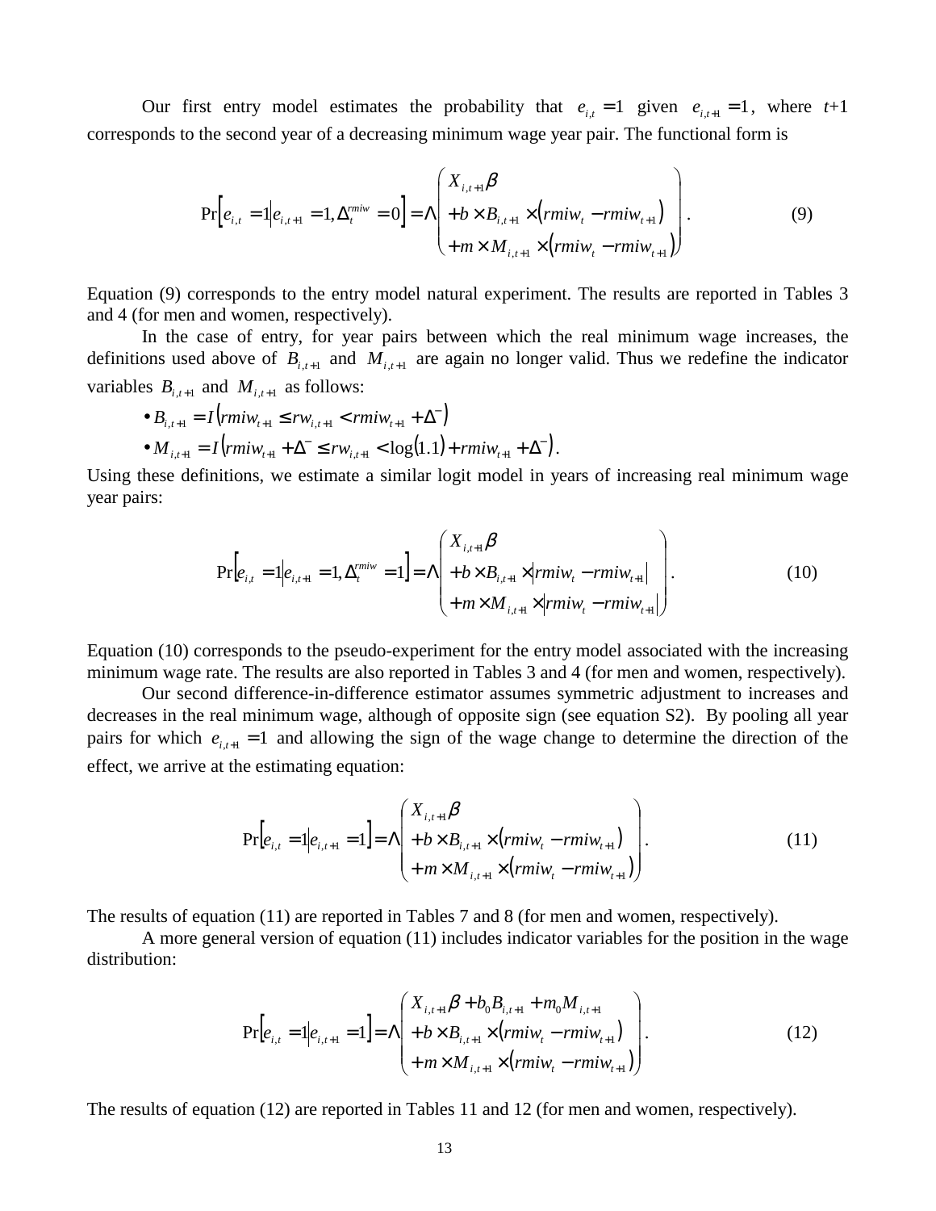Our first entry model estimates the probability that $e_{i,t} = 1$ given $e_{i,t+1} = 1$, where $t$+1 corresponds to the second year of a decreasing minimum wage year pair. The functional form is

$$\Pr\left[e_{i,t} = 1 \middle| e_{i,t+1} = 1, \Delta_t^{rmiw} = 0\right] = \Lambda\begin{pmatrix} X_{i,t+1}\beta \\ +b \times B_{i,t+1} \times \left(rmiw_t - rmiw_{t+1}\right) \\ +m \times M_{i,t+1} \times \left(rmiw_t - rmiw_{t+1}\right) \end{pmatrix}. \tag{9}$$

Equation (9) corresponds to the entry model natural experiment. The results are reported in Tables 3 and 4 (for men and women, respectively).

In the case of entry, for year pairs between which the real minimum wage increases, the definitions used above of $B_{i,t+1}$ and $M_{i,t+1}$ are again no longer valid. Thus we redefine the indicator variables $B_{i,t+1}$ and $M_{i,t+1}$ as follows:

- $B_{i,t+1} = I\left(rmiw_{t+1} \le rw_{i,t+1} < rmiw_{t+1} + \Delta^{-}\right)$
- $M_{i,t+1} = I\left(rmiw_{t+1} + \Delta^{-} \le rw_{i,t+1} < \log(1.1) + rmiw_{t+1} + \Delta^{-}\right)$.

Using these definitions, we estimate a similar logit model in years of increasing real minimum wage year pairs:

$$\Pr\left[e_{i,t} = 1 \middle| e_{i,t+1} = 1, \Delta_t^{rmiw} = 1\right] = \Lambda\begin{pmatrix} X_{i,t+1}\beta \\ +b \times B_{i,t+1} \times \left|rmiw_t - rmiw_{t+1}\right| \\ +m \times M_{i,t+1} \times \left|rmiw_t - rmiw_{t+1}\right| \end{pmatrix}. \tag{10}$$

Equation (10) corresponds to the pseudo-experiment for the entry model associated with the increasing minimum wage rate. The results are also reported in Tables 3 and 4 (for men and women, respectively).

Our second difference-in-difference estimator assumes symmetric adjustment to increases and decreases in the real minimum wage, although of opposite sign (see equation S2). By pooling all year pairs for which $e_{i,t+1} = 1$ and allowing the sign of the wage change to determine the direction of the effect, we arrive at the estimating equation:

$$\Pr\left[e_{i,t} = 1 \middle| e_{i,t+1} = 1\right] = \Lambda\begin{pmatrix} X_{i,t+1}\beta \\ +b \times B_{i,t+1} \times \left(rmiw_t - rmiw_{t+1}\right) \\ +m \times M_{i,t+1} \times \left(rmiw_t - rmiw_{t+1}\right) \end{pmatrix}. \tag{11}$$

The results of equation (11) are reported in Tables 7 and 8 (for men and women, respectively).

A more general version of equation (11) includes indicator variables for the position in the wage distribution:

$$\Pr\left[e_{i,t} = 1 \middle| e_{i,t+1} = 1\right] = \Lambda\begin{pmatrix} X_{i,t+1}\beta + b_0 B_{i,t+1} + m_0 M_{i,t+1} \\ +b \times B_{i,t+1} \times \left(rmiw_t - rmiw_{t+1}\right) \\ +m \times M_{i,t+1} \times \left(rmiw_t - rmiw_{t+1}\right) \end{pmatrix}. \tag{12}$$

The results of equation (12) are reported in Tables 11 and 12 (for men and women, respectively).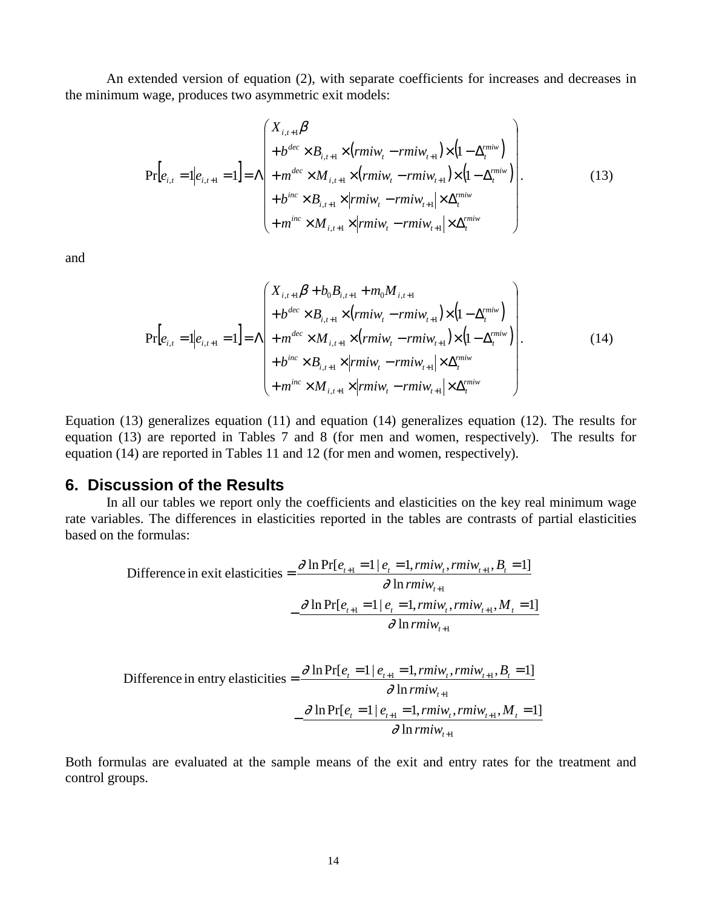An extended version of equation (2), with separate coefficients for increases and decreases in the minimum wage, produces two asymmetric exit models:

$$
\Pr\left[e_{i,t}=1 \middle| e_{i,t+1}=1\right]=\Lambda\begin{pmatrix} X_{i,t+1}\beta \\ +b^{dec}\times B_{i,t+1}\times\left(rmiw_t-rmiw_{t+1}\right)\times\left(1-\Delta_t^{rmiw}\right) \\ +m^{dec}\times M_{i,t+1}\times\left(rmiw_t-rmiw_{t+1}\right)\times\left(1-\Delta_t^{rmiw}\right) \\ +b^{inc}\times B_{i,t+1}\times\left|rmiw_t-rmiw_{t+1}\right|\times\Delta_t^{rmiw} \\ +m^{inc}\times M_{i,t+1}\times\left|rmiw_t-rmiw_{t+1}\right|\times\Delta_t^{rmiw} \end{pmatrix}. \tag{13}
$$

and

$$
\Pr\left[e_{i,t}=1 \middle| e_{i,t+1}=1\right]=\Lambda\begin{pmatrix} X_{i,t+1}\beta+b_0B_{i,t+1}+m_0M_{i,t+1} \\ +b^{dec}\times B_{i,t+1}\times\left(rmiw_t-rmiw_{t+1}\right)\times\left(1-\Delta_t^{rmiw}\right) \\ +m^{dec}\times M_{i,t+1}\times\left(rmiw_t-rmiw_{t+1}\right)\times\left(1-\Delta_t^{rmiw}\right) \\ +b^{inc}\times B_{i,t+1}\times\left|rmiw_t-rmiw_{t+1}\right|\times\Delta_t^{rmiw} \\ +m^{inc}\times M_{i,t+1}\times\left|rmiw_t-rmiw_{t+1}\right|\times\Delta_t^{rmiw} \end{pmatrix}. \tag{14}
$$

Equation (13) generalizes equation (11) and equation (14) generalizes equation (12). The results for equation (13) are reported in Tables 7 and 8 (for men and women, respectively). The results for equation (14) are reported in Tables 11 and 12 (for men and women, respectively).

## 6. Discussion of the Results

In all our tables we report only the coefficients and elasticities on the key real minimum wage rate variables. The differences in elasticities reported in the tables are contrasts of partial elasticities based on the formulas:

$$
\begin{aligned}
\text{Difference in exit elasticities} = & \frac{\partial \ln \Pr[e_{t+1}=1 \mid e_t=1, rmiw_t, rmiw_{t+1}, B_t=1]}{\partial \ln rmiw_{t+1}} \\
& -\frac{\partial \ln \Pr[e_{t+1}=1 \mid e_t=1, rmiw_t, rmiw_{t+1}, M_t=1]}{\partial \ln rmiw_{t+1}}
\end{aligned}
$$

$$
\begin{aligned}
\text{Difference in entry elasticities} = & \frac{\partial \ln \Pr[e_t=1 \mid e_{t+1}=1, rmiw_t, rmiw_{t+1}, B_t=1]}{\partial \ln rmiw_{t+1}} \\
& -\frac{\partial \ln \Pr[e_t=1 \mid e_{t+1}=1, rmiw_t, rmiw_{t+1}, M_t=1]}{\partial \ln rmiw_{t+1}}
\end{aligned}
$$

Both formulas are evaluated at the sample means of the exit and entry rates for the treatment and control groups.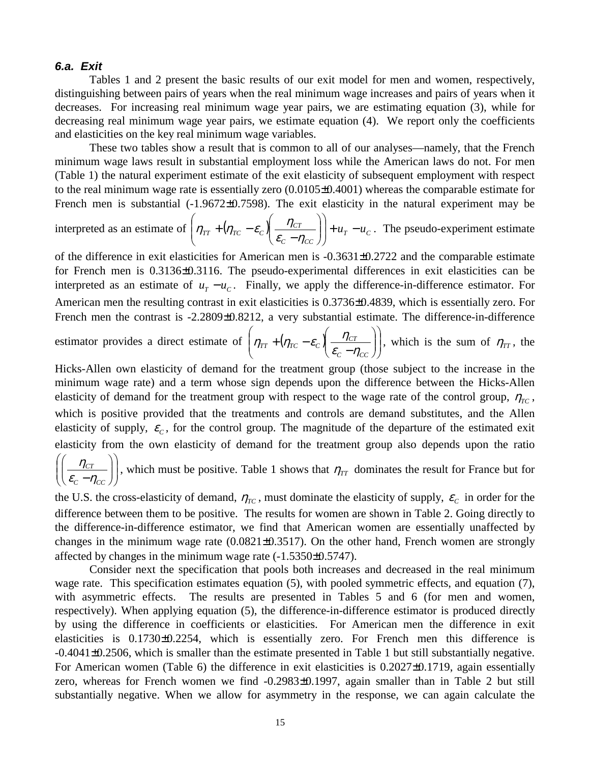### *6.a. Exit*

Tables 1 and 2 present the basic results of our exit model for men and women, respectively, distinguishing between pairs of years when the real minimum wage increases and pairs of years when it decreases. For increasing real minimum wage year pairs, we are estimating equation (3), while for decreasing real minimum wage year pairs, we estimate equation (4). We report only the coefficients and elasticities on the key real minimum wage variables.

These two tables show a result that is common to all of our analyses—namely, that the French minimum wage laws result in substantial employment loss while the American laws do not. For men (Table 1) the natural experiment estimate of the exit elasticity of subsequent employment with respect to the real minimum wage rate is essentially zero (0.0105±0.4001) whereas the comparable estimate for French men is substantial (-1.9672±0.7598). The exit elasticity in the natural experiment may be interpreted as an estimate of $\left(\eta_{TT} + (\eta_{TC} - \varepsilon_C)\left(\frac{\eta_{CT}}{\varepsilon_C - \eta_{CC}}\right)\right) + u_T - u_C$. The pseudo-experiment estimate of the difference in exit elasticities for American men is -0.3631±0.2722 and the comparable estimate for French men is 0.3136±0.3116. The pseudo-experimental differences in exit elasticities can be interpreted as an estimate of $u_T - u_C$. Finally, we apply the difference-in-difference estimator. For American men the resulting contrast in exit elasticities is 0.3736±0.4839, which is essentially zero. For French men the contrast is -2.2809±0.8212, a very substantial estimate. The difference-in-difference estimator provides a direct estimate of $\left(\eta_{TT} + (\eta_{TC} - \varepsilon_C)\left(\frac{\eta_{CT}}{\varepsilon_C - \eta_{CC}}\right)\right)$, which is the sum of $\eta_{TT}$, the Hicks-Allen own elasticity of demand for the treatment group (those subject to the increase in the minimum wage rate) and a term whose sign depends upon the difference between the Hicks-Allen elasticity of demand for the treatment group with respect to the wage rate of the control group, $\eta_{TC}$, which is positive provided that the treatments and controls are demand substitutes, and the Allen elasticity of supply, $\varepsilon_C$, for the control group. The magnitude of the departure of the estimated exit elasticity from the own elasticity of demand for the treatment group also depends upon the ratio $\left(\left(\frac{\eta_{CT}}{\varepsilon_C - \eta_{CC}}\right)\right)$, which must be positive. Table 1 shows that $\eta_{TT}$ dominates the result for France but for the U.S. the cross-elasticity of demand, $\eta_{TC}$, must dominate the elasticity of supply, $\varepsilon_C$ in order for the difference between them to be positive. The results for women are shown in Table 2. Going directly to the difference-in-difference estimator, we find that American women are essentially unaffected by changes in the minimum wage rate (0.0821±0.3517). On the other hand, French women are strongly affected by changes in the minimum wage rate (-1.5350±0.5747).

Consider next the specification that pools both increases and decreased in the real minimum wage rate. This specification estimates equation (5), with pooled symmetric effects, and equation (7), with asymmetric effects. The results are presented in Tables 5 and 6 (for men and women, respectively). When applying equation (5), the difference-in-difference estimator is produced directly by using the difference in coefficients or elasticities. For American men the difference in exit elasticities is 0.1730±0.2254, which is essentially zero. For French men this difference is -0.4041±0.2506, which is smaller than the estimate presented in Table 1 but still substantially negative. For American women (Table 6) the difference in exit elasticities is 0.2027±0.1719, again essentially zero, whereas for French women we find -0.2983±0.1997, again smaller than in Table 2 but still substantially negative. When we allow for asymmetry in the response, we can again calculate the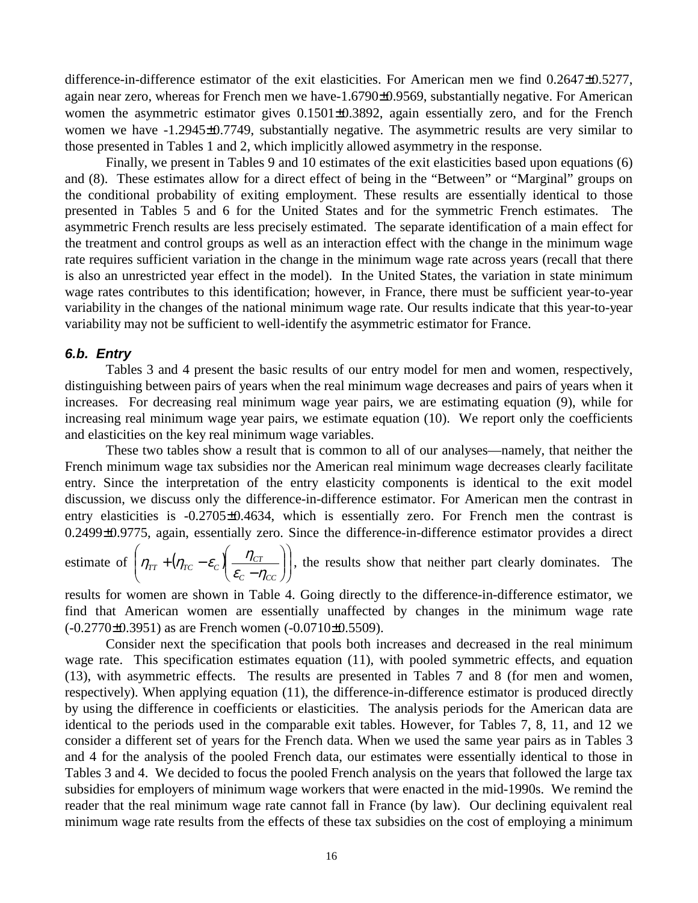difference-in-difference estimator of the exit elasticities. For American men we find 0.2647±0.5277, again near zero, whereas for French men we have-1.6790±0.9569, substantially negative. For American women the asymmetric estimator gives 0.1501±0.3892, again essentially zero, and for the French women we have -1.2945±0.7749, substantially negative. The asymmetric results are very similar to those presented in Tables 1 and 2, which implicitly allowed asymmetry in the response.

Finally, we present in Tables 9 and 10 estimates of the exit elasticities based upon equations (6) and (8). These estimates allow for a direct effect of being in the "Between" or "Marginal" groups on the conditional probability of exiting employment. These results are essentially identical to those presented in Tables 5 and 6 for the United States and for the symmetric French estimates. The asymmetric French results are less precisely estimated. The separate identification of a main effect for the treatment and control groups as well as an interaction effect with the change in the minimum wage rate requires sufficient variation in the change in the minimum wage rate across years (recall that there is also an unrestricted year effect in the model). In the United States, the variation in state minimum wage rates contributes to this identification; however, in France, there must be sufficient year-to-year variability in the changes of the national minimum wage rate. Our results indicate that this year-to-year variability may not be sufficient to well-identify the asymmetric estimator for France.

### *6.b. Entry*

Tables 3 and 4 present the basic results of our entry model for men and women, respectively, distinguishing between pairs of years when the real minimum wage decreases and pairs of years when it increases. For decreasing real minimum wage year pairs, we are estimating equation (9), while for increasing real minimum wage year pairs, we estimate equation (10). We report only the coefficients and elasticities on the key real minimum wage variables.

These two tables show a result that is common to all of our analyses—namely, that neither the French minimum wage tax subsidies nor the American real minimum wage decreases clearly facilitate entry. Since the interpretation of the entry elasticity components is identical to the exit model discussion, we discuss only the difference-in-difference estimator. For American men the contrast in entry elasticities is -0.2705±0.4634, which is essentially zero. For French men the contrast is 0.2499±0.9775, again, essentially zero. Since the difference-in-difference estimator provides a direct estimate of $\left(\eta_{TT} + (\eta_{TC} - \varepsilon_C)\left(\frac{\eta_{CT}}{\varepsilon_C - \eta_{CC}}\right)\right)$, the results show that neither part clearly dominates. The results for women are shown in Table 4. Going directly to the difference-in-difference estimator, we find that American women are essentially unaffected by changes in the minimum wage rate (-0.2770±0.3951) as are French women (-0.0710±0.5509).

Consider next the specification that pools both increases and decreased in the real minimum wage rate. This specification estimates equation (11), with pooled symmetric effects, and equation (13), with asymmetric effects. The results are presented in Tables 7 and 8 (for men and women, respectively). When applying equation (11), the difference-in-difference estimator is produced directly by using the difference in coefficients or elasticities. The analysis periods for the American data are identical to the periods used in the comparable exit tables. However, for Tables 7, 8, 11, and 12 we consider a different set of years for the French data. When we used the same year pairs as in Tables 3 and 4 for the analysis of the pooled French data, our estimates were essentially identical to those in Tables 3 and 4. We decided to focus the pooled French analysis on the years that followed the large tax subsidies for employers of minimum wage workers that were enacted in the mid-1990s. We remind the reader that the real minimum wage rate cannot fall in France (by law). Our declining equivalent real minimum wage rate results from the effects of these tax subsidies on the cost of employing a minimum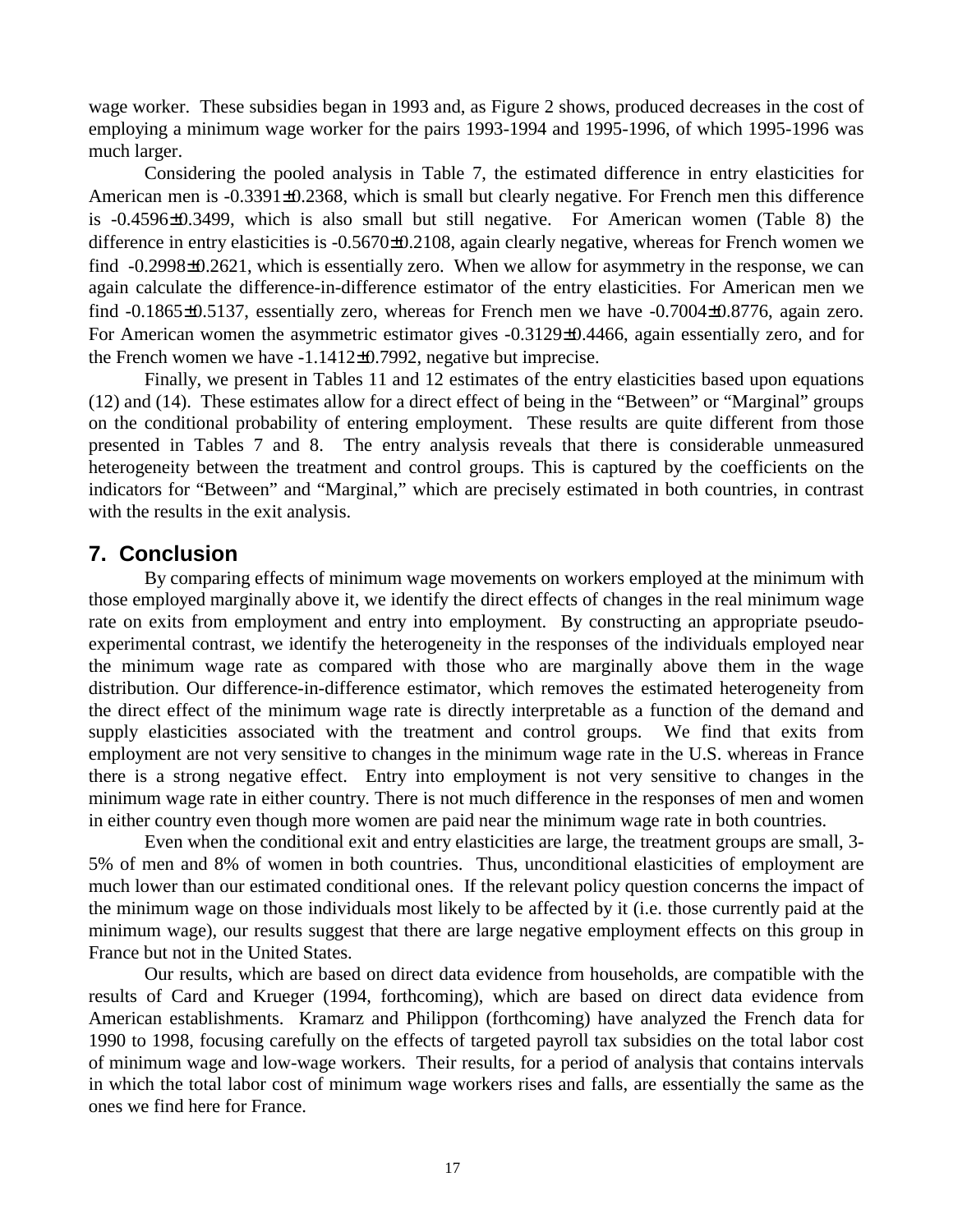wage worker. These subsidies began in 1993 and, as Figure 2 shows, produced decreases in the cost of employing a minimum wage worker for the pairs 1993-1994 and 1995-1996, of which 1995-1996 was much larger.

Considering the pooled analysis in Table 7, the estimated difference in entry elasticities for American men is $-0.3391 \pm 0.2368$, which is small but clearly negative. For French men this difference is $-0.4596 \pm 0.3499$, which is also small but still negative. For American women (Table 8) the difference in entry elasticities is $-0.5670 \pm 0.2108$, again clearly negative, whereas for French women we find $-0.2998 \pm 0.2621$, which is essentially zero. When we allow for asymmetry in the response, we can again calculate the difference-in-difference estimator of the entry elasticities. For American men we find $-0.1865 \pm 0.5137$, essentially zero, whereas for French men we have $-0.7004 \pm 0.8776$, again zero. For American women the asymmetric estimator gives $-0.3129 \pm 0.4466$, again essentially zero, and for the French women we have $-1.1412 \pm 0.7992$, negative but imprecise.

Finally, we present in Tables 11 and 12 estimates of the entry elasticities based upon equations (12) and (14). These estimates allow for a direct effect of being in the "Between" or "Marginal" groups on the conditional probability of entering employment. These results are quite different from those presented in Tables 7 and 8. The entry analysis reveals that there is considerable unmeasured heterogeneity between the treatment and control groups. This is captured by the coefficients on the indicators for "Between" and "Marginal," which are precisely estimated in both countries, in contrast with the results in the exit analysis.

## 7. Conclusion

By comparing effects of minimum wage movements on workers employed at the minimum with those employed marginally above it, we identify the direct effects of changes in the real minimum wage rate on exits from employment and entry into employment. By constructing an appropriate pseudo-experimental contrast, we identify the heterogeneity in the responses of the individuals employed near the minimum wage rate as compared with those who are marginally above them in the wage distribution. Our difference-in-difference estimator, which removes the estimated heterogeneity from the direct effect of the minimum wage rate is directly interpretable as a function of the demand and supply elasticities associated with the treatment and control groups. We find that exits from employment are not very sensitive to changes in the minimum wage rate in the U.S. whereas in France there is a strong negative effect. Entry into employment is not very sensitive to changes in the minimum wage rate in either country. There is not much difference in the responses of men and women in either country even though more women are paid near the minimum wage rate in both countries.

Even when the conditional exit and entry elasticities are large, the treatment groups are small, 3-5% of men and 8% of women in both countries. Thus, unconditional elasticities of employment are much lower than our estimated conditional ones. If the relevant policy question concerns the impact of the minimum wage on those individuals most likely to be affected by it (i.e. those currently paid at the minimum wage), our results suggest that there are large negative employment effects on this group in France but not in the United States.

Our results, which are based on direct data evidence from households, are compatible with the results of Card and Krueger (1994, forthcoming), which are based on direct data evidence from American establishments. Kramarz and Philippon (forthcoming) have analyzed the French data for 1990 to 1998, focusing carefully on the effects of targeted payroll tax subsidies on the total labor cost of minimum wage and low-wage workers. Their results, for a period of analysis that contains intervals in which the total labor cost of minimum wage workers rises and falls, are essentially the same as the ones we find here for France.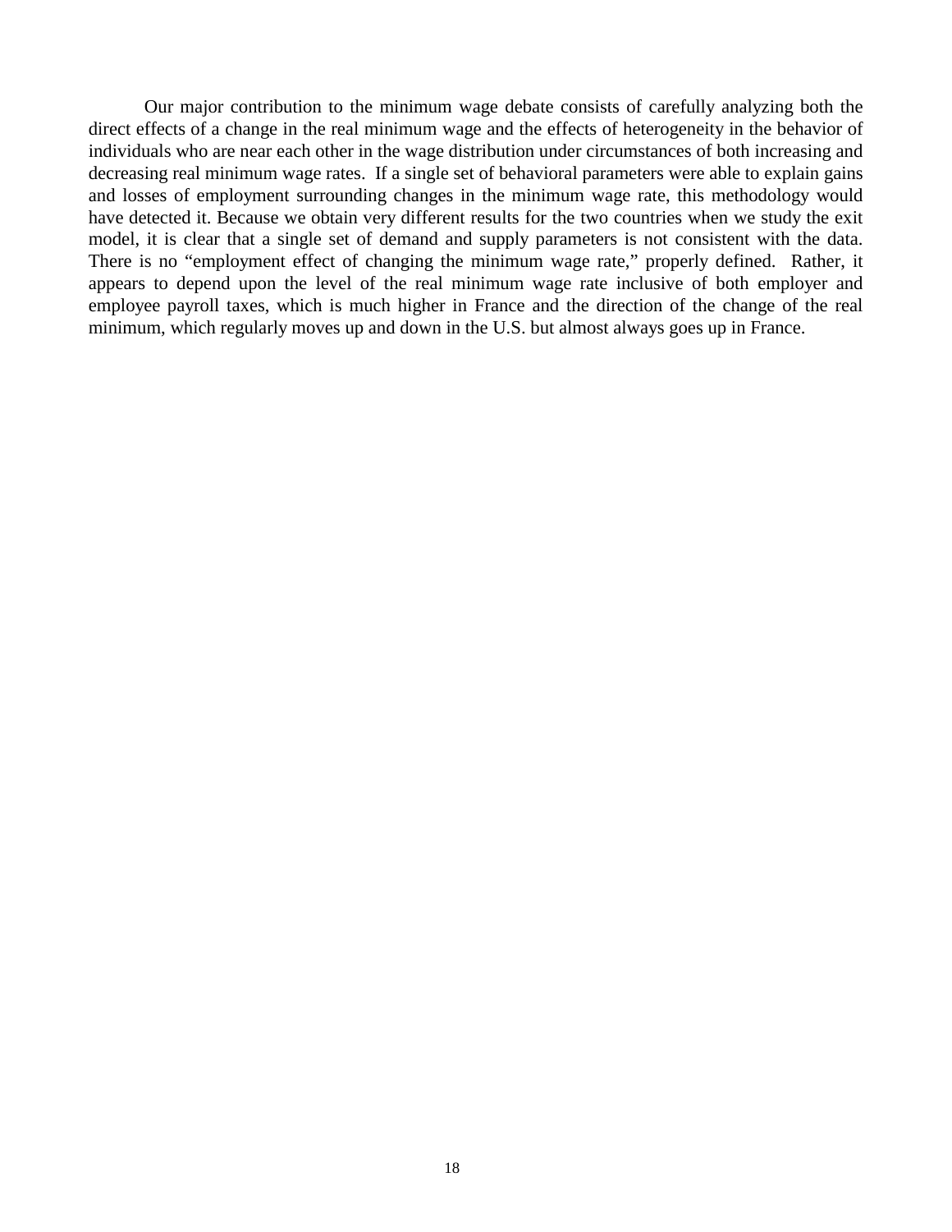Our major contribution to the minimum wage debate consists of carefully analyzing both the direct effects of a change in the real minimum wage and the effects of heterogeneity in the behavior of individuals who are near each other in the wage distribution under circumstances of both increasing and decreasing real minimum wage rates. If a single set of behavioral parameters were able to explain gains and losses of employment surrounding changes in the minimum wage rate, this methodology would have detected it. Because we obtain very different results for the two countries when we study the exit model, it is clear that a single set of demand and supply parameters is not consistent with the data. There is no "employment effect of changing the minimum wage rate," properly defined. Rather, it appears to depend upon the level of the real minimum wage rate inclusive of both employer and employee payroll taxes, which is much higher in France and the direction of the change of the real minimum, which regularly moves up and down in the U.S. but almost always goes up in France.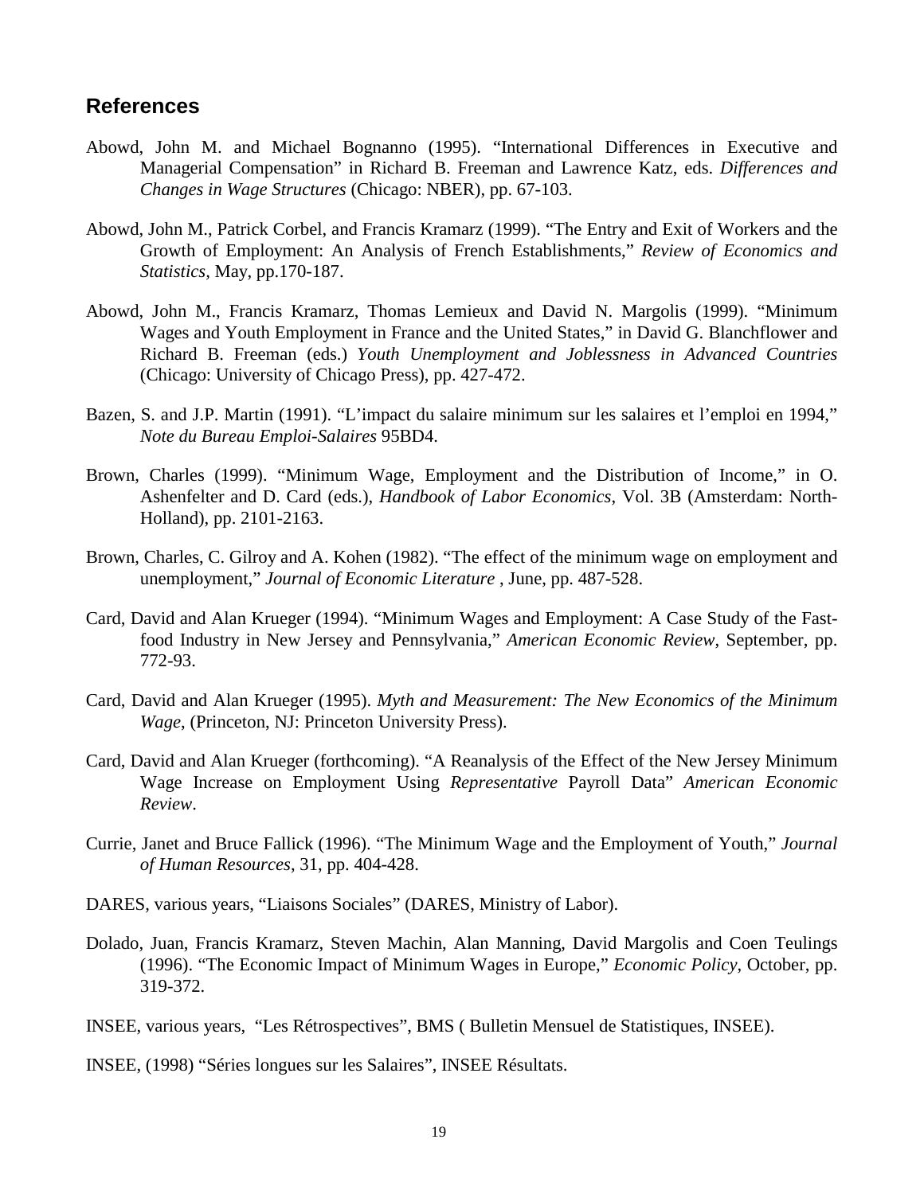## References

Abowd, John M. and Michael Bognanno (1995). "International Differences in Executive and Managerial Compensation" in Richard B. Freeman and Lawrence Katz, eds. *Differences and Changes in Wage Structures* (Chicago: NBER), pp. 67-103.

Abowd, John M., Patrick Corbel, and Francis Kramarz (1999). "The Entry and Exit of Workers and the Growth of Employment: An Analysis of French Establishments," *Review of Economics and Statistics*, May, pp.170-187.

Abowd, John M., Francis Kramarz, Thomas Lemieux and David N. Margolis (1999). "Minimum Wages and Youth Employment in France and the United States," in David G. Blanchflower and Richard B. Freeman (eds.) *Youth Unemployment and Joblessness in Advanced Countries* (Chicago: University of Chicago Press), pp. 427-472.

Bazen, S. and J.P. Martin (1991). "L'impact du salaire minimum sur les salaires et l'emploi en 1994," *Note du Bureau Emploi-Salaires* 95BD4.

Brown, Charles (1999). "Minimum Wage, Employment and the Distribution of Income," in O. Ashenfelter and D. Card (eds.), *Handbook of Labor Economics*, Vol. 3B (Amsterdam: North-Holland), pp. 2101-2163.

Brown, Charles, C. Gilroy and A. Kohen (1982). "The effect of the minimum wage on employment and unemployment," *Journal of Economic Literature* , June, pp. 487-528.

Card, David and Alan Krueger (1994). "Minimum Wages and Employment: A Case Study of the Fast-food Industry in New Jersey and Pennsylvania," *American Economic Review*, September, pp. 772-93.

Card, David and Alan Krueger (1995). *Myth and Measurement: The New Economics of the Minimum Wage*, (Princeton, NJ: Princeton University Press).

Card, David and Alan Krueger (forthcoming). "A Reanalysis of the Effect of the New Jersey Minimum Wage Increase on Employment Using *Representative* Payroll Data" *American Economic Review*.

Currie, Janet and Bruce Fallick (1996). "The Minimum Wage and the Employment of Youth," *Journal of Human Resources*, 31, pp. 404-428.

DARES, various years, "Liaisons Sociales" (DARES, Ministry of Labor).

Dolado, Juan, Francis Kramarz, Steven Machin, Alan Manning, David Margolis and Coen Teulings (1996). "The Economic Impact of Minimum Wages in Europe," *Economic Policy*, October, pp. 319-372.

INSEE, various years, "Les Rétrospectives", BMS ( Bulletin Mensuel de Statistiques, INSEE).

INSEE, (1998) "Séries longues sur les Salaires", INSEE Résultats.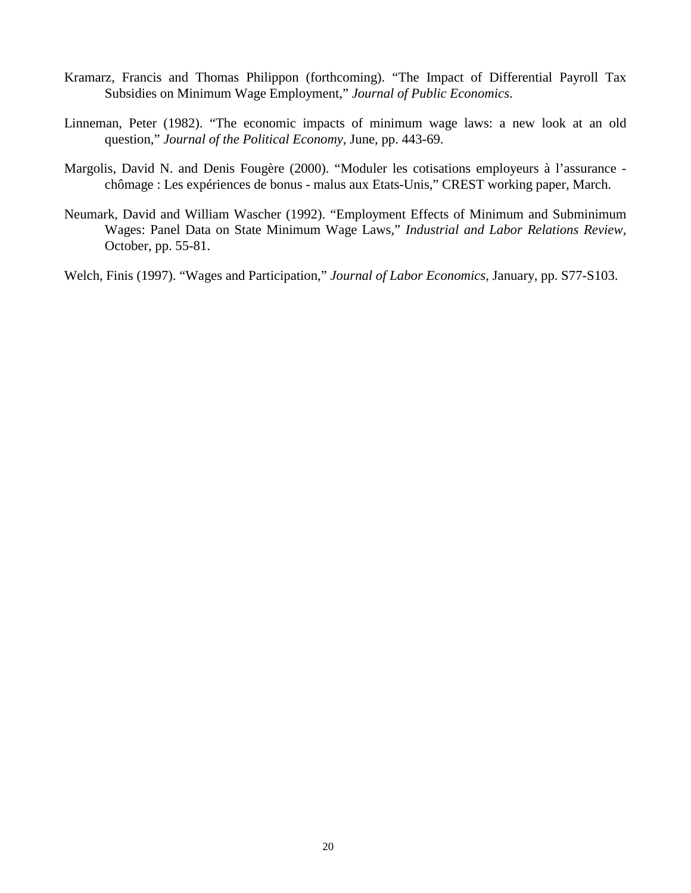Kramarz, Francis and Thomas Philippon (forthcoming). “The Impact of Differential Payroll Tax Subsidies on Minimum Wage Employment,” *Journal of Public Economics*.

Linneman, Peter (1982). “The economic impacts of minimum wage laws: a new look at an old question,” *Journal of the Political Economy*, June, pp. 443-69.

Margolis, David N. and Denis Fougère (2000). “Moduler les cotisations employeurs à l’assurance - chômage : Les expériences de bonus - malus aux Etats-Unis,” CREST working paper, March.

Neumark, David and William Wascher (1992). “Employment Effects of Minimum and Subminimum Wages: Panel Data on State Minimum Wage Laws,” *Industrial and Labor Relations Review*, October, pp. 55-81.

Welch, Finis (1997). “Wages and Participation,” *Journal of Labor Economics*, January, pp. S77-S103.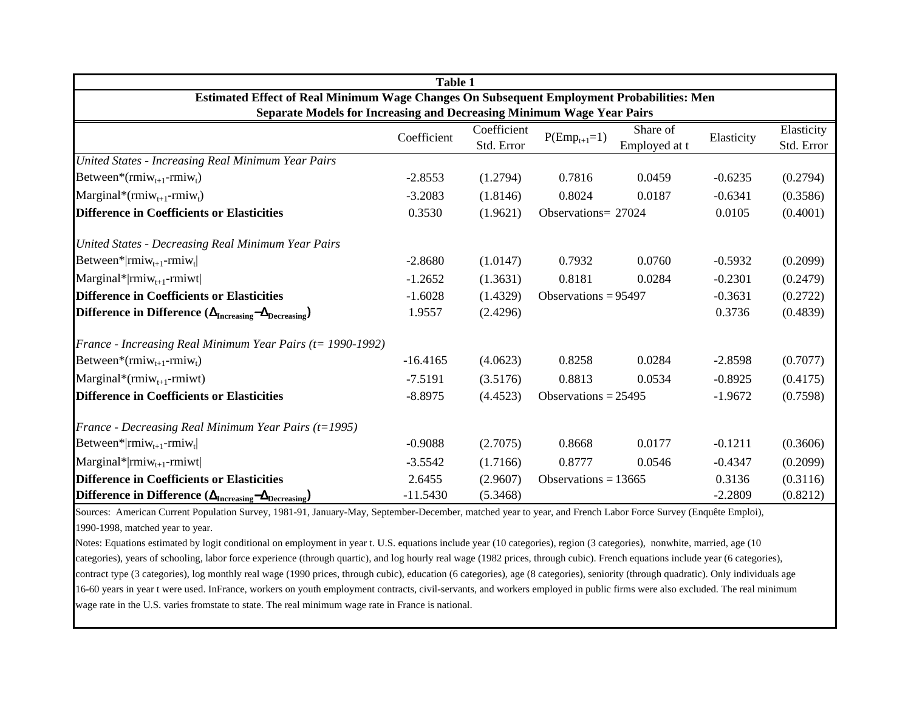**Table 1**

**Estimated Effect of Real Minimum Wage Changes On Subsequent Employment Probabilities: Men**

**Separate Models for Increasing and Decreasing Minimum Wage Year Pairs**

| | Coefficient | Coefficient Std. Error | $P(Emp_{t+1}=1)$ | Share of Employed at t | Elasticity | Elasticity Std. Error |
|---|---|---|---|---|---|---|
| *United States - Increasing Real Minimum Year Pairs* | | | | | | |
| Between*$(rmiw_{t+1}-rmiw_t)$ | -2.8553 | (1.2794) | 0.7816 | 0.0459 | -0.6235 | (0.2794) |
| Marginal*$(rmiw_{t+1}-rmiw_t)$ | -3.2083 | (1.8146) | 0.8024 | 0.0187 | -0.6341 | (0.3586) |
| **Difference in Coefficients or Elasticities** | 0.3530 | (1.9621) | Observations= 27024 | | 0.0105 | (0.4001) |
| *United States - Decreasing Real Minimum Year Pairs* | | | | | | |
| Between*$\vert rmiw_{t+1}-rmiw_t\vert$ | -2.8680 | (1.0147) | 0.7932 | 0.0760 | -0.5932 | (0.2099) |
| Marginal*$\vert rmiw_{t+1}-rmiwt\vert$ | -1.2652 | (1.3631) | 0.8181 | 0.0284 | -0.2301 | (0.2479) |
| **Difference in Coefficients or Elasticities** | -1.6028 | (1.4329) | Observations = 95497 | | -0.3631 | (0.2722) |
| **Difference in Difference ($\Delta_{Increasing}-\Delta_{Decreasing}$)** | 1.9557 | (2.4296) | | | 0.3736 | (0.4839) |
| *France - Increasing Real Minimum Year Pairs (t= 1990-1992)* | | | | | | |
| Between*$(rmiw_{t+1}-rmiw_t)$ | -16.4165 | (4.0623) | 0.8258 | 0.0284 | -2.8598 | (0.7077) |
| Marginal*$(rmiw_{t+1}-rmiwt)$ | -7.5191 | (3.5176) | 0.8813 | 0.0534 | -0.8925 | (0.4175) |
| **Difference in Coefficients or Elasticities** | -8.8975 | (4.4523) | Observations = 25495 | | -1.9672 | (0.7598) |
| *France - Decreasing Real Minimum Year Pairs (t=1995)* | | | | | | |
| Between*$\vert rmiw_{t+1}-rmiw_t\vert$ | -0.9088 | (2.7075) | 0.8668 | 0.0177 | -0.1211 | (0.3606) |
| Marginal*$\vert rmiw_{t+1}-rmiwt\vert$ | -3.5542 | (1.7166) | 0.8777 | 0.0546 | -0.4347 | (0.2099) |
| **Difference in Coefficients or Elasticities** | 2.6455 | (2.9607) | Observations = 13665 | | 0.3136 | (0.3116) |
| **Difference in Difference ($\Delta_{Increasing}-\Delta_{Decreasing}$)** | -11.5430 | (5.3468) | | | -2.2809 | (0.8212) |

Sources: American Current Population Survey, 1981-91, January-May, September-December, matched year to year, and French Labor Force Survey (Enquête Emploi), 1990-1998, matched year to year.

Notes: Equations estimated by logit conditional on employment in year t. U.S. equations include year (10 categories), region (3 categories), nonwhite, married, age (10 categories), years of schooling, labor force experience (through quartic), and log hourly real wage (1982 prices, through cubic). French equations include year (6 categories), contract type (3 categories), log monthly real wage (1990 prices, through cubic), education (6 categories), age (8 categories), seniority (through quadratic). Only individuals age 16-60 years in year t were used. InFrance, workers on youth employment contracts, civil-servants, and workers employed in public firms were also excluded. The real minimum wage rate in the U.S. varies fromstate to state. The real minimum wage rate in France is national.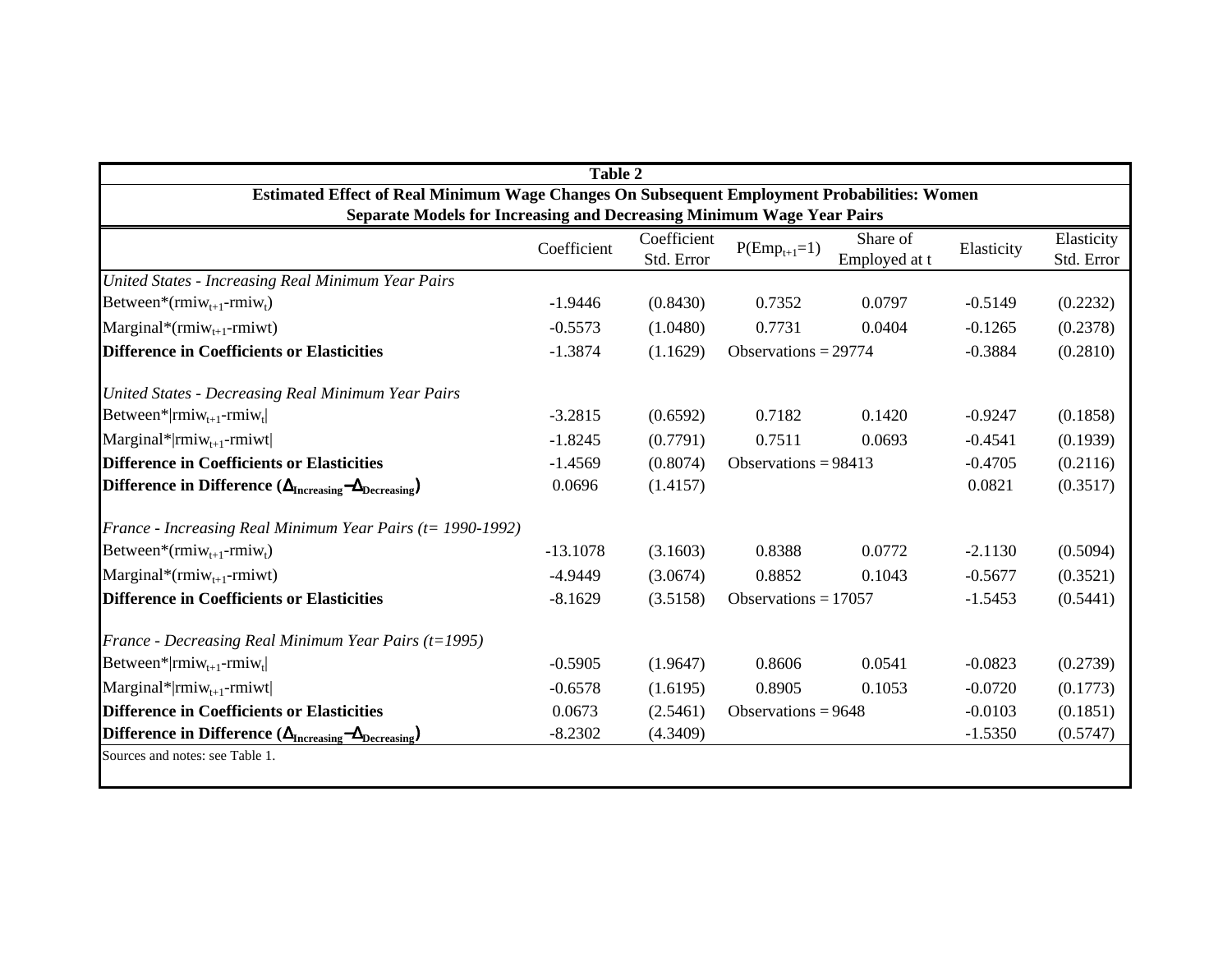**Table 2**

**Estimated Effect of Real Minimum Wage Changes On Subsequent Employment Probabilities: Women**
**Separate Models for Increasing and Decreasing Minimum Wage Year Pairs**

| | Coefficient | Coefficient Std. Error | $P(Emp_{t+1}=1)$ | Share of Employed at t | Elasticity | Elasticity Std. Error |
|---|---|---|---|---|---|---|
| *United States - Increasing Real Minimum Year Pairs* | | | | | | |
| Between*($rmiw_{t+1}$-$rmiw_t$) | -1.9446 | (0.8430) | 0.7352 | 0.0797 | -0.5149 | (0.2232) |
| Marginal*($rmiw_{t+1}$-rmiwt) | -0.5573 | (1.0480) | 0.7731 | 0.0404 | -0.1265 | (0.2378) |
| **Difference in Coefficients or Elasticities** | -1.3874 | (1.1629) | Observations = 29774 | | -0.3884 | (0.2810) |
| | | | | | | |
| *United States - Decreasing Real Minimum Year Pairs* | | | | | | |
| Between*\|$rmiw_{t+1}$-$rmiw_t$\| | -3.2815 | (0.6592) | 0.7182 | 0.1420 | -0.9247 | (0.1858) |
| Marginal*\|$rmiw_{t+1}$-rmiwt\| | -1.8245 | (0.7791) | 0.7511 | 0.0693 | -0.4541 | (0.1939) |
| **Difference in Coefficients or Elasticities** | -1.4569 | (0.8074) | Observations = 98413 | | -0.4705 | (0.2116) |
| **Difference in Difference ($\Delta_{Increasing}-\Delta_{Decreasing}$)** | 0.0696 | (1.4157) | | | 0.0821 | (0.3517) |
| | | | | | | |
| *France - Increasing Real Minimum Year Pairs (t= 1990-1992)* | | | | | | |
| Between*($rmiw_{t+1}$-$rmiw_t$) | -13.1078 | (3.1603) | 0.8388 | 0.0772 | -2.1130 | (0.5094) |
| Marginal*($rmiw_{t+1}$-rmiwt) | -4.9449 | (3.0674) | 0.8852 | 0.1043 | -0.5677 | (0.3521) |
| **Difference in Coefficients or Elasticities** | -8.1629 | (3.5158) | Observations = 17057 | | -1.5453 | (0.5441) |
| | | | | | | |
| *France - Decreasing Real Minimum Year Pairs (t=1995)* | | | | | | |
| Between*\|$rmiw_{t+1}$-$rmiw_t$\| | -0.5905 | (1.9647) | 0.8606 | 0.0541 | -0.0823 | (0.2739) |
| Marginal*\|$rmiw_{t+1}$-rmiwt\| | -0.6578 | (1.6195) | 0.8905 | 0.1053 | -0.0720 | (0.1773) |
| **Difference in Coefficients or Elasticities** | 0.0673 | (2.5461) | Observations = 9648 | | -0.0103 | (0.1851) |
| **Difference in Difference ($\Delta_{Increasing}-\Delta_{Decreasing}$)** | -8.2302 | (4.3409) | | | -1.5350 | (0.5747) |

Sources and notes: see Table 1.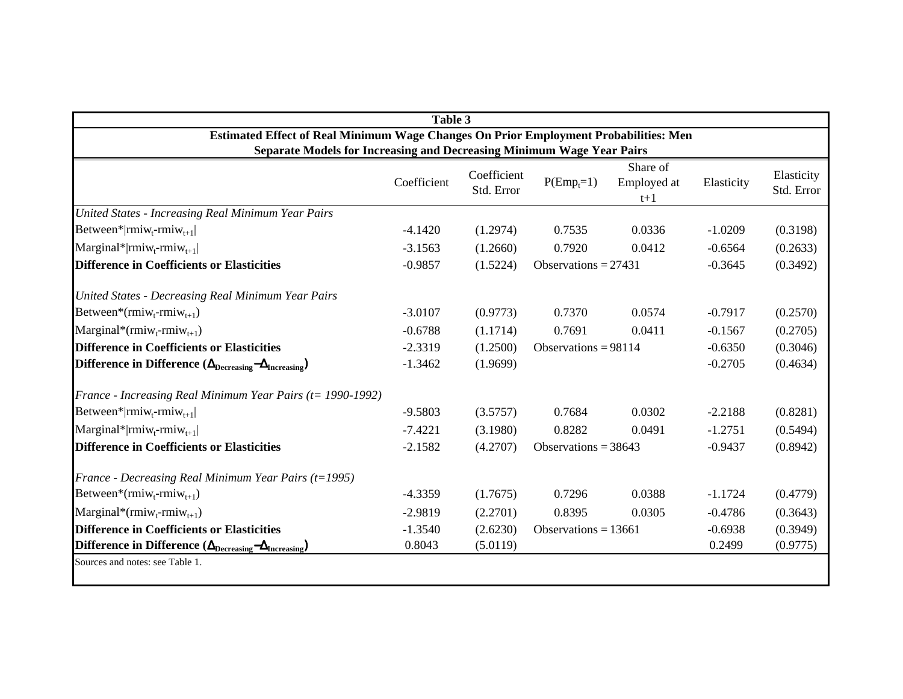**Table 3**

**Estimated Effect of Real Minimum Wage Changes On Prior Employment Probabilities: Men**

**Separate Models for Increasing and Decreasing Minimum Wage Year Pairs**

| | Coefficient | Coefficient Std. Error | $P(Emp_t=1)$ | Share of Employed at t+1 | Elasticity | Elasticity Std. Error |
|---|---|---|---|---|---|---|
| *United States - Increasing Real Minimum Year Pairs* | | | | | | |
| Between*$\lvert rmiw_t - rmiw_{t+1} \rvert$ | -4.1420 | (1.2974) | 0.7535 | 0.0336 | -1.0209 | (0.3198) |
| Marginal*$\lvert rmiw_t - rmiw_{t+1} \rvert$ | -3.1563 | (1.2660) | 0.7920 | 0.0412 | -0.6564 | (0.2633) |
| **Difference in Coefficients or Elasticities** | -0.9857 | (1.5224) | Observations = 27431 | | -0.3645 | (0.3492) |
| *United States - Decreasing Real Minimum Year Pairs* | | | | | | |
| Between*$(rmiw_t - rmiw_{t+1})$ | -3.0107 | (0.9773) | 0.7370 | 0.0574 | -0.7917 | (0.2570) |
| Marginal*$(rmiw_t - rmiw_{t+1})$ | -0.6788 | (1.1714) | 0.7691 | 0.0411 | -0.1567 | (0.2705) |
| **Difference in Coefficients or Elasticities** | -2.3319 | (1.2500) | Observations = 98114 | | -0.6350 | (0.3046) |
| **Difference in Difference ($\Delta_{Decreasing} - \Delta_{Increasing}$)** | -1.3462 | (1.9699) | | | -0.2705 | (0.4634) |
| *France - Increasing Real Minimum Year Pairs (t= 1990-1992)* | | | | | | |
| Between*$\lvert rmiw_t - rmiw_{t+1} \rvert$ | -9.5803 | (3.5757) | 0.7684 | 0.0302 | -2.2188 | (0.8281) |
| Marginal*$\lvert rmiw_t - rmiw_{t+1} \rvert$ | -7.4221 | (3.1980) | 0.8282 | 0.0491 | -1.2751 | (0.5494) |
| **Difference in Coefficients or Elasticities** | -2.1582 | (4.2707) | Observations = 38643 | | -0.9437 | (0.8942) |
| *France - Decreasing Real Minimum Year Pairs (t=1995)* | | | | | | |
| Between*$(rmiw_t - rmiw_{t+1})$ | -4.3359 | (1.7675) | 0.7296 | 0.0388 | -1.1724 | (0.4779) |
| Marginal*$(rmiw_t - rmiw_{t+1})$ | -2.9819 | (2.2701) | 0.8395 | 0.0305 | -0.4786 | (0.3643) |
| **Difference in Coefficients or Elasticities** | -1.3540 | (2.6230) | Observations = 13661 | | -0.6938 | (0.3949) |
| **Difference in Difference ($\Delta_{Decreasing} - \Delta_{Increasing}$)** | 0.8043 | (5.0119) | | | 0.2499 | (0.9775) |

Sources and notes: see Table 1.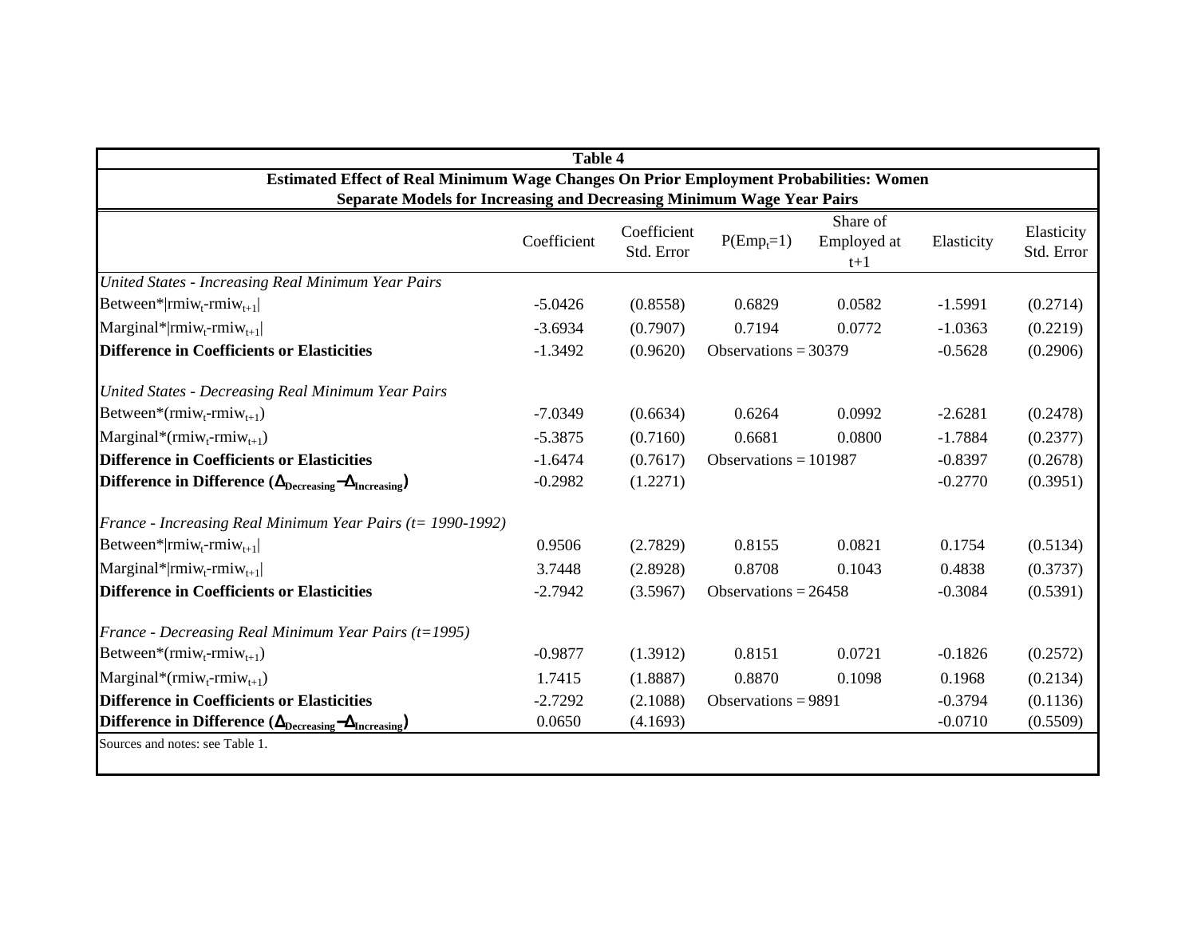**Table 4**

**Estimated Effect of Real Minimum Wage Changes On Prior Employment Probabilities: Women**
**Separate Models for Increasing and Decreasing Minimum Wage Year Pairs**

| | Coefficient | Coefficient Std. Error | $P(Emp_t=1)$ | Share of Employed at t+1 | Elasticity | Elasticity Std. Error |
|---|---|---|---|---|---|---|
| *United States - Increasing Real Minimum Year Pairs* | | | | | | |
| Between*$\|rmiw_t-rmiw_{t+1}\|$ | -5.0426 | (0.8558) | 0.6829 | 0.0582 | -1.5991 | (0.2714) |
| Marginal*$\|rmiw_t-rmiw_{t+1}\|$ | -3.6934 | (0.7907) | 0.7194 | 0.0772 | -1.0363 | (0.2219) |
| **Difference in Coefficients or Elasticities** | -1.3492 | (0.9620) | Observations = 30379 | | -0.5628 | (0.2906) |
| *United States - Decreasing Real Minimum Year Pairs* | | | | | | |
| Between*$(rmiw_t-rmiw_{t+1})$ | -7.0349 | (0.6634) | 0.6264 | 0.0992 | -2.6281 | (0.2478) |
| Marginal*$(rmiw_t-rmiw_{t+1})$ | -5.3875 | (0.7160) | 0.6681 | 0.0800 | -1.7884 | (0.2377) |
| **Difference in Coefficients or Elasticities** | -1.6474 | (0.7617) | Observations = 101987 | | -0.8397 | (0.2678) |
| **Difference in Difference ($\Delta_{Decreasing}-\Delta_{Increasing}$)** | -0.2982 | (1.2271) | | | -0.2770 | (0.3951) |
| *France - Increasing Real Minimum Year Pairs (t= 1990-1992)* | | | | | | |
| Between*$\|rmiw_t-rmiw_{t+1}\|$ | 0.9506 | (2.7829) | 0.8155 | 0.0821 | 0.1754 | (0.5134) |
| Marginal*$\|rmiw_t-rmiw_{t+1}\|$ | 3.7448 | (2.8928) | 0.8708 | 0.1043 | 0.4838 | (0.3737) |
| **Difference in Coefficients or Elasticities** | -2.7942 | (3.5967) | Observations = 26458 | | -0.3084 | (0.5391) |
| *France - Decreasing Real Minimum Year Pairs (t=1995)* | | | | | | |
| Between*$(rmiw_t-rmiw_{t+1})$ | -0.9877 | (1.3912) | 0.8151 | 0.0721 | -0.1826 | (0.2572) |
| Marginal*$(rmiw_t-rmiw_{t+1})$ | 1.7415 | (1.8887) | 0.8870 | 0.1098 | 0.1968 | (0.2134) |
| **Difference in Coefficients or Elasticities** | -2.7292 | (2.1088) | Observations = 9891 | | -0.3794 | (0.1136) |
| **Difference in Difference ($\Delta_{Decreasing}-\Delta_{Increasing}$)** | 0.0650 | (4.1693) | | | -0.0710 | (0.5509) |

Sources and notes: see Table 1.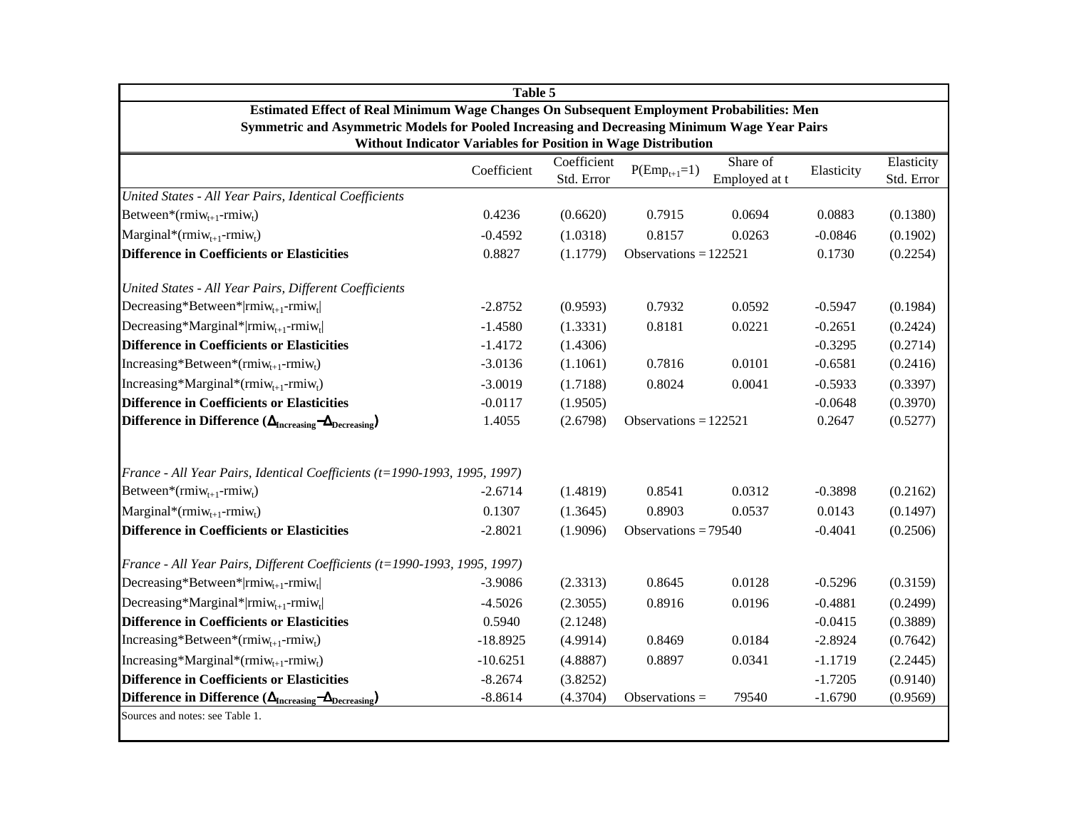**Table 5**

**Estimated Effect of Real Minimum Wage Changes On Subsequent Employment Probabilities: Men**

**Symmetric and Asymmetric Models for Pooled Increasing and Decreasing Minimum Wage Year Pairs**

**Without Indicator Variables for Position in Wage Distribution**

| | Coefficient | Coefficient Std. Error | $P(Emp_{t+1}=1)$ | Share of Employed at t | Elasticity | Elasticity Std. Error |
|---|---|---|---|---|---|---|
| *United States - All Year Pairs, Identical Coefficients* | | | | | | |
| Between*($rmiw_{t+1}$-$rmiw_t$) | 0.4236 | (0.6620) | 0.7915 | 0.0694 | 0.0883 | (0.1380) |
| Marginal*($rmiw_{t+1}$-$rmiw_t$) | -0.4592 | (1.0318) | 0.8157 | 0.0263 | -0.0846 | (0.1902) |
| **Difference in Coefficients or Elasticities** | 0.8827 | (1.1779) | Observations = 122521 | | 0.1730 | (0.2254) |
| *United States - All Year Pairs, Different Coefficients* | | | | | | |
| Decreasing*Between*\|$rmiw_{t+1}$-$rmiw_t$\| | -2.8752 | (0.9593) | 0.7932 | 0.0592 | -0.5947 | (0.1984) |
| Decreasing*Marginal*\|$rmiw_{t+1}$-$rmiw_t$\| | -1.4580 | (1.3331) | 0.8181 | 0.0221 | -0.2651 | (0.2424) |
| **Difference in Coefficients or Elasticities** | -1.4172 | (1.4306) | | | -0.3295 | (0.2714) |
| Increasing*Between*($rmiw_{t+1}$-$rmiw_t$) | -3.0136 | (1.1061) | 0.7816 | 0.0101 | -0.6581 | (0.2416) |
| Increasing*Marginal*($rmiw_{t+1}$-$rmiw_t$) | -3.0019 | (1.7188) | 0.8024 | 0.0041 | -0.5933 | (0.3397) |
| **Difference in Coefficients or Elasticities** | -0.0117 | (1.9505) | | | -0.0648 | (0.3970) |
| **Difference in Difference ($\Delta_{Increasing}-\Delta_{Decreasing}$)** | 1.4055 | (2.6798) | Observations = 122521 | | 0.2647 | (0.5277) |
| *France - All Year Pairs, Identical Coefficients (t=1990-1993, 1995, 1997)* | | | | | | |
| Between*($rmiw_{t+1}$-$rmiw_t$) | -2.6714 | (1.4819) | 0.8541 | 0.0312 | -0.3898 | (0.2162) |
| Marginal*($rmiw_{t+1}$-$rmiw_t$) | 0.1307 | (1.3645) | 0.8903 | 0.0537 | 0.0143 | (0.1497) |
| **Difference in Coefficients or Elasticities** | -2.8021 | (1.9096) | Observations = 79540 | | -0.4041 | (0.2506) |
| *France - All Year Pairs, Different Coefficients (t=1990-1993, 1995, 1997)* | | | | | | |
| Decreasing*Between*\|$rmiw_{t+1}$-$rmiw_t$\| | -3.9086 | (2.3313) | 0.8645 | 0.0128 | -0.5296 | (0.3159) |
| Decreasing*Marginal*\|$rmiw_{t+1}$-$rmiw_t$\| | -4.5026 | (2.3055) | 0.8916 | 0.0196 | -0.4881 | (0.2499) |
| **Difference in Coefficients or Elasticities** | 0.5940 | (2.1248) | | | -0.0415 | (0.3889) |
| Increasing*Between*($rmiw_{t+1}$-$rmiw_t$) | -18.8925 | (4.9914) | 0.8469 | 0.0184 | -2.8924 | (0.7642) |
| Increasing*Marginal*($rmiw_{t+1}$-$rmiw_t$) | -10.6251 | (4.8887) | 0.8897 | 0.0341 | -1.1719 | (2.2445) |
| **Difference in Coefficients or Elasticities** | -8.2674 | (3.8252) | | | -1.7205 | (0.9140) |
| **Difference in Difference ($\Delta_{Increasing}-\Delta_{Decreasing}$)** | -8.8614 | (4.3704) | Observations = | 79540 | -1.6790 | (0.9569) |

Sources and notes: see Table 1.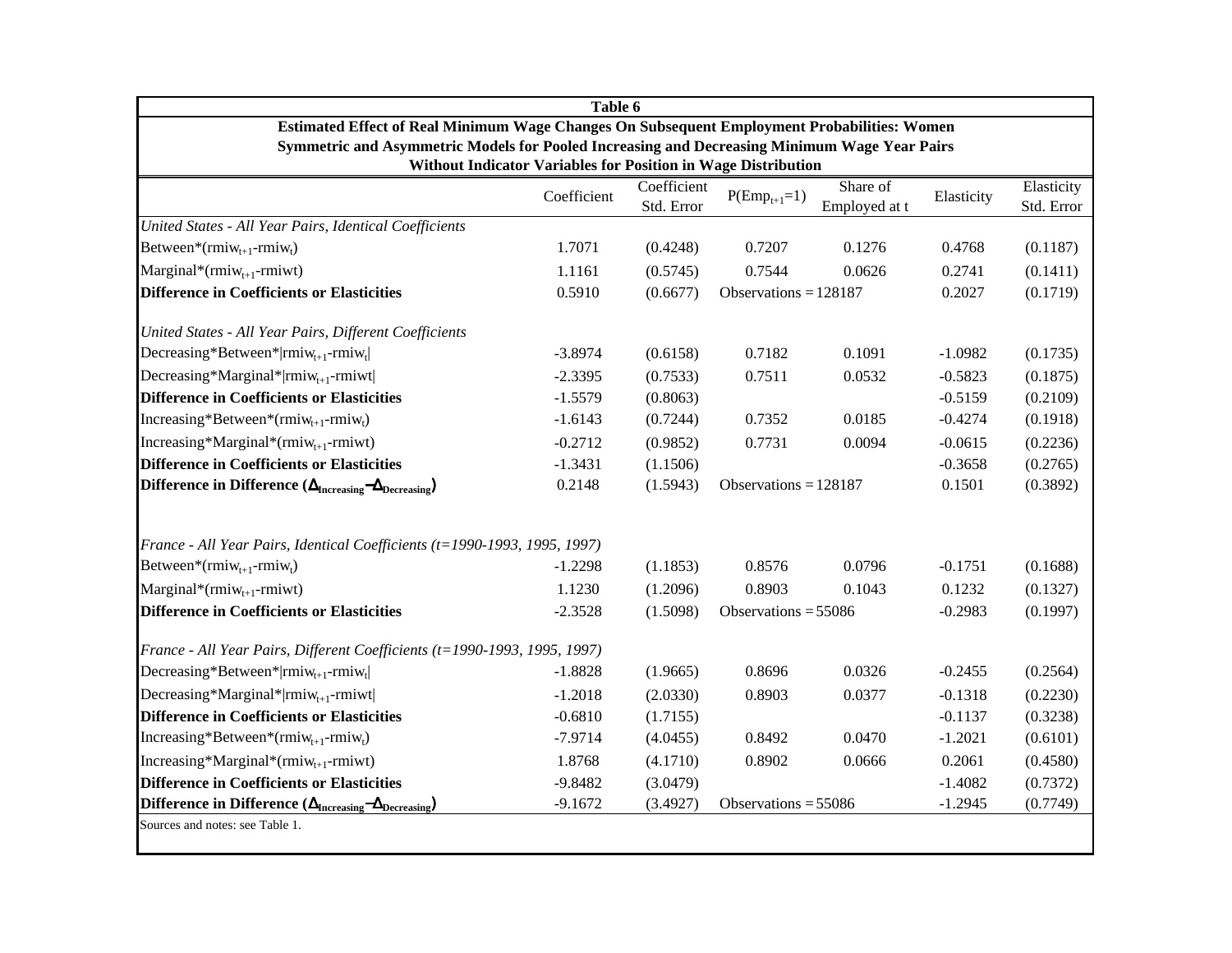**Table 6**

**Estimated Effect of Real Minimum Wage Changes On Subsequent Employment Probabilities: Women**
**Symmetric and Asymmetric Models for Pooled Increasing and Decreasing Minimum Wage Year Pairs**
**Without Indicator Variables for Position in Wage Distribution**

| | Coefficient | Coefficient Std. Error | $P(Emp_{t+1}=1)$ | Share of Employed at t | Elasticity | Elasticity Std. Error |
|---|---|---|---|---|---|---|
| *United States - All Year Pairs, Identical Coefficients* | | | | | | |
| Between*$(rmiw_{t+1}-rmiw_t)$ | 1.7071 | (0.4248) | 0.7207 | 0.1276 | 0.4768 | (0.1187) |
| Marginal*$(rmiw_{t+1}$-rmiwt) | 1.1161 | (0.5745) | 0.7544 | 0.0626 | 0.2741 | (0.1411) |
| **Difference in Coefficients or Elasticities** | 0.5910 | (0.6677) | Observations = 128187 | | 0.2027 | (0.1719) |
| *United States - All Year Pairs, Different Coefficients* | | | | | | |
| Decreasing*Between*$\lvert rmiw_{t+1}-rmiw_t\rvert$ | -3.8974 | (0.6158) | 0.7182 | 0.1091 | -1.0982 | (0.1735) |
| Decreasing*Marginal*$\lvert rmiw_{t+1}$-rmiwt$\rvert$ | -2.3395 | (0.7533) | 0.7511 | 0.0532 | -0.5823 | (0.1875) |
| **Difference in Coefficients or Elasticities** | -1.5579 | (0.8063) | | | -0.5159 | (0.2109) |
| Increasing*Between*$(rmiw_{t+1}-rmiw_t)$ | -1.6143 | (0.7244) | 0.7352 | 0.0185 | -0.4274 | (0.1918) |
| Increasing*Marginal*$(rmiw_{t+1}$-rmiwt) | -0.2712 | (0.9852) | 0.7731 | 0.0094 | -0.0615 | (0.2236) |
| **Difference in Coefficients or Elasticities** | -1.3431 | (1.1506) | | | -0.3658 | (0.2765) |
| **Difference in Difference ($\Delta_{Increasing}-\Delta_{Decreasing}$)** | 0.2148 | (1.5943) | Observations = 128187 | | 0.1501 | (0.3892) |
| *France - All Year Pairs, Identical Coefficients (t=1990-1993, 1995, 1997)* | | | | | | |
| Between*$(rmiw_{t+1}-rmiw_t)$ | -1.2298 | (1.1853) | 0.8576 | 0.0796 | -0.1751 | (0.1688) |
| Marginal*$(rmiw_{t+1}$-rmiwt) | 1.1230 | (1.2096) | 0.8903 | 0.1043 | 0.1232 | (0.1327) |
| **Difference in Coefficients or Elasticities** | -2.3528 | (1.5098) | Observations = 55086 | | -0.2983 | (0.1997) |
| *France - All Year Pairs, Different Coefficients (t=1990-1993, 1995, 1997)* | | | | | | |
| Decreasing*Between*$\lvert rmiw_{t+1}-rmiw_t\rvert$ | -1.8828 | (1.9665) | 0.8696 | 0.0326 | -0.2455 | (0.2564) |
| Decreasing*Marginal*$\lvert rmiw_{t+1}$-rmiwt$\rvert$ | -1.2018 | (2.0330) | 0.8903 | 0.0377 | -0.1318 | (0.2230) |
| **Difference in Coefficients or Elasticities** | -0.6810 | (1.7155) | | | -0.1137 | (0.3238) |
| Increasing*Between*$(rmiw_{t+1}-rmiw_t)$ | -7.9714 | (4.0455) | 0.8492 | 0.0470 | -1.2021 | (0.6101) |
| Increasing*Marginal*$(rmiw_{t+1}$-rmiwt) | 1.8768 | (4.1710) | 0.8902 | 0.0666 | 0.2061 | (0.4580) |
| **Difference in Coefficients or Elasticities** | -9.8482 | (3.0479) | | | -1.4082 | (0.7372) |
| **Difference in Difference ($\Delta_{Increasing}-\Delta_{Decreasing}$)** | -9.1672 | (3.4927) | Observations = 55086 | | -1.2945 | (0.7749) |

Sources and notes: see Table 1.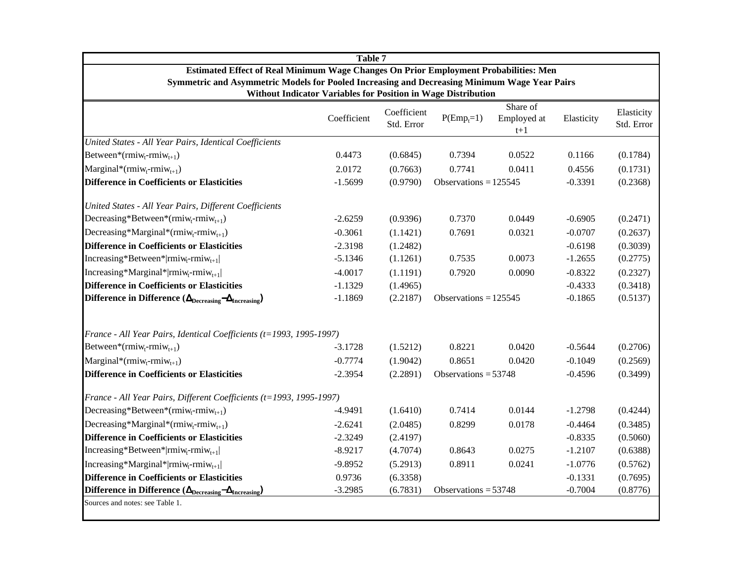**Table 7**

**Estimated Effect of Real Minimum Wage Changes On Prior Employment Probabilities: Men**

**Symmetric and Asymmetric Models for Pooled Increasing and Decreasing Minimum Wage Year Pairs**

**Without Indicator Variables for Position in Wage Distribution**

| | Coefficient | Coefficient Std. Error | $P(Emp_t=1)$ | Share of Employed at t+1 | Elasticity | Elasticity Std. Error |
|---|---|---|---|---|---|---|
| *United States - All Year Pairs, Identical Coefficients* | | | | | | |
| Between*($rmiw_t$-$rmiw_{t+1}$) | 0.4473 | (0.6845) | 0.7394 | 0.0522 | 0.1166 | (0.1784) |
| Marginal*($rmiw_t$-$rmiw_{t+1}$) | 2.0172 | (0.7663) | 0.7741 | 0.0411 | 0.4556 | (0.1731) |
| **Difference in Coefficients or Elasticities** | -1.5699 | (0.9790) | Observations = 125545 | | -0.3391 | (0.2368) |
| | | | | | | |
| *United States - All Year Pairs, Different Coefficients* | | | | | | |
| Decreasing*Between*($rmiw_t$-$rmiw_{t+1}$) | -2.6259 | (0.9396) | 0.7370 | 0.0449 | -0.6905 | (0.2471) |
| Decreasing*Marginal*($rmiw_t$-$rmiw_{t+1}$) | -0.3061 | (1.1421) | 0.7691 | 0.0321 | -0.0707 | (0.2637) |
| **Difference in Coefficients or Elasticities** | -2.3198 | (1.2482) | | | -0.6198 | (0.3039) |
| Increasing*Between*\|$rmiw_t$-$rmiw_{t+1}$\| | -5.1346 | (1.1261) | 0.7535 | 0.0073 | -1.2655 | (0.2775) |
| Increasing*Marginal*\|$rmiw_t$-$rmiw_{t+1}$\| | -4.0017 | (1.1191) | 0.7920 | 0.0090 | -0.8322 | (0.2327) |
| **Difference in Coefficients or Elasticities** | -1.1329 | (1.4965) | | | -0.4333 | (0.3418) |
| **Difference in Difference ($\Delta_{Decreasing}-\Delta_{Increasing}$)** | -1.1869 | (2.2187) | Observations = 125545 | | -0.1865 | (0.5137) |
| | | | | | | |
| *France - All Year Pairs, Identical Coefficients (t=1993, 1995-1997)* | | | | | | |
| Between*($rmiw_t$-$rmiw_{t+1}$) | -3.1728 | (1.5212) | 0.8221 | 0.0420 | -0.5644 | (0.2706) |
| Marginal*($rmiw_t$-$rmiw_{t+1}$) | -0.7774 | (1.9042) | 0.8651 | 0.0420 | -0.1049 | (0.2569) |
| **Difference in Coefficients or Elasticities** | -2.3954 | (2.2891) | Observations = 53748 | | -0.4596 | (0.3499) |
| | | | | | | |
| *France - All Year Pairs, Different Coefficients (t=1993, 1995-1997)* | | | | | | |
| Decreasing*Between*($rmiw_t$-$rmiw_{t+1}$) | -4.9491 | (1.6410) | 0.7414 | 0.0144 | -1.2798 | (0.4244) |
| Decreasing*Marginal*($rmiw_t$-$rmiw_{t+1}$) | -2.6241 | (2.0485) | 0.8299 | 0.0178 | -0.4464 | (0.3485) |
| **Difference in Coefficients or Elasticities** | -2.3249 | (2.4197) | | | -0.8335 | (0.5060) |
| Increasing*Between*\|$rmiw_t$-$rmiw_{t+1}$\| | -8.9217 | (4.7074) | 0.8643 | 0.0275 | -1.2107 | (0.6388) |
| Increasing*Marginal*\|$rmiw_t$-$rmiw_{t+1}$\| | -9.8952 | (5.2913) | 0.8911 | 0.0241 | -1.0776 | (0.5762) |
| **Difference in Coefficients or Elasticities** | 0.9736 | (6.3358) | | | -0.1331 | (0.7695) |
| **Difference in Difference ($\Delta_{Decreasing}-\Delta_{Increasing}$)** | -3.2985 | (6.7831) | Observations = 53748 | | -0.7004 | (0.8776) |

Sources and notes: see Table 1.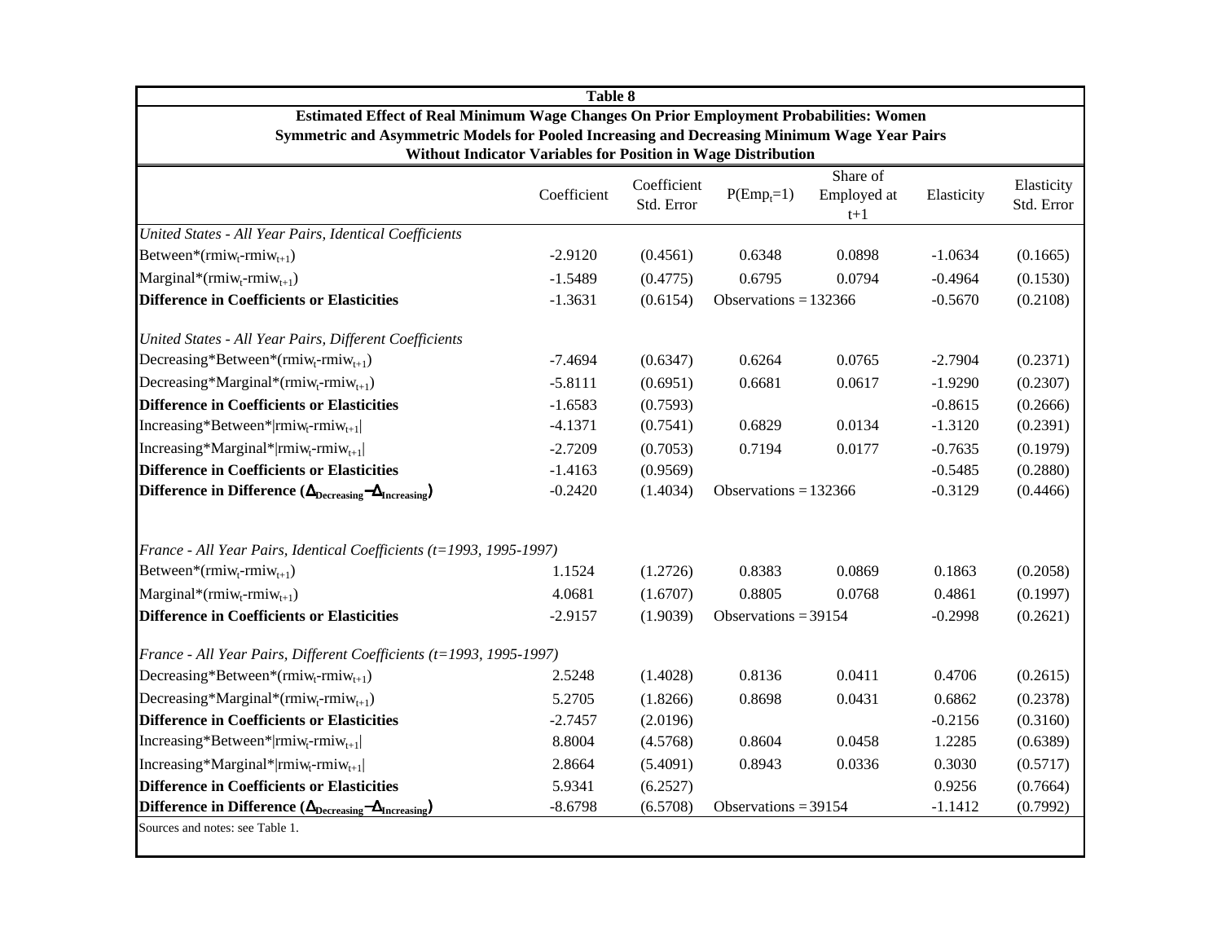**Table 8**

**Estimated Effect of Real Minimum Wage Changes On Prior Employment Probabilities: Women**
**Symmetric and Asymmetric Models for Pooled Increasing and Decreasing Minimum Wage Year Pairs**
**Without Indicator Variables for Position in Wage Distribution**

| | Coefficient | Coefficient Std. Error | $P(Emp_t=1)$ | Share of Employed at t+1 | Elasticity | Elasticity Std. Error |
|---|---|---|---|---|---|---|
| *United States - All Year Pairs, Identical Coefficients* | | | | | | |
| Between*($rmiw_t$-$rmiw_{t+1}$) | -2.9120 | (0.4561) | 0.6348 | 0.0898 | -1.0634 | (0.1665) |
| Marginal*($rmiw_t$-$rmiw_{t+1}$) | -1.5489 | (0.4775) | 0.6795 | 0.0794 | -0.4964 | (0.1530) |
| **Difference in Coefficients or Elasticities** | -1.3631 | (0.6154) | Observations = 132366 | | -0.5670 | (0.2108) |
| *United States - All Year Pairs, Different Coefficients* | | | | | | |
| Decreasing*Between*($rmiw_t$-$rmiw_{t+1}$) | -7.4694 | (0.6347) | 0.6264 | 0.0765 | -2.7904 | (0.2371) |
| Decreasing*Marginal*($rmiw_t$-$rmiw_{t+1}$) | -5.8111 | (0.6951) | 0.6681 | 0.0617 | -1.9290 | (0.2307) |
| **Difference in Coefficients or Elasticities** | -1.6583 | (0.7593) | | | -0.8615 | (0.2666) |
| Increasing*Between*\|$rmiw_t$-$rmiw_{t+1}$\| | -4.1371 | (0.7541) | 0.6829 | 0.0134 | -1.3120 | (0.2391) |
| Increasing*Marginal*\|$rmiw_t$-$rmiw_{t+1}$\| | -2.7209 | (0.7053) | 0.7194 | 0.0177 | -0.7635 | (0.1979) |
| **Difference in Coefficients or Elasticities** | -1.4163 | (0.9569) | | | -0.5485 | (0.2880) |
| **Difference in Difference ($\Delta_{Decreasing}-\Delta_{Increasing}$)** | -0.2420 | (1.4034) | Observations = 132366 | | -0.3129 | (0.4466) |
| *France - All Year Pairs, Identical Coefficients (t=1993, 1995-1997)* | | | | | | |
| Between*($rmiw_t$-$rmiw_{t+1}$) | 1.1524 | (1.2726) | 0.8383 | 0.0869 | 0.1863 | (0.2058) |
| Marginal*($rmiw_t$-$rmiw_{t+1}$) | 4.0681 | (1.6707) | 0.8805 | 0.0768 | 0.4861 | (0.1997) |
| **Difference in Coefficients or Elasticities** | -2.9157 | (1.9039) | Observations = 39154 | | -0.2998 | (0.2621) |
| *France - All Year Pairs, Different Coefficients (t=1993, 1995-1997)* | | | | | | |
| Decreasing*Between*($rmiw_t$-$rmiw_{t+1}$) | 2.5248 | (1.4028) | 0.8136 | 0.0411 | 0.4706 | (0.2615) |
| Decreasing*Marginal*($rmiw_t$-$rmiw_{t+1}$) | 5.2705 | (1.8266) | 0.8698 | 0.0431 | 0.6862 | (0.2378) |
| **Difference in Coefficients or Elasticities** | -2.7457 | (2.0196) | | | -0.2156 | (0.3160) |
| Increasing*Between*\|$rmiw_t$-$rmiw_{t+1}$\| | 8.8004 | (4.5768) | 0.8604 | 0.0458 | 1.2285 | (0.6389) |
| Increasing*Marginal*\|$rmiw_t$-$rmiw_{t+1}$\| | 2.8664 | (5.4091) | 0.8943 | 0.0336 | 0.3030 | (0.5717) |
| **Difference in Coefficients or Elasticities** | 5.9341 | (6.2527) | | | 0.9256 | (0.7664) |
| **Difference in Difference ($\Delta_{Decreasing}-\Delta_{Increasing}$)** | -8.6798 | (6.5708) | Observations = 39154 | | -1.1412 | (0.7992) |

Sources and notes: see Table 1.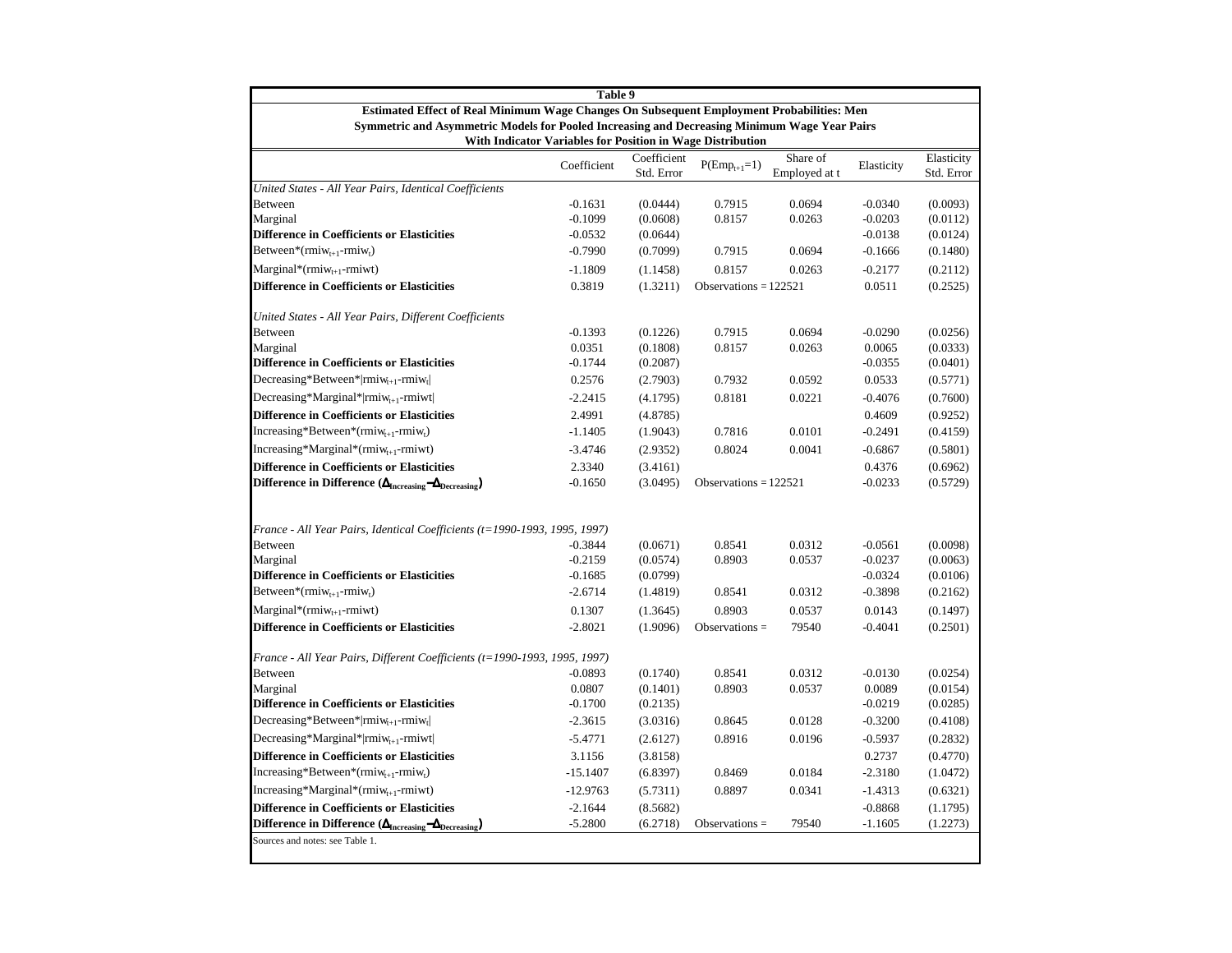**Table 9**

**Estimated Effect of Real Minimum Wage Changes On Subsequent Employment Probabilities: Men**

**Symmetric and Asymmetric Models for Pooled Increasing and Decreasing Minimum Wage Year Pairs**

**With Indicator Variables for Position in Wage Distribution**

| | Coefficient | Coefficient Std. Error | $P(Emp_{t+1}=1)$ | Share of Employed at t | Elasticity | Elasticity Std. Error |
|---|---|---|---|---|---|---|
| *United States - All Year Pairs, Identical Coefficients* | | | | | | |
| Between | -0.1631 | (0.0444) | 0.7915 | 0.0694 | -0.0340 | (0.0093) |
| Marginal | -0.1099 | (0.0608) | 0.8157 | 0.0263 | -0.0203 | (0.0112) |
| **Difference in Coefficients or Elasticities** | -0.0532 | (0.0644) | | | -0.0138 | (0.0124) |
| Between*($rmiw_{t+1}$-$rmiw_t$) | -0.7990 | (0.7099) | 0.7915 | 0.0694 | -0.1666 | (0.1480) |
| Marginal*($rmiw_{t+1}$-rmiwt) | -1.1809 | (1.1458) | 0.8157 | 0.0263 | -0.2177 | (0.2112) |
| **Difference in Coefficients or Elasticities** | 0.3819 | (1.3211) | Observations = 122521 | | 0.0511 | (0.2525) |
| | | | | | | |
| *United States - All Year Pairs, Different Coefficients* | | | | | | |
| Between | -0.1393 | (0.1226) | 0.7915 | 0.0694 | -0.0290 | (0.0256) |
| Marginal | 0.0351 | (0.1808) | 0.8157 | 0.0263 | 0.0065 | (0.0333) |
| **Difference in Coefficients or Elasticities** | -0.1744 | (0.2087) | | | -0.0355 | (0.0401) |
| Decreasing*Between*\|$rmiw_{t+1}$-$rmiw_t$\| | 0.2576 | (2.7903) | 0.7932 | 0.0592 | 0.0533 | (0.5771) |
| Decreasing*Marginal*\|$rmiw_{t+1}$-rmiwt\| | -2.2415 | (4.1795) | 0.8181 | 0.0221 | -0.4076 | (0.7600) |
| **Difference in Coefficients or Elasticities** | 2.4991 | (4.8785) | | | 0.4609 | (0.9252) |
| Increasing*Between*($rmiw_{t+1}$-$rmiw_t$) | -1.1405 | (1.9043) | 0.7816 | 0.0101 | -0.2491 | (0.4159) |
| Increasing*Marginal*($rmiw_{t+1}$-rmiwt) | -3.4746 | (2.9352) | 0.8024 | 0.0041 | -0.6867 | (0.5801) |
| **Difference in Coefficients or Elasticities** | 2.3340 | (3.4161) | | | 0.4376 | (0.6962) |
| **Difference in Difference ($\Delta_{Increasing}-\Delta_{Decreasing}$)** | -0.1650 | (3.0495) | Observations = 122521 | | -0.0233 | (0.5729) |
| | | | | | | |
| *France - All Year Pairs, Identical Coefficients (t=1990-1993, 1995, 1997)* | | | | | | |
| Between | -0.3844 | (0.0671) | 0.8541 | 0.0312 | -0.0561 | (0.0098) |
| Marginal | -0.2159 | (0.0574) | 0.8903 | 0.0537 | -0.0237 | (0.0063) |
| **Difference in Coefficients or Elasticities** | -0.1685 | (0.0799) | | | -0.0324 | (0.0106) |
| Between*($rmiw_{t+1}$-$rmiw_t$) | -2.6714 | (1.4819) | 0.8541 | 0.0312 | -0.3898 | (0.2162) |
| Marginal*($rmiw_{t+1}$-rmiwt) | 0.1307 | (1.3645) | 0.8903 | 0.0537 | 0.0143 | (0.1497) |
| **Difference in Coefficients or Elasticities** | -2.8021 | (1.9096) | Observations = | 79540 | -0.4041 | (0.2501) |
| | | | | | | |
| *France - All Year Pairs, Different Coefficients (t=1990-1993, 1995, 1997)* | | | | | | |
| Between | -0.0893 | (0.1740) | 0.8541 | 0.0312 | -0.0130 | (0.0254) |
| Marginal | 0.0807 | (0.1401) | 0.8903 | 0.0537 | 0.0089 | (0.0154) |
| **Difference in Coefficients or Elasticities** | -0.1700 | (0.2135) | | | -0.0219 | (0.0285) |
| Decreasing*Between*\|$rmiw_{t+1}$-$rmiw_t$\| | -2.3615 | (3.0316) | 0.8645 | 0.0128 | -0.3200 | (0.4108) |
| Decreasing*Marginal*\|$rmiw_{t+1}$-rmiwt\| | -5.4771 | (2.6127) | 0.8916 | 0.0196 | -0.5937 | (0.2832) |
| **Difference in Coefficients or Elasticities** | 3.1156 | (3.8158) | | | 0.2737 | (0.4770) |
| Increasing*Between*($rmiw_{t+1}$-$rmiw_t$) | -15.1407 | (6.8397) | 0.8469 | 0.0184 | -2.3180 | (1.0472) |
| Increasing*Marginal*($rmiw_{t+1}$-rmiwt) | -12.9763 | (5.7311) | 0.8897 | 0.0341 | -1.4313 | (0.6321) |
| **Difference in Coefficients or Elasticities** | -2.1644 | (8.5682) | | | -0.8868 | (1.1795) |
| **Difference in Difference ($\Delta_{Increasing}-\Delta_{Decreasing}$)** | -5.2800 | (6.2718) | Observations = | 79540 | -1.1605 | (1.2273) |

Sources and notes: see Table 1.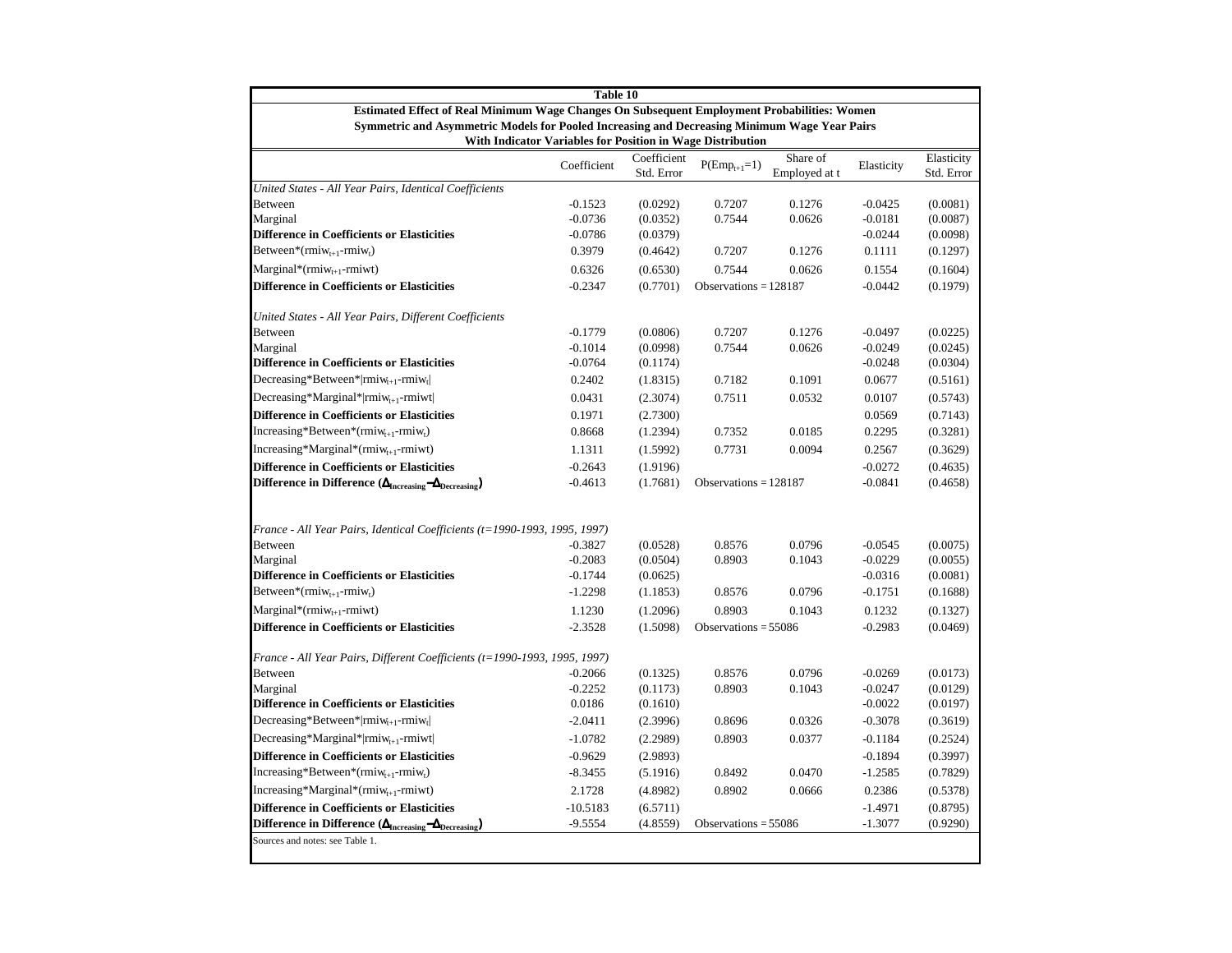**Table 10**

**Estimated Effect of Real Minimum Wage Changes On Subsequent Employment Probabilities: Women**

**Symmetric and Asymmetric Models for Pooled Increasing and Decreasing Minimum Wage Year Pairs**

**With Indicator Variables for Position in Wage Distribution**

| | Coefficient | Coefficient Std. Error | $P(Emp_{t+1}=1)$ | Share of Employed at t | Elasticity | Elasticity Std. Error |
|---|---|---|---|---|---|---|
| *United States - All Year Pairs, Identical Coefficients* | | | | | | |
| Between | -0.1523 | (0.0292) | 0.7207 | 0.1276 | -0.0425 | (0.0081) |
| Marginal | -0.0736 | (0.0352) | 0.7544 | 0.0626 | -0.0181 | (0.0087) |
| **Difference in Coefficients or Elasticities** | -0.0786 | (0.0379) | | | -0.0244 | (0.0098) |
| Between*($rmiw_{t+1}$-$rmiw_t$) | 0.3979 | (0.4642) | 0.7207 | 0.1276 | 0.1111 | (0.1297) |
| Marginal*($rmiw_{t+1}$-rmiwt) | 0.6326 | (0.6530) | 0.7544 | 0.0626 | 0.1554 | (0.1604) |
| **Difference in Coefficients or Elasticities** | -0.2347 | (0.7701) | Observations = 128187 | | -0.0442 | (0.1979) |
| *United States - All Year Pairs, Different Coefficients* | | | | | | |
| Between | -0.1779 | (0.0806) | 0.7207 | 0.1276 | -0.0497 | (0.0225) |
| Marginal | -0.1014 | (0.0998) | 0.7544 | 0.0626 | -0.0249 | (0.0245) |
| **Difference in Coefficients or Elasticities** | -0.0764 | (0.1174) | | | -0.0248 | (0.0304) |
| Decreasing*Between*\|$rmiw_{t+1}$-$rmiw_t$\| | 0.2402 | (1.8315) | 0.7182 | 0.1091 | 0.0677 | (0.5161) |
| Decreasing*Marginal*\|$rmiw_{t+1}$-rmiwt\| | 0.0431 | (2.3074) | 0.7511 | 0.0532 | 0.0107 | (0.5743) |
| **Difference in Coefficients or Elasticities** | 0.1971 | (2.7300) | | | 0.0569 | (0.7143) |
| Increasing*Between*($rmiw_{t+1}$-$rmiw_t$) | 0.8668 | (1.2394) | 0.7352 | 0.0185 | 0.2295 | (0.3281) |
| Increasing*Marginal*($rmiw_{t+1}$-rmiwt) | 1.1311 | (1.5992) | 0.7731 | 0.0094 | 0.2567 | (0.3629) |
| **Difference in Coefficients or Elasticities** | -0.2643 | (1.9196) | | | -0.0272 | (0.4635) |
| **Difference in Difference ($\Delta_{Increasing}-\Delta_{Decreasing}$)** | -0.4613 | (1.7681) | Observations = 128187 | | -0.0841 | (0.4658) |
| *France - All Year Pairs, Identical Coefficients (t=1990-1993, 1995, 1997)* | | | | | | |
| Between | -0.3827 | (0.0528) | 0.8576 | 0.0796 | -0.0545 | (0.0075) |
| Marginal | -0.2083 | (0.0504) | 0.8903 | 0.1043 | -0.0229 | (0.0055) |
| **Difference in Coefficients or Elasticities** | -0.1744 | (0.0625) | | | -0.0316 | (0.0081) |
| Between*($rmiw_{t+1}$-$rmiw_t$) | -1.2298 | (1.1853) | 0.8576 | 0.0796 | -0.1751 | (0.1688) |
| Marginal*($rmiw_{t+1}$-rmiwt) | 1.1230 | (1.2096) | 0.8903 | 0.1043 | 0.1232 | (0.1327) |
| **Difference in Coefficients or Elasticities** | -2.3528 | (1.5098) | Observations = 55086 | | -0.2983 | (0.0469) |
| *France - All Year Pairs, Different Coefficients (t=1990-1993, 1995, 1997)* | | | | | | |
| Between | -0.2066 | (0.1325) | 0.8576 | 0.0796 | -0.0269 | (0.0173) |
| Marginal | -0.2252 | (0.1173) | 0.8903 | 0.1043 | -0.0247 | (0.0129) |
| **Difference in Coefficients or Elasticities** | 0.0186 | (0.1610) | | | -0.0022 | (0.0197) |
| Decreasing*Between*\|$rmiw_{t+1}$-$rmiw_t$\| | -2.0411 | (2.3996) | 0.8696 | 0.0326 | -0.3078 | (0.3619) |
| Decreasing*Marginal*\|$rmiw_{t+1}$-rmiwt\| | -1.0782 | (2.2989) | 0.8903 | 0.0377 | -0.1184 | (0.2524) |
| **Difference in Coefficients or Elasticities** | -0.9629 | (2.9893) | | | -0.1894 | (0.3997) |
| Increasing*Between*($rmiw_{t+1}$-$rmiw_t$) | -8.3455 | (5.1916) | 0.8492 | 0.0470 | -1.2585 | (0.7829) |
| Increasing*Marginal*($rmiw_{t+1}$-rmiwt) | 2.1728 | (4.8982) | 0.8902 | 0.0666 | 0.2386 | (0.5378) |
| **Difference in Coefficients or Elasticities** | -10.5183 | (6.5711) | | | -1.4971 | (0.8795) |
| **Difference in Difference ($\Delta_{Increasing}-\Delta_{Decreasing}$)** | -9.5554 | (4.8559) | Observations = 55086 | | -1.3077 | (0.9290) |

Sources and notes: see Table 1.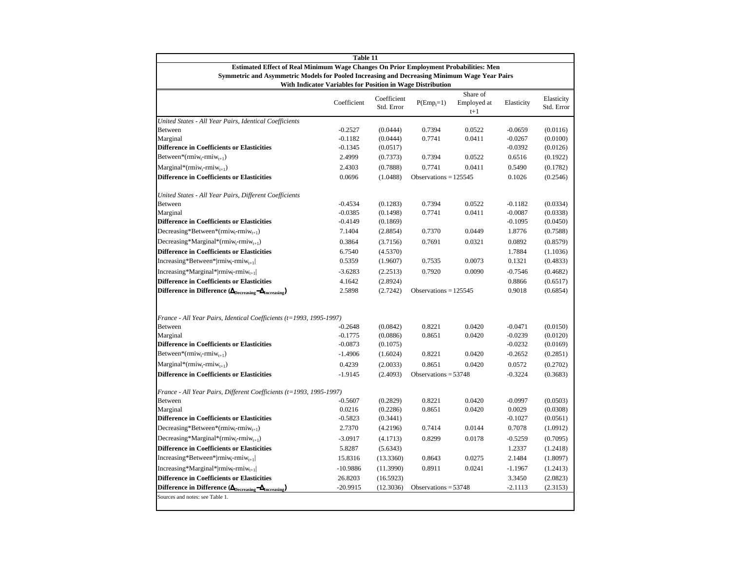**Table 11**

**Estimated Effect of Real Minimum Wage Changes On Prior Employment Probabilities: Men**

**Symmetric and Asymmetric Models for Pooled Increasing and Decreasing Minimum Wage Year Pairs**

**With Indicator Variables for Position in Wage Distribution**

| | Coefficient | Coefficient Std. Error | $P(Emp_t=1)$ | Share of Employed at t+1 | Elasticity | Elasticity Std. Error |
|---|---|---|---|---|---|---|
| *United States - All Year Pairs, Identical Coefficients* | | | | | | |
| Between | -0.2527 | (0.0444) | 0.7394 | 0.0522 | -0.0659 | (0.0116) |
| Marginal | -0.1182 | (0.0444) | 0.7741 | 0.0411 | -0.0267 | (0.0100) |
| **Difference in Coefficients or Elasticities** | -0.1345 | (0.0517) | | | -0.0392 | (0.0126) |
| Between*$(rmiw_t\text{-}rmiw_{t+1})$ | 2.4999 | (0.7373) | 0.7394 | 0.0522 | 0.6516 | (0.1922) |
| Marginal*$(rmiw_t\text{-}rmiw_{t+1})$ | 2.4303 | (0.7888) | 0.7741 | 0.0411 | 0.5490 | (0.1782) |
| **Difference in Coefficients or Elasticities** | 0.0696 | (1.0488) | Observations = 125545 | | 0.1026 | (0.2546) |
| | | | | | | |
| *United States - All Year Pairs, Different Coefficients* | | | | | | |
| Between | -0.4534 | (0.1283) | 0.7394 | 0.0522 | -0.1182 | (0.0334) |
| Marginal | -0.0385 | (0.1498) | 0.7741 | 0.0411 | -0.0087 | (0.0338) |
| **Difference in Coefficients or Elasticities** | -0.4149 | (0.1869) | | | -0.1095 | (0.0450) |
| Decreasing*Between*$(rmiw_t\text{-}rmiw_{t+1})$ | 7.1404 | (2.8854) | 0.7370 | 0.0449 | 1.8776 | (0.7588) |
| Decreasing*Marginal*$(rmiw_t\text{-}rmiw_{t+1})$ | 0.3864 | (3.7156) | 0.7691 | 0.0321 | 0.0892 | (0.8579) |
| **Difference in Coefficients or Elasticities** | 6.7540 | (4.5370) | | | 1.7884 | (1.1036) |
| Increasing*Between*$\lvert rmiw_t\text{-}rmiw_{t+1}\rvert$ | 0.5359 | (1.9607) | 0.7535 | 0.0073 | 0.1321 | (0.4833) |
| Increasing*Marginal*$\lvert rmiw_t\text{-}rmiw_{t+1}\rvert$ | -3.6283 | (2.2513) | 0.7920 | 0.0090 | -0.7546 | (0.4682) |
| **Difference in Coefficients or Elasticities** | 4.1642 | (2.8924) | | | 0.8866 | (0.6517) |
| **Difference in Difference ($\Delta_{Decreasing}-\Delta_{Increasing}$)** | 2.5898 | (2.7242) | Observations = 125545 | | 0.9018 | (0.6854) |
| | | | | | | |
| *France - All Year Pairs, Identical Coefficients (t=1993, 1995-1997)* | | | | | | |
| Between | -0.2648 | (0.0842) | 0.8221 | 0.0420 | -0.0471 | (0.0150) |
| Marginal | -0.1775 | (0.0886) | 0.8651 | 0.0420 | -0.0239 | (0.0120) |
| **Difference in Coefficients or Elasticities** | -0.0873 | (0.1075) | | | -0.0232 | (0.0169) |
| Between*$(rmiw_t\text{-}rmiw_{t+1})$ | -1.4906 | (1.6024) | 0.8221 | 0.0420 | -0.2652 | (0.2851) |
| Marginal*$(rmiw_t\text{-}rmiw_{t+1})$ | 0.4239 | (2.0033) | 0.8651 | 0.0420 | 0.0572 | (0.2702) |
| **Difference in Coefficients or Elasticities** | -1.9145 | (2.4093) | Observations = 53748 | | -0.3224 | (0.3683) |
| | | | | | | |
| *France - All Year Pairs, Different Coefficients (t=1993, 1995-1997)* | | | | | | |
| Between | -0.5607 | (0.2829) | 0.8221 | 0.0420 | -0.0997 | (0.0503) |
| Marginal | 0.0216 | (0.2286) | 0.8651 | 0.0420 | 0.0029 | (0.0308) |
| **Difference in Coefficients or Elasticities** | -0.5823 | (0.3441) | | | -0.1027 | (0.0561) |
| Decreasing*Between*$(rmiw_t\text{-}rmiw_{t+1})$ | 2.7370 | (4.2196) | 0.7414 | 0.0144 | 0.7078 | (1.0912) |
| Decreasing*Marginal*$(rmiw_t\text{-}rmiw_{t+1})$ | -3.0917 | (4.1713) | 0.8299 | 0.0178 | -0.5259 | (0.7095) |
| **Difference in Coefficients or Elasticities** | 5.8287 | (5.6343) | | | 1.2337 | (1.2418) |
| Increasing*Between*$\lvert rmiw_t\text{-}rmiw_{t+1}\rvert$ | 15.8316 | (13.3360) | 0.8643 | 0.0275 | 2.1484 | (1.8097) |
| Increasing*Marginal*$\lvert rmiw_t\text{-}rmiw_{t+1}\rvert$ | -10.9886 | (11.3990) | 0.8911 | 0.0241 | -1.1967 | (1.2413) |
| **Difference in Coefficients or Elasticities** | 26.8203 | (16.5923) | | | 3.3450 | (2.0823) |
| **Difference in Difference ($\Delta_{Decreasing}-\Delta_{Increasing}$)** | -20.9915 | (12.3036) | Observations = 53748 | | -2.1113 | (2.3153) |

Sources and notes: see Table 1.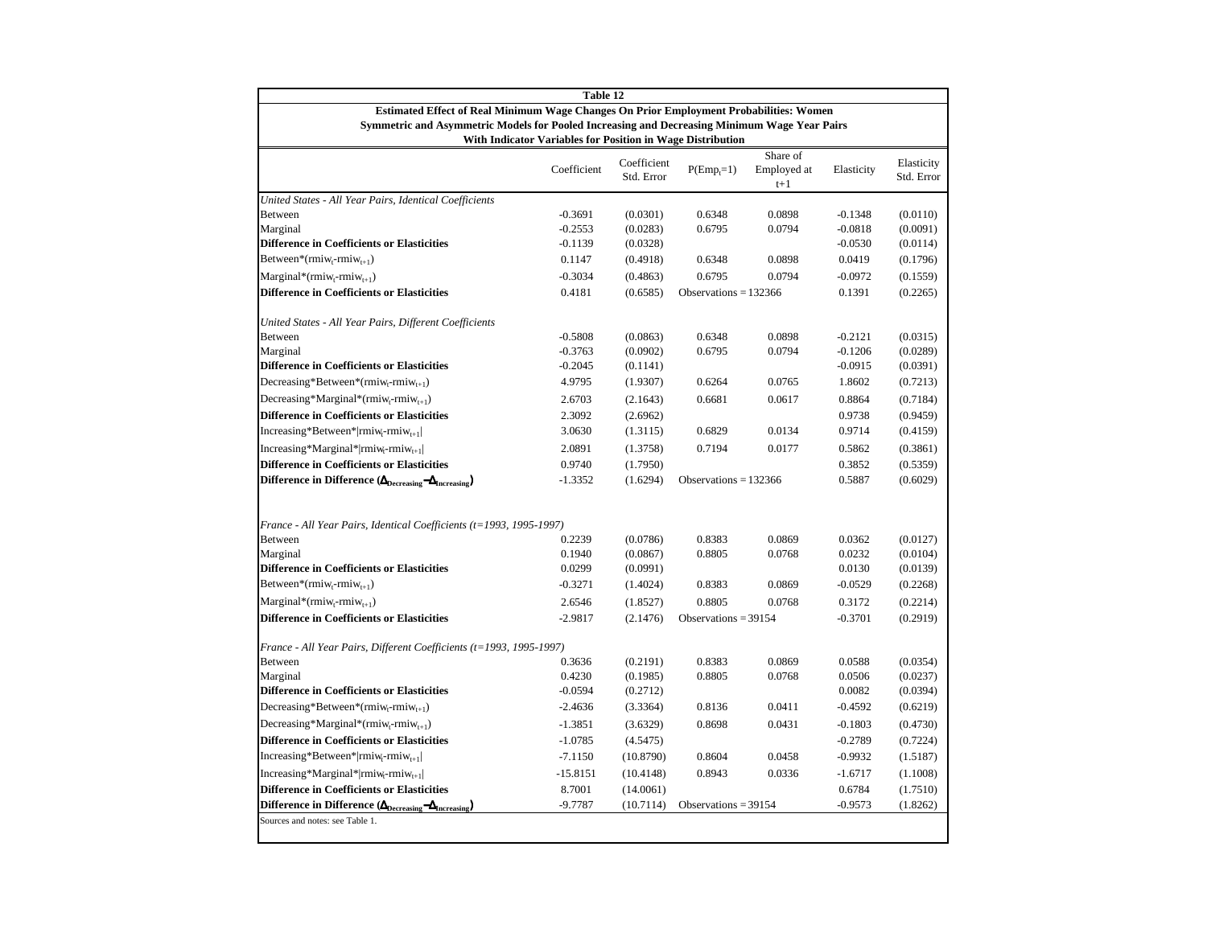**Table 12**

**Estimated Effect of Real Minimum Wage Changes On Prior Employment Probabilities: Women**

**Symmetric and Asymmetric Models for Pooled Increasing and Decreasing Minimum Wage Year Pairs**

**With Indicator Variables for Position in Wage Distribution**

| | Coefficient | Coefficient Std. Error | $P(Emp_t=1)$ | Share of Employed at t+1 | Elasticity | Elasticity Std. Error |
|---|---|---|---|---|---|---|
| *United States - All Year Pairs, Identical Coefficients* | | | | | | |
| Between | -0.3691 | (0.0301) | 0.6348 | 0.0898 | -0.1348 | (0.0110) |
| Marginal | -0.2553 | (0.0283) | 0.6795 | 0.0794 | -0.0818 | (0.0091) |
| **Difference in Coefficients or Elasticities** | -0.1139 | (0.0328) | | | -0.0530 | (0.0114) |
| Between*$(rmiw_t - rmiw_{t+1})$ | 0.1147 | (0.4918) | 0.6348 | 0.0898 | 0.0419 | (0.1796) |
| Marginal*$(rmiw_t - rmiw_{t+1})$ | -0.3034 | (0.4863) | 0.6795 | 0.0794 | -0.0972 | (0.1559) |
| **Difference in Coefficients or Elasticities** | 0.4181 | (0.6585) | Observations = 132366 | | 0.1391 | (0.2265) |
| | | | | | | |
| *United States - All Year Pairs, Different Coefficients* | | | | | | |
| Between | -0.5808 | (0.0863) | 0.6348 | 0.0898 | -0.2121 | (0.0315) |
| Marginal | -0.3763 | (0.0902) | 0.6795 | 0.0794 | -0.1206 | (0.0289) |
| **Difference in Coefficients or Elasticities** | -0.2045 | (0.1141) | | | -0.0915 | (0.0391) |
| Decreasing*Between*$(rmiw_t - rmiw_{t+1})$ | 4.9795 | (1.9307) | 0.6264 | 0.0765 | 1.8602 | (0.7213) |
| Decreasing*Marginal*$(rmiw_t - rmiw_{t+1})$ | 2.6703 | (2.1643) | 0.6681 | 0.0617 | 0.8864 | (0.7184) |
| **Difference in Coefficients or Elasticities** | 2.3092 | (2.6962) | | | 0.9738 | (0.9459) |
| Increasing*Between*$\lvert rmiw_t - rmiw_{t+1}\rvert$ | 3.0630 | (1.3115) | 0.6829 | 0.0134 | 0.9714 | (0.4159) |
| Increasing*Marginal*$\lvert rmiw_t - rmiw_{t+1}\rvert$ | 2.0891 | (1.3758) | 0.7194 | 0.0177 | 0.5862 | (0.3861) |
| **Difference in Coefficients or Elasticities** | 0.9740 | (1.7950) | | | 0.3852 | (0.5359) |
| **Difference in Difference ($\Delta_{Decreasing} - \Delta_{Increasing}$)** | -1.3352 | (1.6294) | Observations = 132366 | | 0.5887 | (0.6029) |
| | | | | | | |
| *France - All Year Pairs, Identical Coefficients (t=1993, 1995-1997)* | | | | | | |
| Between | 0.2239 | (0.0786) | 0.8383 | 0.0869 | 0.0362 | (0.0127) |
| Marginal | 0.1940 | (0.0867) | 0.8805 | 0.0768 | 0.0232 | (0.0104) |
| **Difference in Coefficients or Elasticities** | 0.0299 | (0.0991) | | | 0.0130 | (0.0139) |
| Between*$(rmiw_t - rmiw_{t+1})$ | -0.3271 | (1.4024) | 0.8383 | 0.0869 | -0.0529 | (0.2268) |
| Marginal*$(rmiw_t - rmiw_{t+1})$ | 2.6546 | (1.8527) | 0.8805 | 0.0768 | 0.3172 | (0.2214) |
| **Difference in Coefficients or Elasticities** | -2.9817 | (2.1476) | Observations = 39154 | | -0.3701 | (0.2919) |
| | | | | | | |
| *France - All Year Pairs, Different Coefficients (t=1993, 1995-1997)* | | | | | | |
| Between | 0.3636 | (0.2191) | 0.8383 | 0.0869 | 0.0588 | (0.0354) |
| Marginal | 0.4230 | (0.1985) | 0.8805 | 0.0768 | 0.0506 | (0.0237) |
| **Difference in Coefficients or Elasticities** | -0.0594 | (0.2712) | | | 0.0082 | (0.0394) |
| Decreasing*Between*$(rmiw_t - rmiw_{t+1})$ | -2.4636 | (3.3364) | 0.8136 | 0.0411 | -0.4592 | (0.6219) |
| Decreasing*Marginal*$(rmiw_t - rmiw_{t+1})$ | -1.3851 | (3.6329) | 0.8698 | 0.0431 | -0.1803 | (0.4730) |
| **Difference in Coefficients or Elasticities** | -1.0785 | (4.5475) | | | -0.2789 | (0.7224) |
| Increasing*Between*$\lvert rmiw_t - rmiw_{t+1}\rvert$ | -7.1150 | (10.8790) | 0.8604 | 0.0458 | -0.9932 | (1.5187) |
| Increasing*Marginal*$\lvert rmiw_t - rmiw_{t+1}\rvert$ | -15.8151 | (10.4148) | 0.8943 | 0.0336 | -1.6717 | (1.1008) |
| **Difference in Coefficients or Elasticities** | 8.7001 | (14.0061) | | | 0.6784 | (1.7510) |
| **Difference in Difference ($\Delta_{Decreasing} - \Delta_{Increasing}$)** | -9.7787 | (10.7114) | Observations = 39154 | | -0.9573 | (1.8262) |

Sources and notes: see Table 1.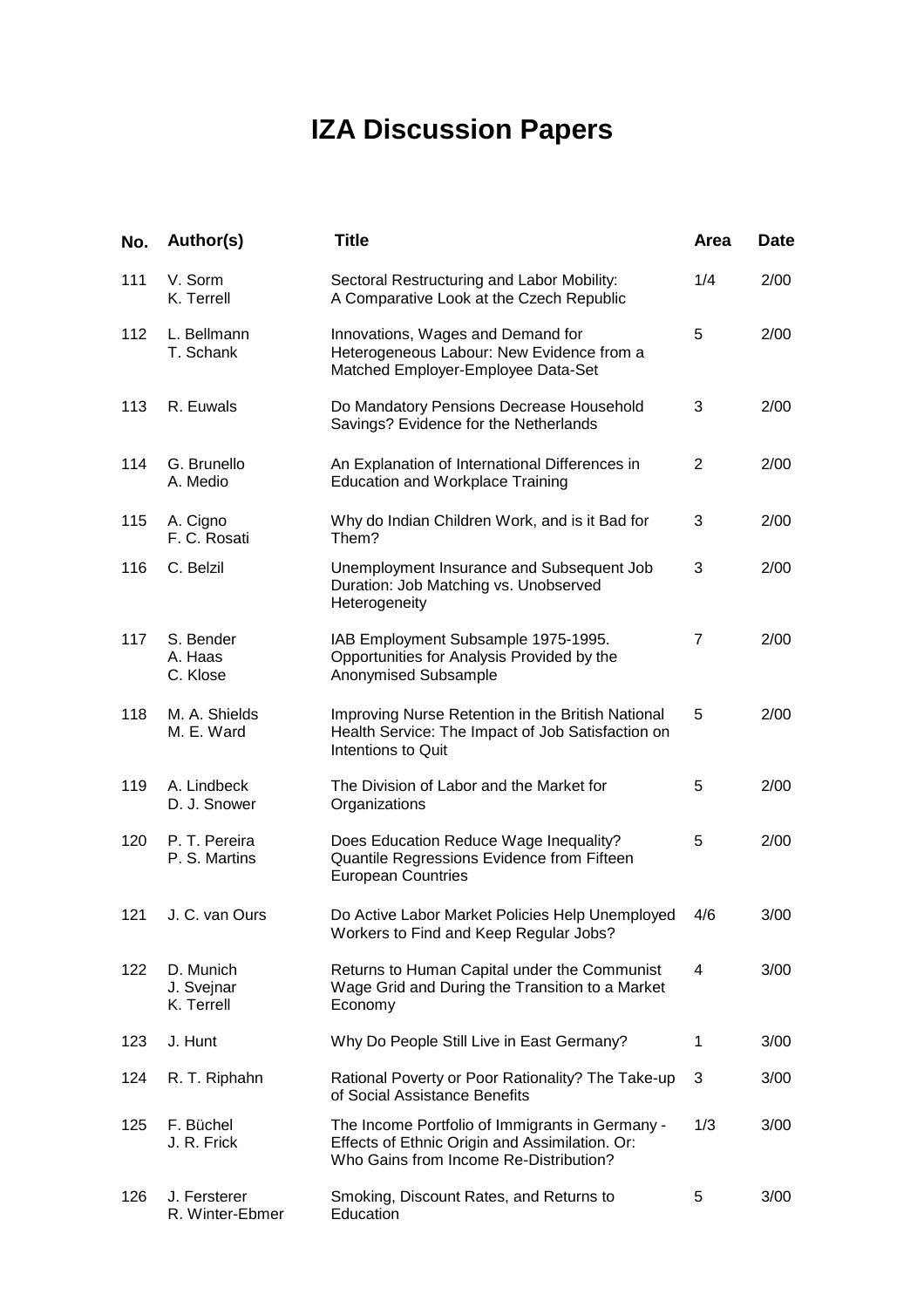# IZA Discussion Papers

| No. | Author(s) | Title | Area | Date |
|---|---|---|---|---|
| 111 | V. Sorm<br>K. Terrell | Sectoral Restructuring and Labor Mobility: A Comparative Look at the Czech Republic | 1/4 | 2/00 |
| 112 | L. Bellmann<br>T. Schank | Innovations, Wages and Demand for Heterogeneous Labour: New Evidence from a Matched Employer-Employee Data-Set | 5 | 2/00 |
| 113 | R. Euwals | Do Mandatory Pensions Decrease Household Savings? Evidence for the Netherlands | 3 | 2/00 |
| 114 | G. Brunello<br>A. Medio | An Explanation of International Differences in Education and Workplace Training | 2 | 2/00 |
| 115 | A. Cigno<br>F. C. Rosati | Why do Indian Children Work, and is it Bad for Them? | 3 | 2/00 |
| 116 | C. Belzil | Unemployment Insurance and Subsequent Job Duration: Job Matching vs. Unobserved Heterogeneity | 3 | 2/00 |
| 117 | S. Bender<br>A. Haas<br>C. Klose | IAB Employment Subsample 1975-1995. Opportunities for Analysis Provided by the Anonymised Subsample | 7 | 2/00 |
| 118 | M. A. Shields<br>M. E. Ward | Improving Nurse Retention in the British National Health Service: The Impact of Job Satisfaction on Intentions to Quit | 5 | 2/00 |
| 119 | A. Lindbeck<br>D. J. Snower | The Division of Labor and the Market for Organizations | 5 | 2/00 |
| 120 | P. T. Pereira<br>P. S. Martins | Does Education Reduce Wage Inequality? Quantile Regressions Evidence from Fifteen European Countries | 5 | 2/00 |
| 121 | J. C. van Ours | Do Active Labor Market Policies Help Unemployed Workers to Find and Keep Regular Jobs? | 4/6 | 3/00 |
| 122 | D. Munich<br>J. Svejnar<br>K. Terrell | Returns to Human Capital under the Communist Wage Grid and During the Transition to a Market Economy | 4 | 3/00 |
| 123 | J. Hunt | Why Do People Still Live in East Germany? | 1 | 3/00 |
| 124 | R. T. Riphahn | Rational Poverty or Poor Rationality? The Take-up of Social Assistance Benefits | 3 | 3/00 |
| 125 | F. Büchel<br>J. R. Frick | The Income Portfolio of Immigrants in Germany - Effects of Ethnic Origin and Assimilation. Or: Who Gains from Income Re-Distribution? | 1/3 | 3/00 |
| 126 | J. Fersterer<br>R. Winter-Ebmer | Smoking, Discount Rates, and Returns to Education | 5 | 3/00 |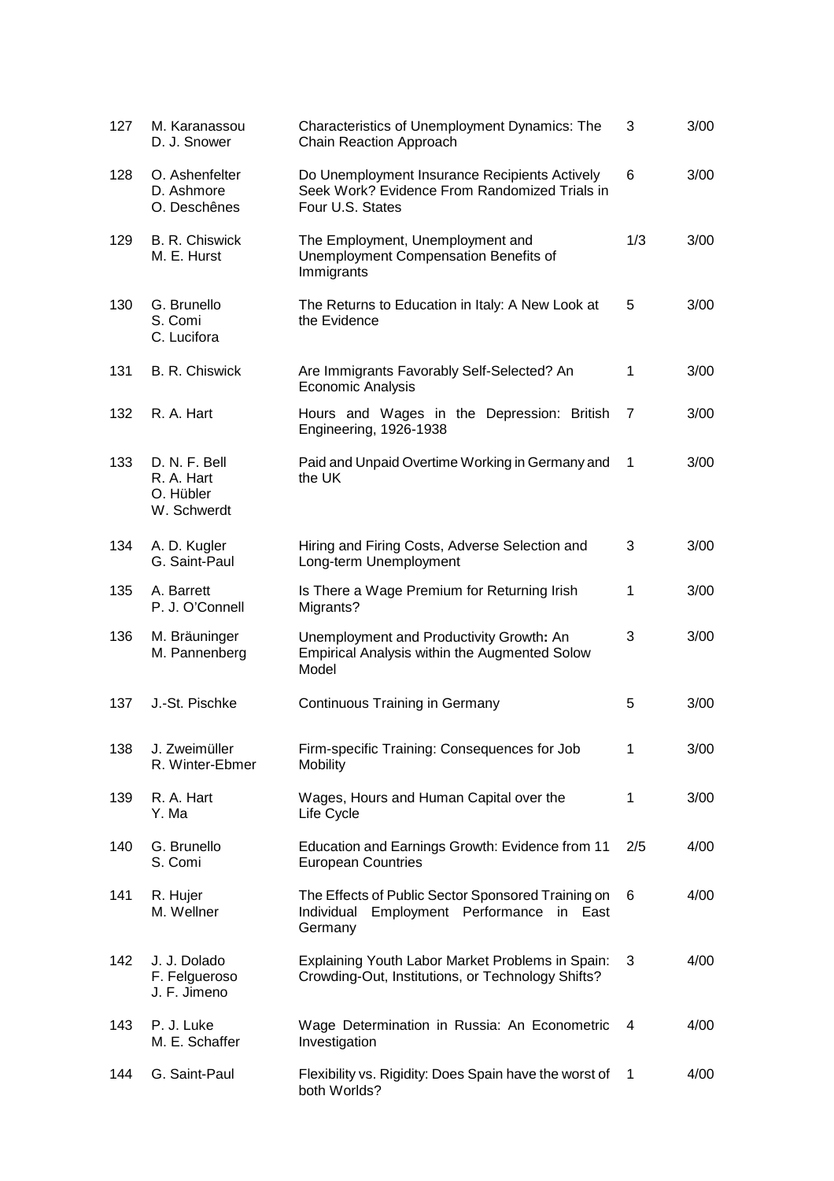| | | | | |
|---|---|---|---|---|
| 127 | M. Karanassou<br>D. J. Snower | Characteristics of Unemployment Dynamics: The Chain Reaction Approach | 3 | 3/00 |
| 128 | O. Ashenfelter<br>D. Ashmore<br>O. Deschênes | Do Unemployment Insurance Recipients Actively Seek Work? Evidence From Randomized Trials in Four U.S. States | 6 | 3/00 |
| 129 | B. R. Chiswick<br>M. E. Hurst | The Employment, Unemployment and Unemployment Compensation Benefits of Immigrants | 1/3 | 3/00 |
| 130 | G. Brunello<br>S. Comi<br>C. Lucifora | The Returns to Education in Italy: A New Look at the Evidence | 5 | 3/00 |
| 131 | B. R. Chiswick | Are Immigrants Favorably Self-Selected? An Economic Analysis | 1 | 3/00 |
| 132 | R. A. Hart | Hours and Wages in the Depression: British Engineering, 1926-1938 | 7 | 3/00 |
| 133 | D. N. F. Bell<br>R. A. Hart<br>O. Hübler<br>W. Schwerdt | Paid and Unpaid Overtime Working in Germany and the UK | 1 | 3/00 |
| 134 | A. D. Kugler<br>G. Saint-Paul | Hiring and Firing Costs, Adverse Selection and Long-term Unemployment | 3 | 3/00 |
| 135 | A. Barrett<br>P. J. O'Connell | Is There a Wage Premium for Returning Irish Migrants? | 1 | 3/00 |
| 136 | M. Bräuninger<br>M. Pannenberg | Unemployment and Productivity Growth: An Empirical Analysis within the Augmented Solow Model | 3 | 3/00 |
| 137 | J.-St. Pischke | Continuous Training in Germany | 5 | 3/00 |
| 138 | J. Zweimüller<br>R. Winter-Ebmer | Firm-specific Training: Consequences for Job Mobility | 1 | 3/00 |
| 139 | R. A. Hart<br>Y. Ma | Wages, Hours and Human Capital over the Life Cycle | 1 | 3/00 |
| 140 | G. Brunello<br>S. Comi | Education and Earnings Growth: Evidence from 11 European Countries | 2/5 | 4/00 |
| 141 | R. Hujer<br>M. Wellner | The Effects of Public Sector Sponsored Training on Individual Employment Performance in East Germany | 6 | 4/00 |
| 142 | J. J. Dolado<br>F. Felgueroso<br>J. F. Jimeno | Explaining Youth Labor Market Problems in Spain: Crowding-Out, Institutions, or Technology Shifts? | 3 | 4/00 |
| 143 | P. J. Luke<br>M. E. Schaffer | Wage Determination in Russia: An Econometric Investigation | 4 | 4/00 |
| 144 | G. Saint-Paul | Flexibility vs. Rigidity: Does Spain have the worst of both Worlds? | 1 | 4/00 |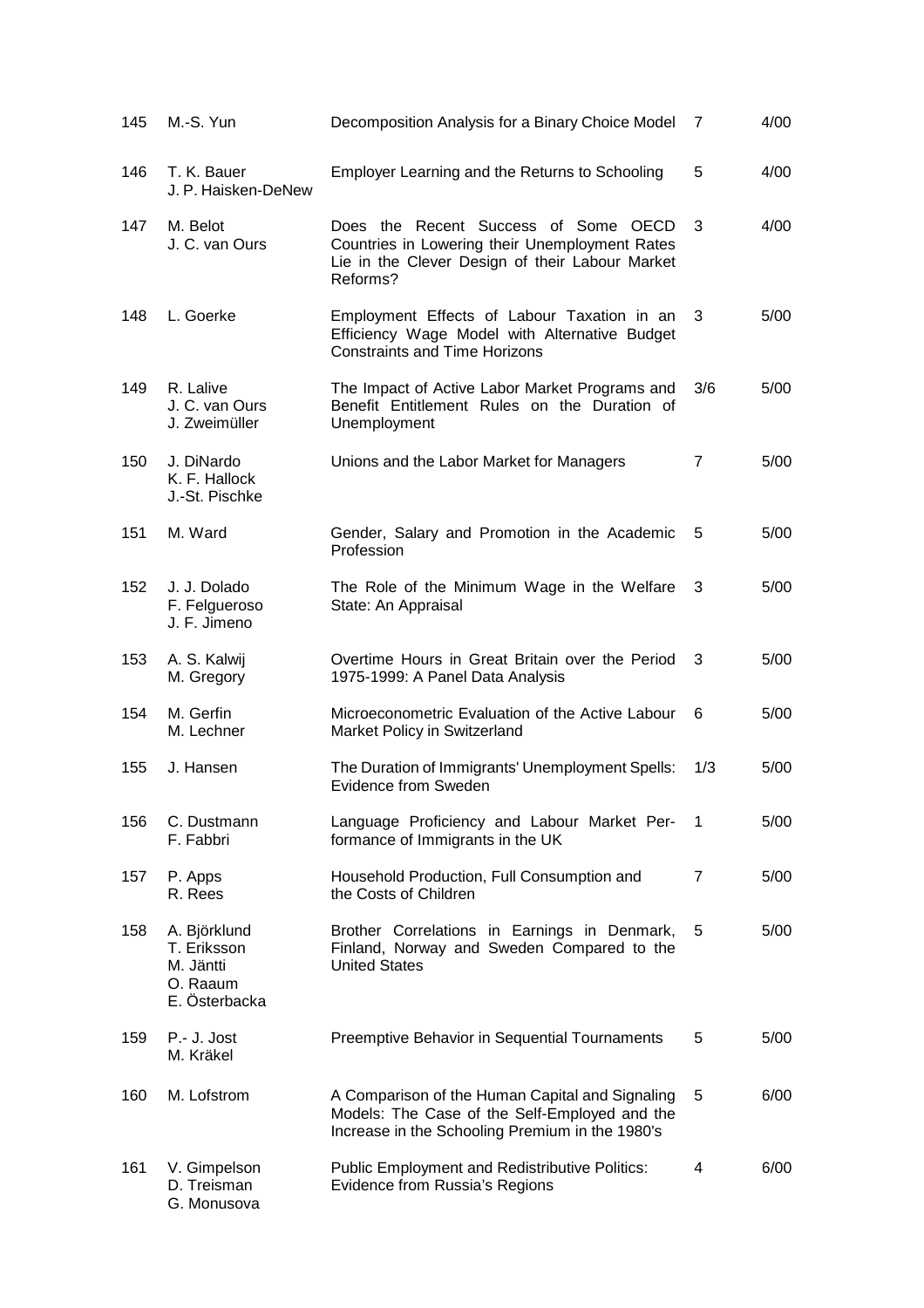| | | | | |
|---|---|---|---|---|
| 145 | M.-S. Yun | Decomposition Analysis for a Binary Choice Model | 7 | 4/00 |
| 146 | T. K. Bauer<br>J. P. Haisken-DeNew | Employer Learning and the Returns to Schooling | 5 | 4/00 |
| 147 | M. Belot<br>J. C. van Ours | Does the Recent Success of Some OECD Countries in Lowering their Unemployment Rates Lie in the Clever Design of their Labour Market Reforms? | 3 | 4/00 |
| 148 | L. Goerke | Employment Effects of Labour Taxation in an Efficiency Wage Model with Alternative Budget Constraints and Time Horizons | 3 | 5/00 |
| 149 | R. Lalive<br>J. C. van Ours<br>J. Zweimüller | The Impact of Active Labor Market Programs and Benefit Entitlement Rules on the Duration of Unemployment | 3/6 | 5/00 |
| 150 | J. DiNardo<br>K. F. Hallock<br>J.-St. Pischke | Unions and the Labor Market for Managers | 7 | 5/00 |
| 151 | M. Ward | Gender, Salary and Promotion in the Academic Profession | 5 | 5/00 |
| 152 | J. J. Dolado<br>F. Felgueroso<br>J. F. Jimeno | The Role of the Minimum Wage in the Welfare State: An Appraisal | 3 | 5/00 |
| 153 | A. S. Kalwij<br>M. Gregory | Overtime Hours in Great Britain over the Period 1975-1999: A Panel Data Analysis | 3 | 5/00 |
| 154 | M. Gerfin<br>M. Lechner | Microeconometric Evaluation of the Active Labour Market Policy in Switzerland | 6 | 5/00 |
| 155 | J. Hansen | The Duration of Immigrants' Unemployment Spells: Evidence from Sweden | 1/3 | 5/00 |
| 156 | C. Dustmann<br>F. Fabbri | Language Proficiency and Labour Market Performance of Immigrants in the UK | 1 | 5/00 |
| 157 | P. Apps<br>R. Rees | Household Production, Full Consumption and the Costs of Children | 7 | 5/00 |
| 158 | A. Björklund<br>T. Eriksson<br>M. Jäntti<br>O. Raaum<br>E. Österbacka | Brother Correlations in Earnings in Denmark, Finland, Norway and Sweden Compared to the United States | 5 | 5/00 |
| 159 | P.- J. Jost<br>M. Kräkel | Preemptive Behavior in Sequential Tournaments | 5 | 5/00 |
| 160 | M. Lofstrom | A Comparison of the Human Capital and Signaling Models: The Case of the Self-Employed and the Increase in the Schooling Premium in the 1980's | 5 | 6/00 |
| 161 | V. Gimpelson<br>D. Treisman<br>G. Monusova | Public Employment and Redistributive Politics: Evidence from Russia's Regions | 4 | 6/00 |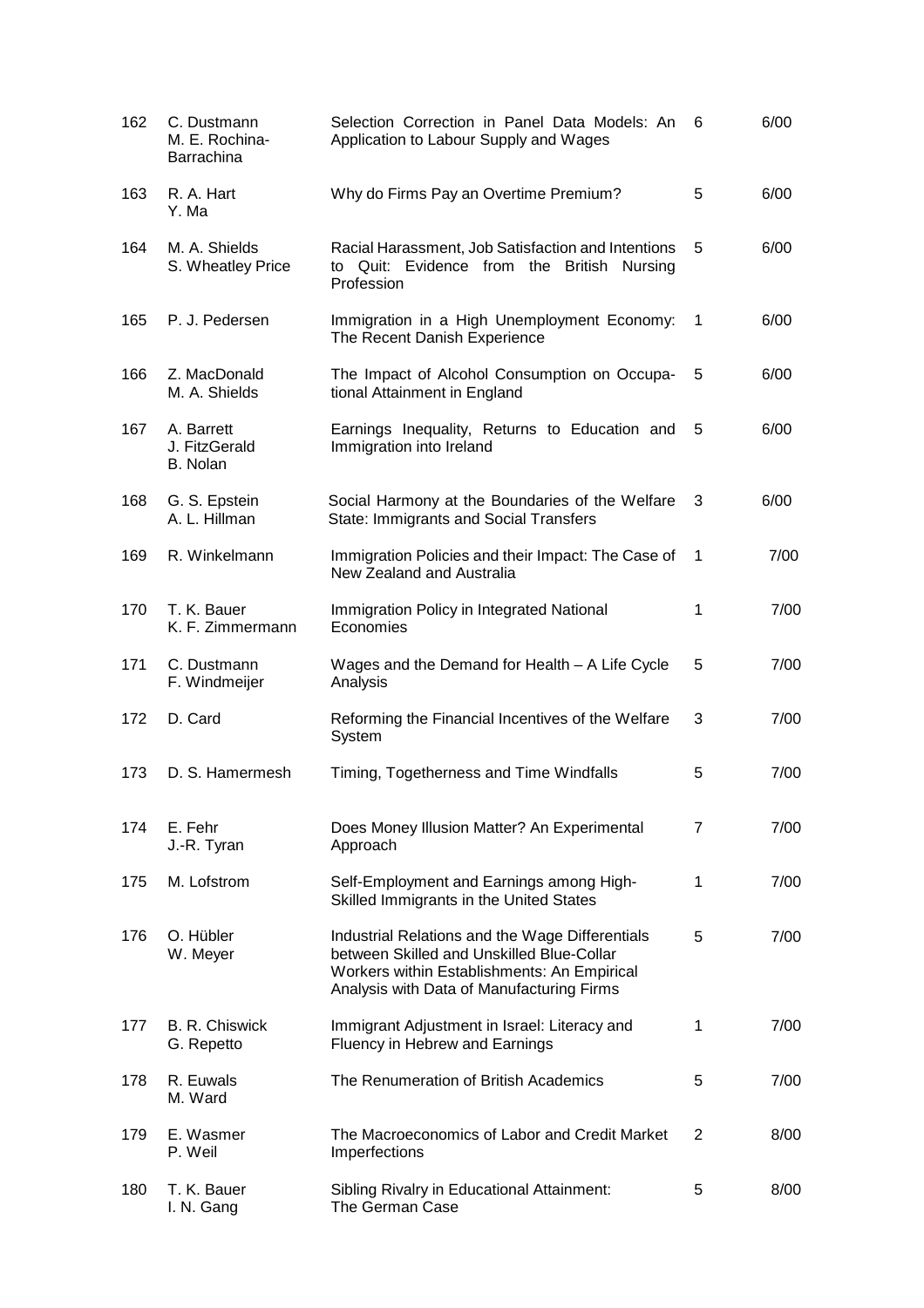| | | | | |
|---|---|---|---|---|
| 162 | C. Dustmann<br>M. E. Rochina-Barrachina | Selection Correction in Panel Data Models: An Application to Labour Supply and Wages | 6 | 6/00 |
| 163 | R. A. Hart<br>Y. Ma | Why do Firms Pay an Overtime Premium? | 5 | 6/00 |
| 164 | M. A. Shields<br>S. Wheatley Price | Racial Harassment, Job Satisfaction and Intentions to Quit: Evidence from the British Nursing Profession | 5 | 6/00 |
| 165 | P. J. Pedersen | Immigration in a High Unemployment Economy: The Recent Danish Experience | 1 | 6/00 |
| 166 | Z. MacDonald<br>M. A. Shields | The Impact of Alcohol Consumption on Occupational Attainment in England | 5 | 6/00 |
| 167 | A. Barrett<br>J. FitzGerald<br>B. Nolan | Earnings Inequality, Returns to Education and Immigration into Ireland | 5 | 6/00 |
| 168 | G. S. Epstein<br>A. L. Hillman | Social Harmony at the Boundaries of the Welfare State: Immigrants and Social Transfers | 3 | 6/00 |
| 169 | R. Winkelmann | Immigration Policies and their Impact: The Case of New Zealand and Australia | 1 | 7/00 |
| 170 | T. K. Bauer<br>K. F. Zimmermann | Immigration Policy in Integrated National Economies | 1 | 7/00 |
| 171 | C. Dustmann<br>F. Windmeijer | Wages and the Demand for Health – A Life Cycle Analysis | 5 | 7/00 |
| 172 | D. Card | Reforming the Financial Incentives of the Welfare System | 3 | 7/00 |
| 173 | D. S. Hamermesh | Timing, Togetherness and Time Windfalls | 5 | 7/00 |
| 174 | E. Fehr<br>J.-R. Tyran | Does Money Illusion Matter? An Experimental Approach | 7 | 7/00 |
| 175 | M. Lofstrom | Self-Employment and Earnings among High-Skilled Immigrants in the United States | 1 | 7/00 |
| 176 | O. Hübler<br>W. Meyer | Industrial Relations and the Wage Differentials between Skilled and Unskilled Blue-Collar Workers within Establishments: An Empirical Analysis with Data of Manufacturing Firms | 5 | 7/00 |
| 177 | B. R. Chiswick<br>G. Repetto | Immigrant Adjustment in Israel: Literacy and Fluency in Hebrew and Earnings | 1 | 7/00 |
| 178 | R. Euwals<br>M. Ward | The Renumeration of British Academics | 5 | 7/00 |
| 179 | E. Wasmer<br>P. Weil | The Macroeconomics of Labor and Credit Market Imperfections | 2 | 8/00 |
| 180 | T. K. Bauer<br>I. N. Gang | Sibling Rivalry in Educational Attainment: The German Case | 5 | 8/00 |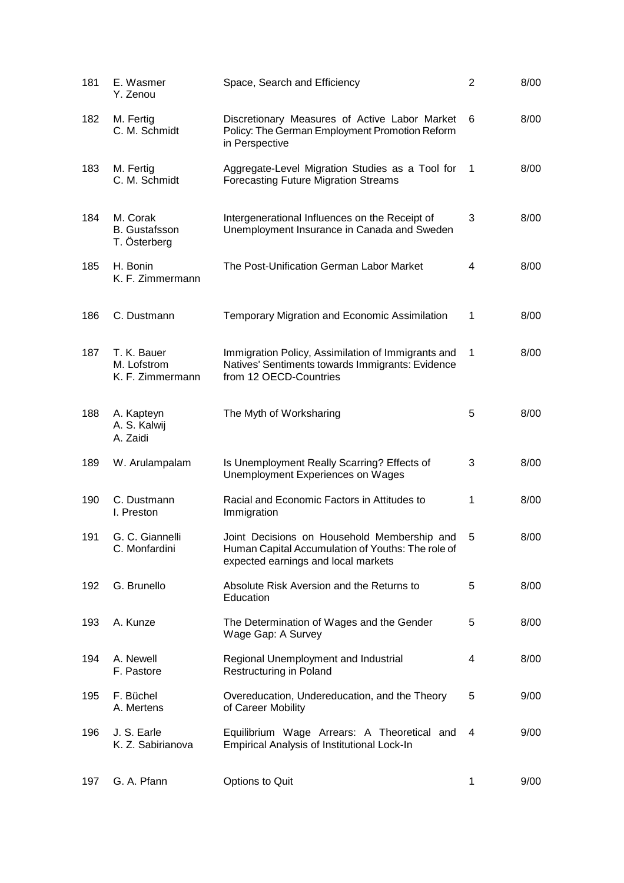| | | | | |
|---|---|---|---|---|
| 181 | E. Wasmer<br>Y. Zenou | Space, Search and Efficiency | 2 | 8/00 |
| 182 | M. Fertig<br>C. M. Schmidt | Discretionary Measures of Active Labor Market Policy: The German Employment Promotion Reform in Perspective | 6 | 8/00 |
| 183 | M. Fertig<br>C. M. Schmidt | Aggregate-Level Migration Studies as a Tool for Forecasting Future Migration Streams | 1 | 8/00 |
| 184 | M. Corak<br>B. Gustafsson<br>T. Österberg | Intergenerational Influences on the Receipt of Unemployment Insurance in Canada and Sweden | 3 | 8/00 |
| 185 | H. Bonin<br>K. F. Zimmermann | The Post-Unification German Labor Market | 4 | 8/00 |
| 186 | C. Dustmann | Temporary Migration and Economic Assimilation | 1 | 8/00 |
| 187 | T. K. Bauer<br>M. Lofstrom<br>K. F. Zimmermann | Immigration Policy, Assimilation of Immigrants and Natives' Sentiments towards Immigrants: Evidence from 12 OECD-Countries | 1 | 8/00 |
| 188 | A. Kapteyn<br>A. S. Kalwij<br>A. Zaidi | The Myth of Worksharing | 5 | 8/00 |
| 189 | W. Arulampalam | Is Unemployment Really Scarring? Effects of Unemployment Experiences on Wages | 3 | 8/00 |
| 190 | C. Dustmann<br>I. Preston | Racial and Economic Factors in Attitudes to Immigration | 1 | 8/00 |
| 191 | G. C. Giannelli<br>C. Monfardini | Joint Decisions on Household Membership and Human Capital Accumulation of Youths: The role of expected earnings and local markets | 5 | 8/00 |
| 192 | G. Brunello | Absolute Risk Aversion and the Returns to Education | 5 | 8/00 |
| 193 | A. Kunze | The Determination of Wages and the Gender Wage Gap: A Survey | 5 | 8/00 |
| 194 | A. Newell<br>F. Pastore | Regional Unemployment and Industrial Restructuring in Poland | 4 | 8/00 |
| 195 | F. Büchel<br>A. Mertens | Overeducation, Undereducation, and the Theory of Career Mobility | 5 | 9/00 |
| 196 | J. S. Earle<br>K. Z. Sabirianova | Equilibrium Wage Arrears: A Theoretical and Empirical Analysis of Institutional Lock-In | 4 | 9/00 |
| 197 | G. A. Pfann | Options to Quit | 1 | 9/00 |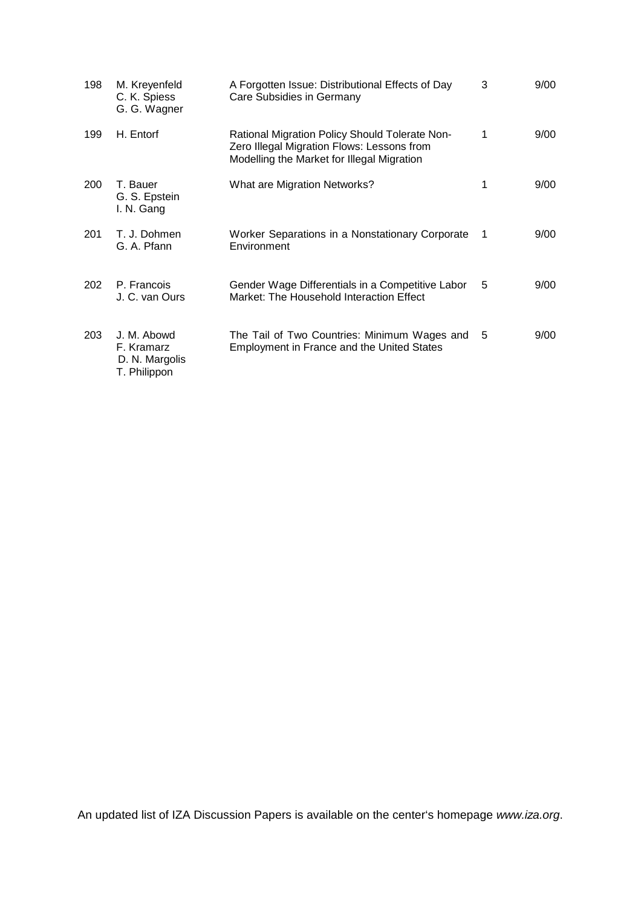| | | | | |
|---|---|---|---|---|
| 198 | M. Kreyenfeld<br>C. K. Spiess<br>G. G. Wagner | A Forgotten Issue: Distributional Effects of Day Care Subsidies in Germany | 3 | 9/00 |
| 199 | H. Entorf | Rational Migration Policy Should Tolerate Non-Zero Illegal Migration Flows: Lessons from Modelling the Market for Illegal Migration | 1 | 9/00 |
| 200 | T. Bauer<br>G. S. Epstein<br>I. N. Gang | What are Migration Networks? | 1 | 9/00 |
| 201 | T. J. Dohmen<br>G. A. Pfann | Worker Separations in a Nonstationary Corporate Environment | 1 | 9/00 |
| 202 | P. Francois<br>J. C. van Ours | Gender Wage Differentials in a Competitive Labor Market: The Household Interaction Effect | 5 | 9/00 |
| 203 | J. M. Abowd<br>F. Kramarz<br>D. N. Margolis<br>T. Philippon | The Tail of Two Countries: Minimum Wages and Employment in France and the United States | 5 | 9/00 |

An updated list of IZA Discussion Papers is available on the center's homepage *www.iza.org*.